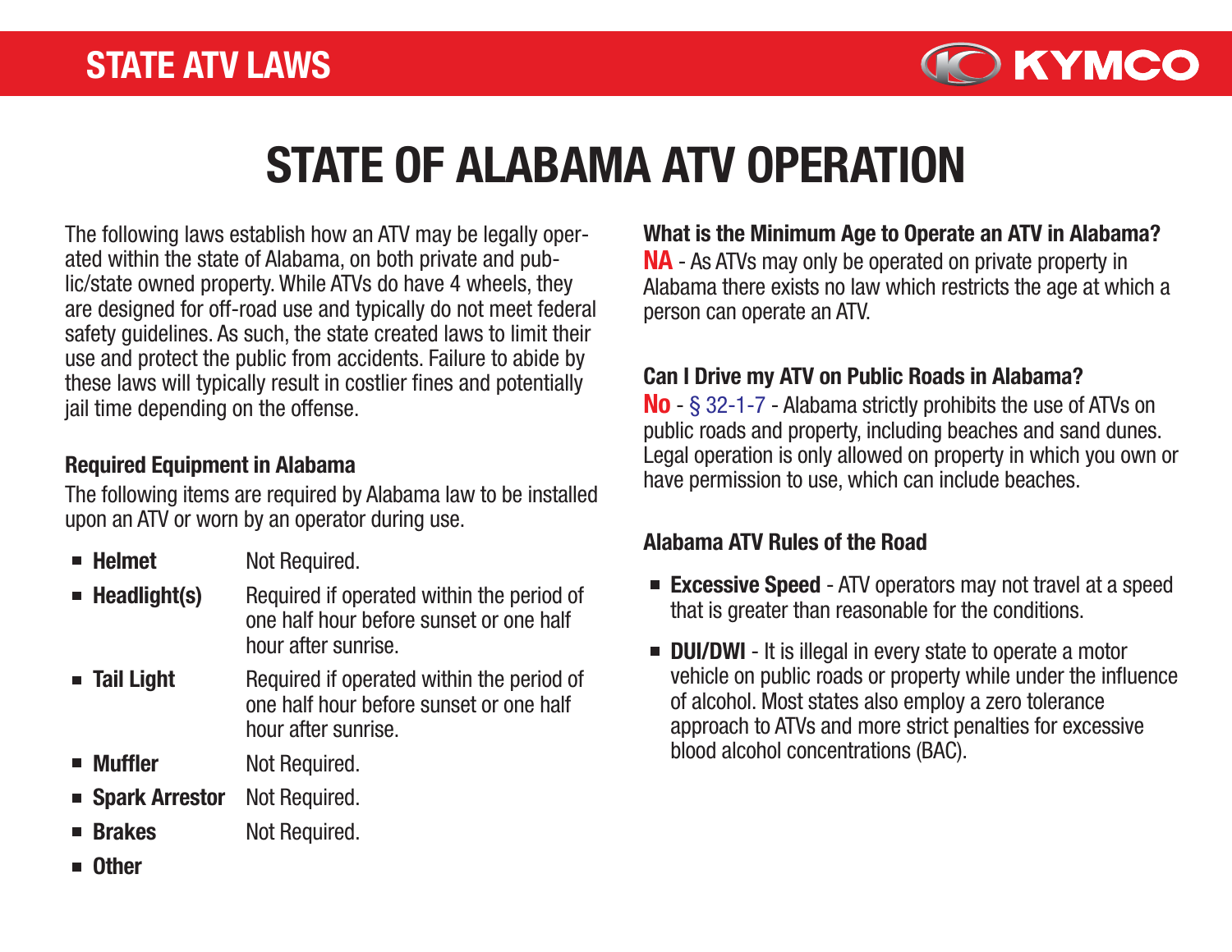# STATE OF ALABAMA ATV OPERATION

The following laws establish how an ATV may be legally operated within the state of Alabama, on both private and public/state owned property. While ATVs do have 4 wheels, they are designed for off-road use and typically do not meet federal safety guidelines. As such, the state created laws to limit their use and protect the public from accidents. Failure to abide by these laws will typically result in costlier fines and potentially jail time depending on the offense.

### Required Equipment in Alabama

The following items are required by Alabama law to be installed upon an ATV or worn by an operator during use.

- **Helmet** Not Required.
- **Headlight(s)** Required if operated within the period of one half hour before sunset or one half hour after sunrise.
- **Tail Light** Required if operated within the period of one half hour before sunset or one half hour after sunrise.
- **Muffler** Not Required.
- **Spark Arrestor** Not Required.
- **Brakes** Not Required.
- **Other**

### What is the Minimum Age to Operate an ATV in Alabama?

**NA** - As ATVs may only be operated on private property in Alabama there exists no law which restricts the age at which a person can operate an ATV.

### Can I Drive my ATV on Public Roads in Alabama?

**No** - § 32-1-7 - Alabama strictly prohibits the use of ATVs on public roads and property, including beaches and sand dunes. Legal operation is only allowed on property in which you own or have permission to use, which can include beaches.

### Alabama ATV Rules of the Road

- **Excessive Speed** - ATV operators may not travel at a speed that is greater than reasonable for the conditions.
- **DUI/DWI** - It is illegal in every state to operate a motor vehicle on public roads or property while under the influence of alcohol. Most states also employ a zero tolerance approach to ATVs and more strict penalties for excessive blood alcohol concentrations (BAC).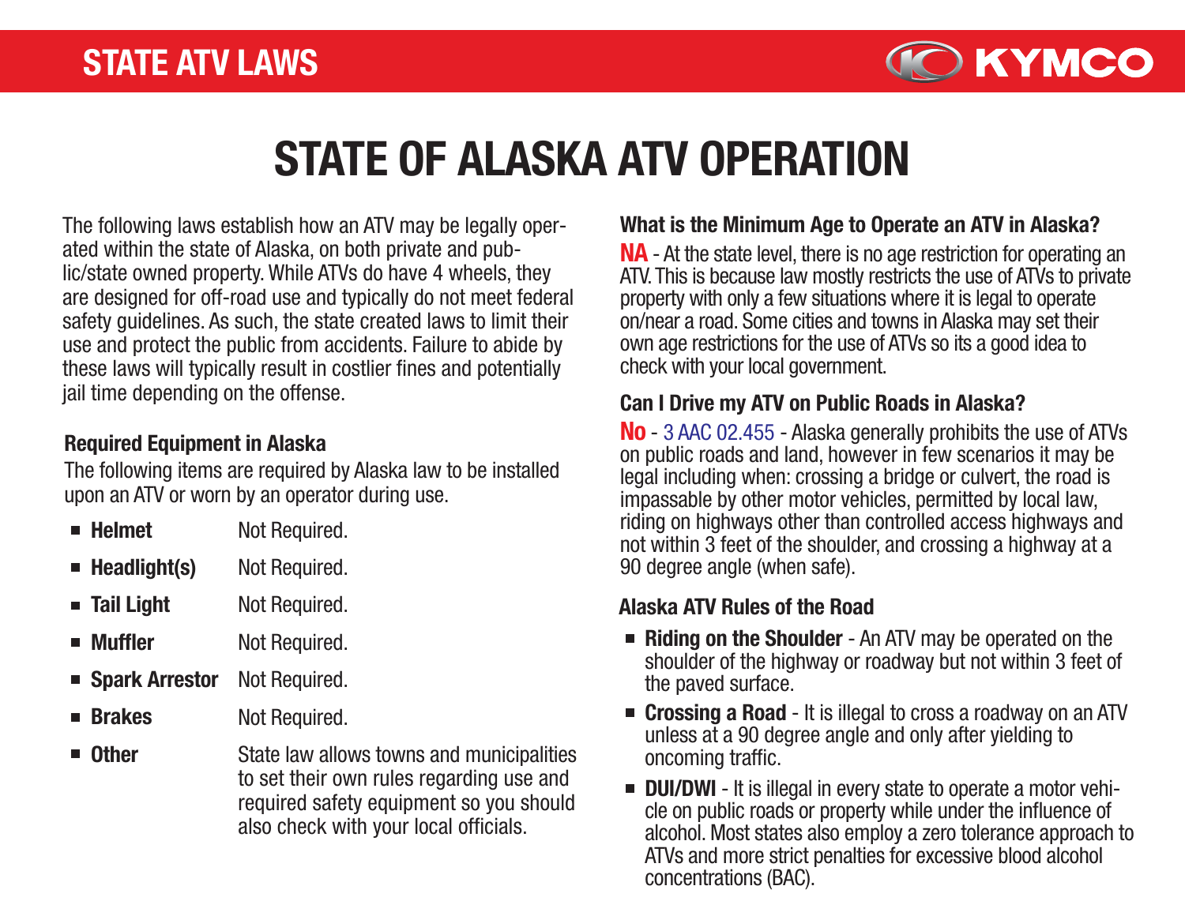# STATE OF ALASKA ATV OPERATION

The following laws establish how an ATV may be legally operated within the state of Alaska, on both private and public/state owned property. While ATVs do have 4 wheels, they are designed for off-road use and typically do not meet federal safety guidelines. As such, the state created laws to limit their use and protect the public from accidents. Failure to abide by these laws will typically result in costlier fines and potentially jail time depending on the offense.

### Required Equipment in Alaska

The following items are required by Alaska law to be installed upon an ATV or worn by an operator during use.

- **Helmet** Not Required.
- **Headlight(s)** Not Required.
- **Tail Light** Not Required.
- **Muffler** Not Required.
- **Spark Arrestor** Not Required.
- **Brakes** Not Required.
- **Other** State law allows towns and municipalities to set their own rules regarding use and required safety equipment so you should also check with your local officials.

### What is the Minimum Age to Operate an ATV in Alaska?

**NA** - At the state level, there is no age restriction for operating an ATV. This is because law mostly restricts the use of ATVs to private property with only a few situations where it is legal to operate on/near a road. Some cities and towns in Alaska may set their own age restrictions for the use of ATVs so its a good idea to check with your local government.

### Can I Drive my ATV on Public Roads in Alaska?

**No** - 3 AAC 02.455 - Alaska generally prohibits the use of ATVs on public roads and land, however in few scenarios it may be legal including when: crossing a bridge or culvert, the road is impassable by other motor vehicles, permitted by local law, riding on highways other than controlled access highways and not within 3 feet of the shoulder, and crossing a highway at a 90 degree angle (when safe).

### Alaska ATV Rules of the Road

- **Riding on the Shoulder** - An ATV may be operated on the shoulder of the highway or roadway but not within 3 feet of the paved surface.
- **Crossing a Road** - It is illegal to cross a roadway on an ATV unless at a 90 degree angle and only after yielding to oncoming traffic.
- **DUI/DWI** - It is illegal in every state to operate a motor vehicle on public roads or property while under the influence of alcohol. Most states also employ a zero tolerance approach to ATVs and more strict penalties for excessive blood alcohol concentrations (BAC).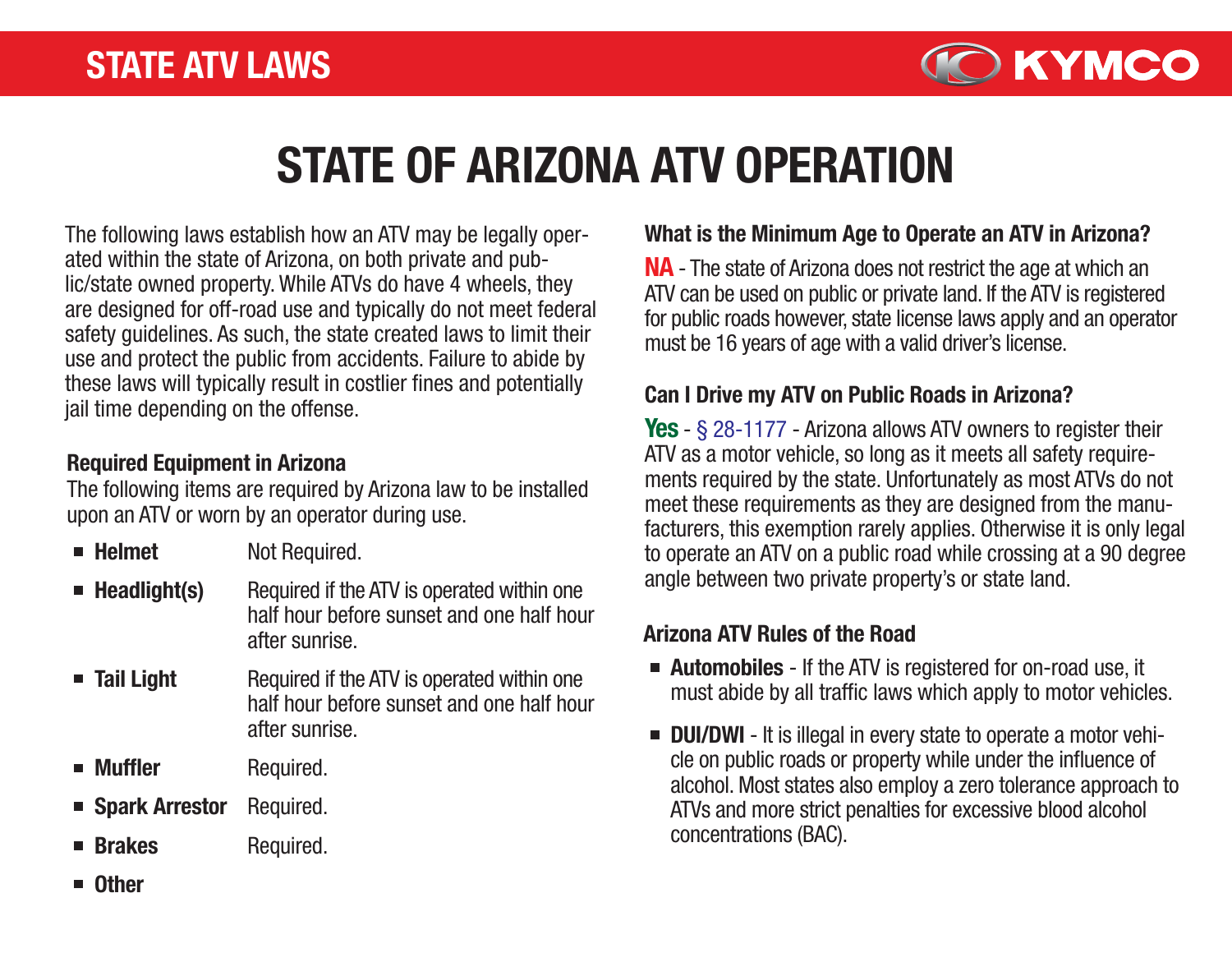# STATE OF ARIZONA ATV OPERATION

The following laws establish how an ATV may be legally operated within the state of Arizona, on both private and public/state owned property. While ATVs do have 4 wheels, they are designed for off-road use and typically do not meet federal safety guidelines. As such, the state created laws to limit their use and protect the public from accidents. Failure to abide by these laws will typically result in costlier fines and potentially jail time depending on the offense.

### Required Equipment in Arizona

The following items are required by Arizona law to be installed upon an ATV or worn by an operator during use.

- **Helmet** Not Required.
- **Headlight(s)** Required if the ATV is operated within one half hour before sunset and one half hour after sunrise.
- **Tail Light** Required if the ATV is operated within one half hour before sunset and one half hour after sunrise.
- **Muffler** Required.
- **Spark Arrestor** Required.
- **Brakes** Required.
- **Other**

### What is the Minimum Age to Operate an ATV in Arizona?

**NA** - The state of Arizona does not restrict the age at which an ATV can be used on public or private land. If the ATV is registered for public roads however, state license laws apply and an operator must be 16 years of age with a valid driver's license.

### Can I Drive my ATV on Public Roads in Arizona?

**Yes** - § 28-1177 - Arizona allows ATV owners to register their ATV as a motor vehicle, so long as it meets all safety requirements required by the state. Unfortunately as most ATVs do not meet these requirements as they are designed from the manufacturers, this exemption rarely applies. Otherwise it is only legal to operate an ATV on a public road while crossing at a 90 degree angle between two private property's or state land.

### Arizona ATV Rules of the Road

- **Automobiles** - If the ATV is registered for on-road use, it must abide by all traffic laws which apply to motor vehicles.
- **DUI/DWI** - It is illegal in every state to operate a motor vehicle on public roads or property while under the influence of alcohol. Most states also employ a zero tolerance approach to ATVs and more strict penalties for excessive blood alcohol concentrations (BAC).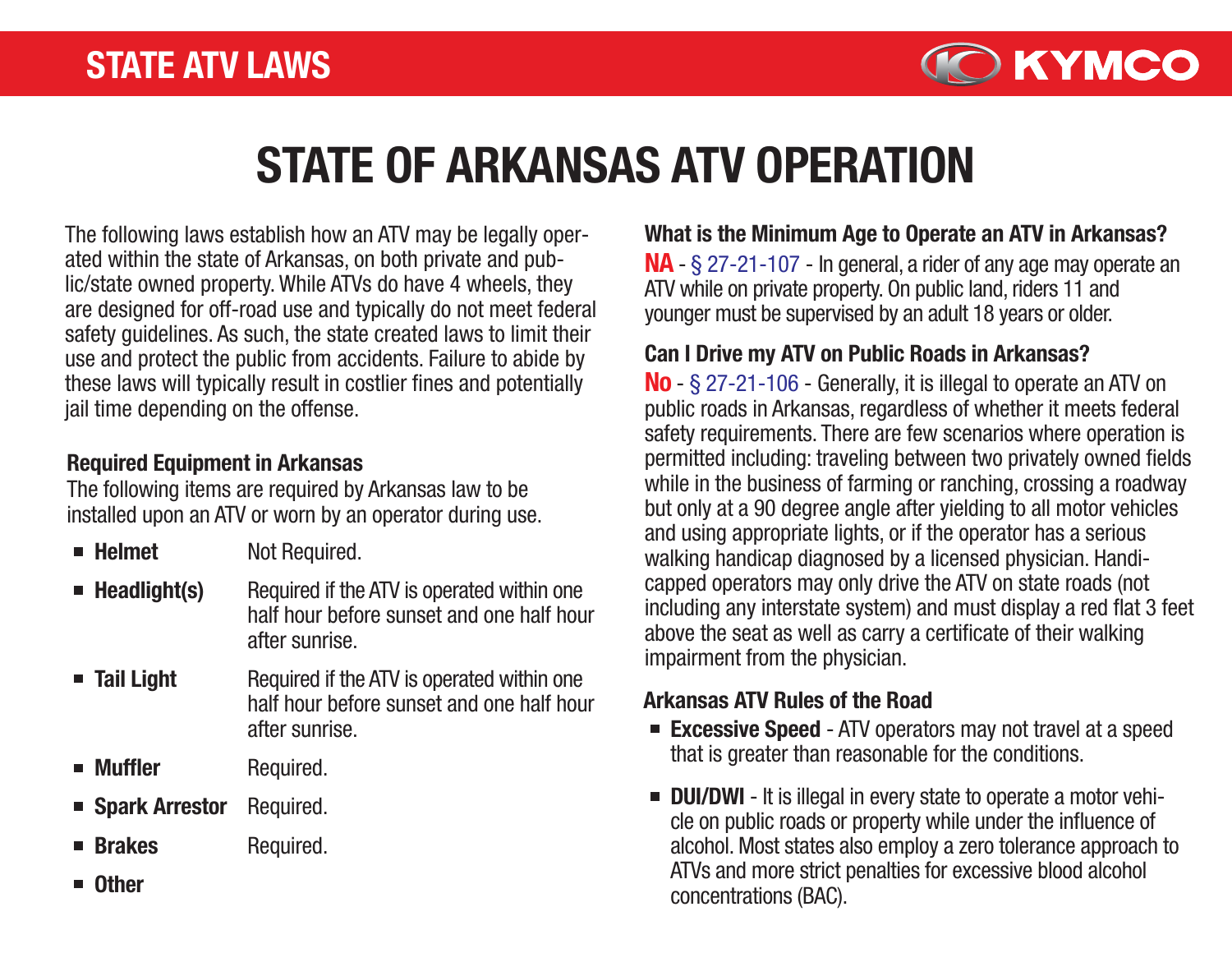# STATE OF ARKANSAS ATV OPERATION

The following laws establish how an ATV may be legally operated within the state of Arkansas, on both private and public/state owned property. While ATVs do have 4 wheels, they are designed for off-road use and typically do not meet federal safety guidelines. As such, the state created laws to limit their use and protect the public from accidents. Failure to abide by these laws will typically result in costlier fines and potentially jail time depending on the offense.

### Required Equipment in Arkansas

The following items are required by Arkansas law to be installed upon an ATV or worn by an operator during use.

- **Helmet** Not Required.
- **Headlight(s)** Required if the ATV is operated within one half hour before sunset and one half hour after sunrise.
- **Tail Light** Required if the ATV is operated within one half hour before sunset and one half hour after sunrise.
- **Muffler** Required.
- **Spark Arrestor** Required.
- **Brakes** Required.
- **Other**

### What is the Minimum Age to Operate an ATV in Arkansas?

**NA** - § 27-21-107 - In general, a rider of any age may operate an ATV while on private property. On public land, riders 11 and younger must be supervised by an adult 18 years or older.

### Can I Drive my ATV on Public Roads in Arkansas?

**No** - § 27-21-106 - Generally, it is illegal to operate an ATV on public roads in Arkansas, regardless of whether it meets federal safety requirements. There are few scenarios where operation is permitted including: traveling between two privately owned fields while in the business of farming or ranching, crossing a roadway but only at a 90 degree angle after yielding to all motor vehicles and using appropriate lights, or if the operator has a serious walking handicap diagnosed by a licensed physician. Handicapped operators may only drive the ATV on state roads (not including any interstate system) and must display a red flat 3 feet above the seat as well as carry a certificate of their walking impairment from the physician.

### Arkansas ATV Rules of the Road

- **Excessive Speed** - ATV operators may not travel at a speed that is greater than reasonable for the conditions.
- **DUI/DWI** - It is illegal in every state to operate a motor vehicle on public roads or property while under the influence of alcohol. Most states also employ a zero tolerance approach to ATVs and more strict penalties for excessive blood alcohol concentrations (BAC).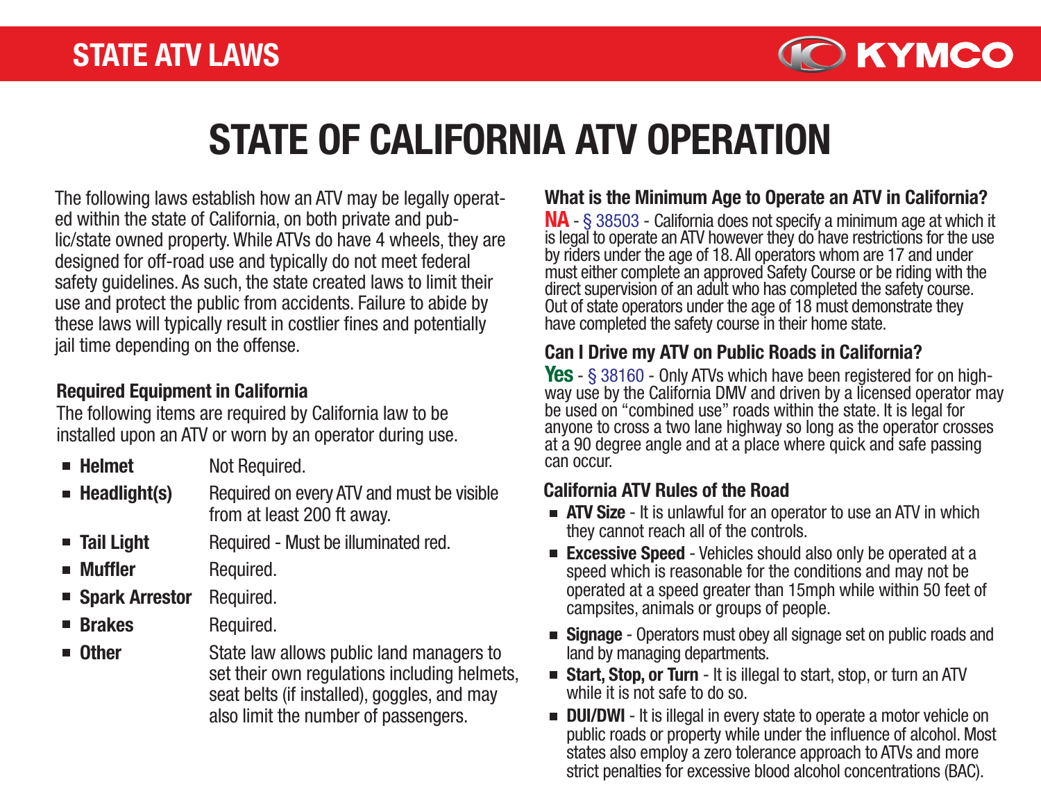# STATE OF CALIFORNIA ATV OPERATION

The following laws establish how an ATV may be legally operated within the state of California, on both private and public/state owned property. While ATVs do have 4 wheels, they are designed for off-road use and typically do not meet federal safety guidelines. As such, the state created laws to limit their use and protect the public from accidents. Failure to abide by these laws will typically result in costlier fines and potentially jail time depending on the offense.

### Required Equipment in California

The following items are required by California law to be installed upon an ATV or worn by an operator during use.

- **Helmet** — Not Required.
- **Headlight(s)** — Required on every ATV and must be visible from at least 200 ft away.
- **Tail Light** — Required - Must be illuminated red.
- **Muffler** — Required.
- **Spark Arrestor** — Required.
- **Brakes** — Required.
- **Other** — State law allows public land managers to set their own regulations including helmets, seat belts (if installed), goggles, and may also limit the number of passengers.

### What is the Minimum Age to Operate an ATV in California?

**NA** - § 38503 - California does not specify a minimum age at which it is legal to operate an ATV however they do have restrictions for the use by riders under the age of 18. All operators whom are 17 and under must either complete an approved Safety Course or be riding with the direct supervision of an adult who has completed the safety course. Out of state operators under the age of 18 must demonstrate they have completed the safety course in their home state.

### Can I Drive my ATV on Public Roads in California?

**Yes** - § 38160 - Only ATVs which have been registered for on highway use by the California DMV and driven by a licensed operator may be used on "combined use" roads within the state. It is legal for anyone to cross a two lane highway so long as the operator crosses at a 90 degree angle and at a place where quick and safe passing can occur.

### California ATV Rules of the Road

- **ATV Size** - It is unlawful for an operator to use an ATV in which they cannot reach all of the controls.
- **Excessive Speed** - Vehicles should also only be operated at a speed which is reasonable for the conditions and may not be operated at a speed greater than 15mph while within 50 feet of campsites, animals or groups of people.
- **Signage** - Operators must obey all signage set on public roads and land by managing departments.
- **Start, Stop, or Turn** - It is illegal to start, stop, or turn an ATV while it is not safe to do so.
- **DUI/DWI** - It is illegal in every state to operate a motor vehicle on public roads or property while under the influence of alcohol. Most states also employ a zero tolerance approach to ATVs and more strict penalties for excessive blood alcohol concentrations (BAC).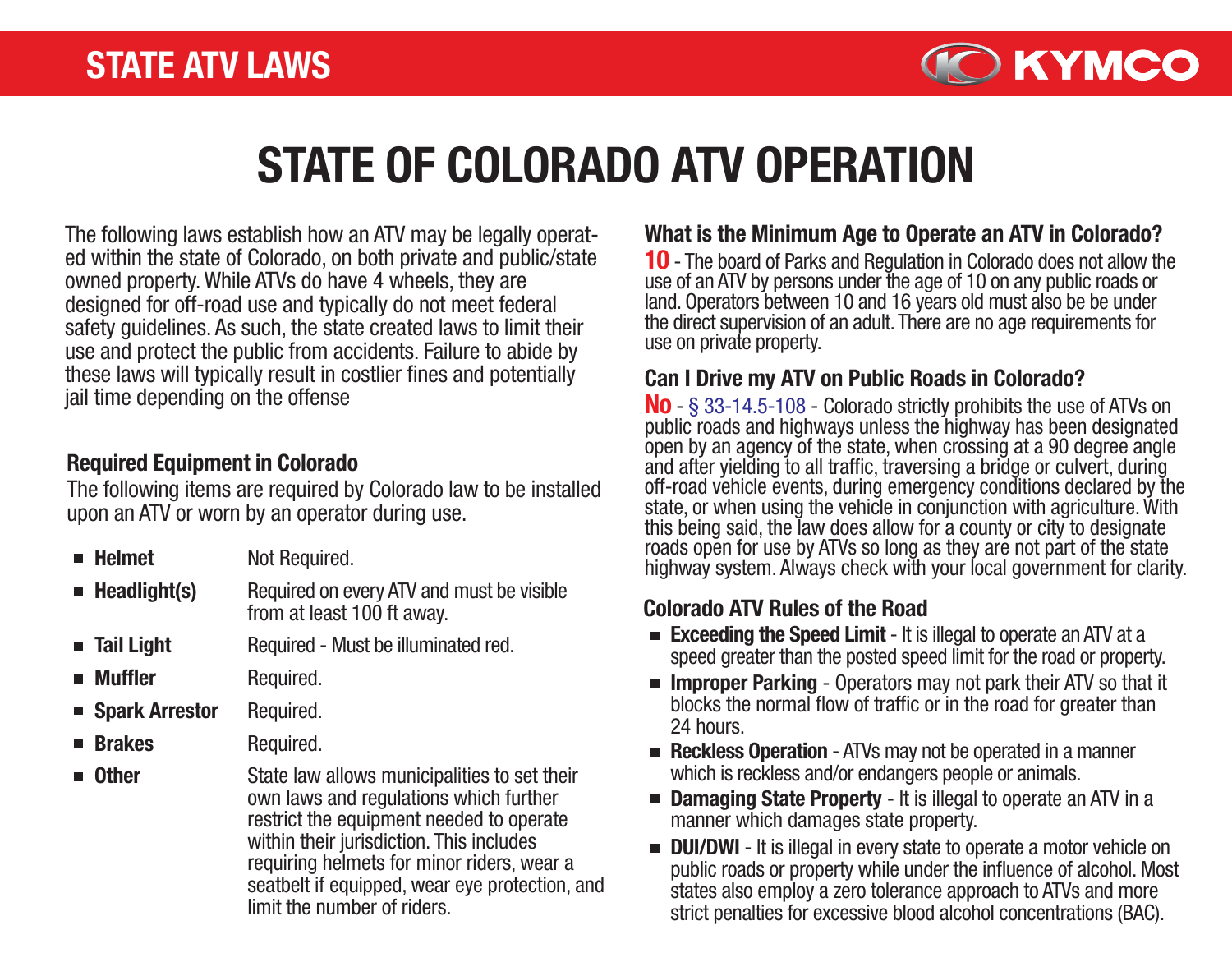# STATE OF COLORADO ATV OPERATION

The following laws establish how an ATV may be legally operated within the state of Colorado, on both private and public/state owned property. While ATVs do have 4 wheels, they are designed for off-road use and typically do not meet federal safety guidelines. As such, the state created laws to limit their use and protect the public from accidents. Failure to abide by these laws will typically result in costlier fines and potentially jail time depending on the offense

### Required Equipment in Colorado

The following items are required by Colorado law to be installed upon an ATV or worn by an operator during use.

- **Helmet** — Not Required.
- **Headlight(s)** — Required on every ATV and must be visible from at least 100 ft away.
- **Tail Light** — Required - Must be illuminated red.
- **Muffler** — Required.
- **Spark Arrestor** — Required.
- **Brakes** — Required.
- **Other** — State law allows municipalities to set their own laws and regulations which further restrict the equipment needed to operate within their jurisdiction. This includes requiring helmets for minor riders, wear a seatbelt if equipped, wear eye protection, and limit the number of riders.

### What is the Minimum Age to Operate an ATV in Colorado?

**10** - The board of Parks and Regulation in Colorado does not allow the use of an ATV by persons under the age of 10 on any public roads or land. Operators between 10 and 16 years old must also be be under the direct supervision of an adult. There are no age requirements for use on private property.

### Can I Drive my ATV on Public Roads in Colorado?

**No** - § 33-14.5-108 - Colorado strictly prohibits the use of ATVs on public roads and highways unless the highway has been designated open by an agency of the state, when crossing at a 90 degree angle and after yielding to all traffic, traversing a bridge or culvert, during off-road vehicle events, during emergency conditions declared by the state, or when using the vehicle in conjunction with agriculture. With this being said, the law does allow for a county or city to designate roads open for use by ATVs so long as they are not part of the state highway system. Always check with your local government for clarity.

### Colorado ATV Rules of the Road

- **Exceeding the Speed Limit** - It is illegal to operate an ATV at a speed greater than the posted speed limit for the road or property.
- **Improper Parking** - Operators may not park their ATV so that it blocks the normal flow of traffic or in the road for greater than 24 hours.
- **Reckless Operation** - ATVs may not be operated in a manner which is reckless and/or endangers people or animals.
- **Damaging State Property** - It is illegal to operate an ATV in a manner which damages state property.
- **DUI/DWI** - It is illegal in every state to operate a motor vehicle on public roads or property while under the influence of alcohol. Most states also employ a zero tolerance approach to ATVs and more strict penalties for excessive blood alcohol concentrations (BAC).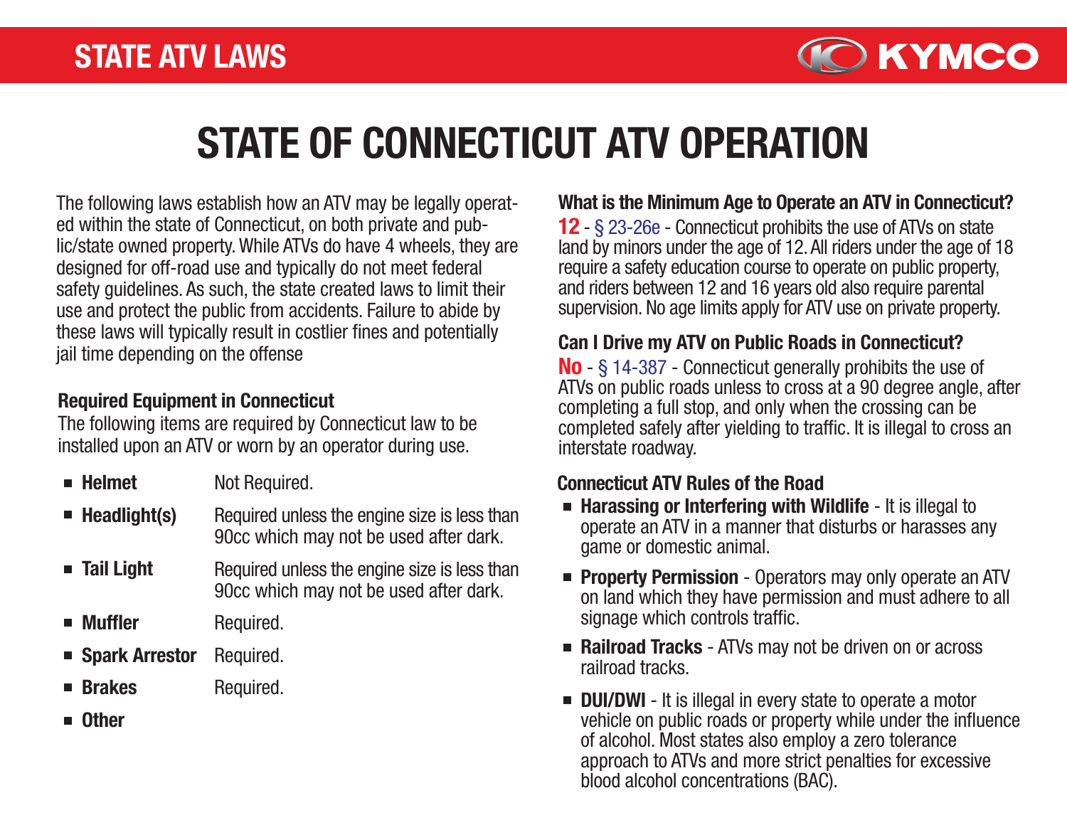# STATE OF CONNECTICUT ATV OPERATION

The following laws establish how an ATV may be legally operated within the state of Connecticut, on both private and public/state owned property. While ATVs do have 4 wheels, they are designed for off-road use and typically do not meet federal safety guidelines. As such, the state created laws to limit their use and protect the public from accidents. Failure to abide by these laws will typically result in costlier fines and potentially jail time depending on the offense

### Required Equipment in Connecticut

The following items are required by Connecticut law to be installed upon an ATV or worn by an operator during use.

- **Helmet** Not Required.
- **Headlight(s)** Required unless the engine size is less than 90cc which may not be used after dark.
- **Tail Light** Required unless the engine size is less than 90cc which may not be used after dark.
- **Muffler** Required.
- **Spark Arrestor** Required.
- **Brakes** Required.
- **Other**

### What is the Minimum Age to Operate an ATV in Connecticut?

**12** - § 23-26e - Connecticut prohibits the use of ATVs on state land by minors under the age of 12. All riders under the age of 18 require a safety education course to operate on public property, and riders between 12 and 16 years old also require parental supervision. No age limits apply for ATV use on private property.

### Can I Drive my ATV on Public Roads in Connecticut?

**No** - § 14-387 - Connecticut generally prohibits the use of ATVs on public roads unless to cross at a 90 degree angle, after completing a full stop, and only when the crossing can be completed safely after yielding to traffic. It is illegal to cross an interstate roadway.

### Connecticut ATV Rules of the Road

- **Harassing or Interfering with Wildlife** - It is illegal to operate an ATV in a manner that disturbs or harasses any game or domestic animal.
- **Property Permission** - Operators may only operate an ATV on land which they have permission and must adhere to all signage which controls traffic.
- **Railroad Tracks** - ATVs may not be driven on or across railroad tracks.
- **DUI/DWI** - It is illegal in every state to operate a motor vehicle on public roads or property while under the influence of alcohol. Most states also employ a zero tolerance approach to ATVs and more strict penalties for excessive blood alcohol concentrations (BAC).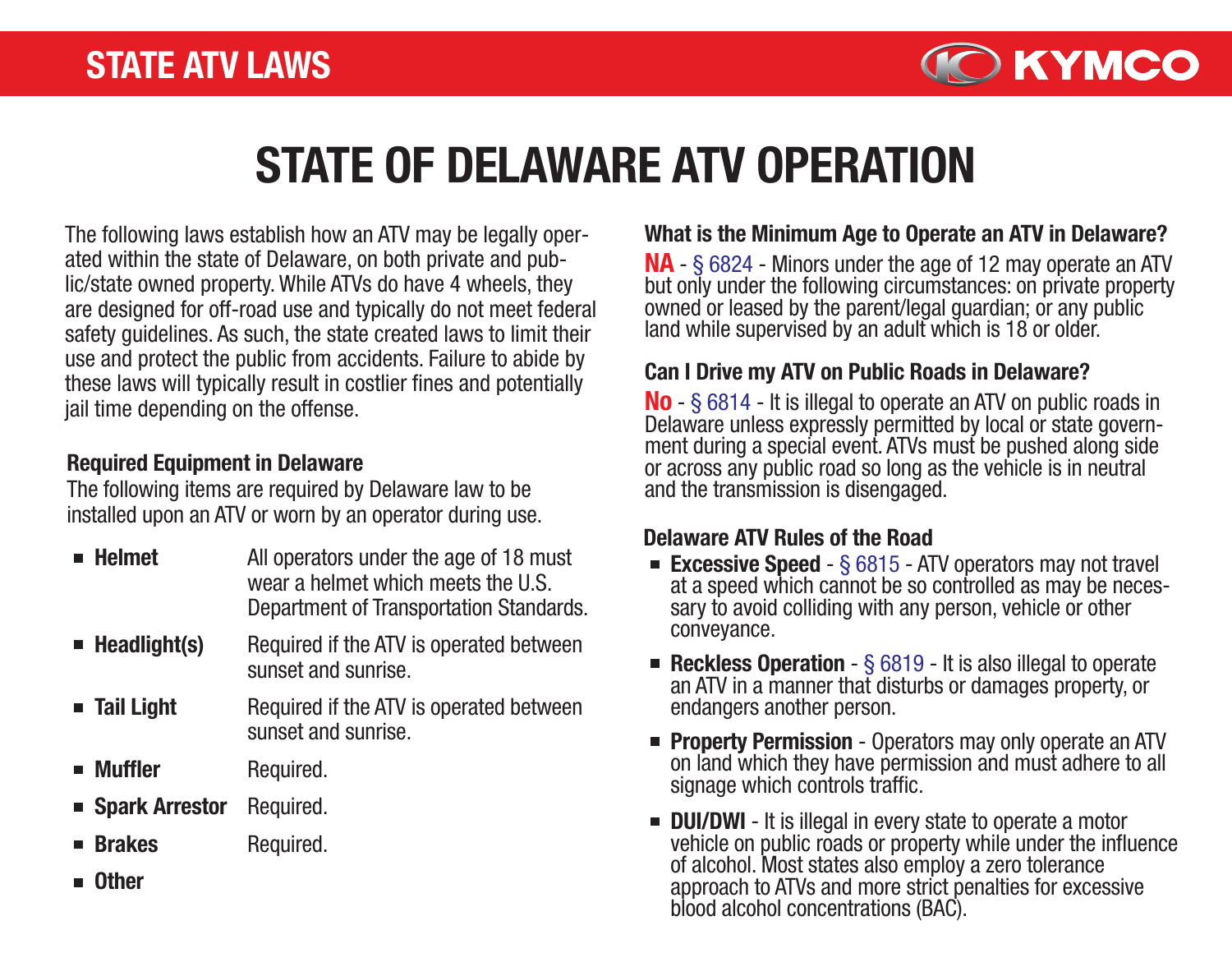# STATE OF DELAWARE ATV OPERATION

The following laws establish how an ATV may be legally operated within the state of Delaware, on both private and public/state owned property. While ATVs do have 4 wheels, they are designed for off-road use and typically do not meet federal safety guidelines. As such, the state created laws to limit their use and protect the public from accidents. Failure to abide by these laws will typically result in costlier fines and potentially jail time depending on the offense.

### Required Equipment in Delaware

The following items are required by Delaware law to be installed upon an ATV or worn by an operator during use.

- **Helmet** — All operators under the age of 18 must wear a helmet which meets the U.S. Department of Transportation Standards.
- **Headlight(s)** — Required if the ATV is operated between sunset and sunrise.
- **Tail Light** — Required if the ATV is operated between sunset and sunrise.
- **Muffler** — Required.
- **Spark Arrestor** — Required.
- **Brakes** — Required.
- **Other**

### What is the Minimum Age to Operate an ATV in Delaware?

**NA** - § 6824 - Minors under the age of 12 may operate an ATV but only under the following circumstances: on private property owned or leased by the parent/legal guardian; or any public land while supervised by an adult which is 18 or older.

### Can I Drive my ATV on Public Roads in Delaware?

**No** - § 6814 - It is illegal to operate an ATV on public roads in Delaware unless expressly permitted by local or state government during a special event. ATVs must be pushed along side or across any public road so long as the vehicle is in neutral and the transmission is disengaged.

### Delaware ATV Rules of the Road

- **Excessive Speed** - § 6815 - ATV operators may not travel at a speed which cannot be so controlled as may be necessary to avoid colliding with any person, vehicle or other conveyance.
- **Reckless Operation** - § 6819 - It is also illegal to operate an ATV in a manner that disturbs or damages property, or endangers another person.
- **Property Permission** - Operators may only operate an ATV on land which they have permission and must adhere to all signage which controls traffic.
- **DUI/DWI** - It is illegal in every state to operate a motor vehicle on public roads or property while under the influence of alcohol. Most states also employ a zero tolerance approach to ATVs and more strict penalties for excessive blood alcohol concentrations (BAC).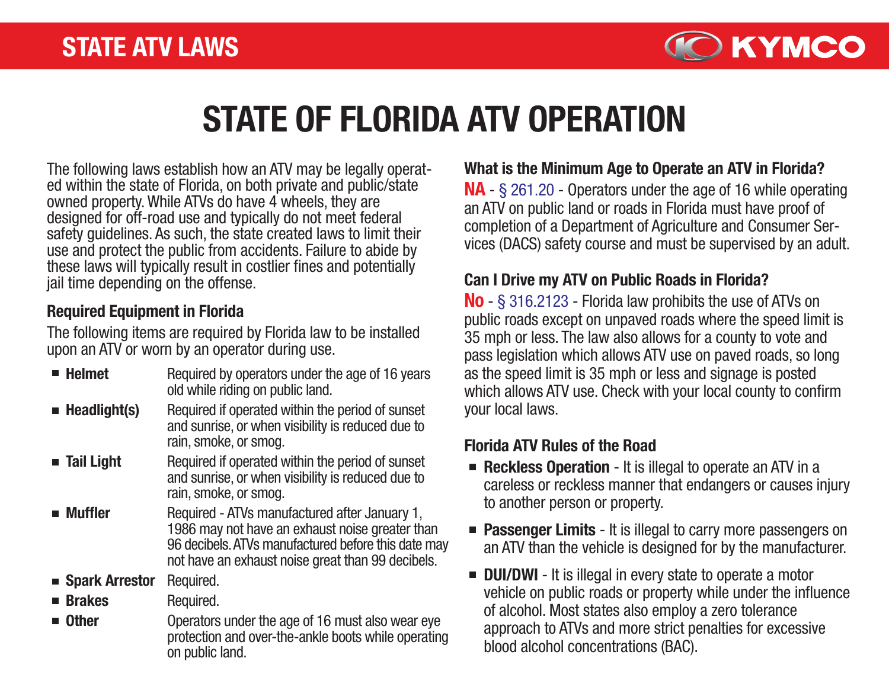# STATE OF FLORIDA ATV OPERATION

The following laws establish how an ATV may be legally operated within the state of Florida, on both private and public/state owned property. While ATVs do have 4 wheels, they are designed for off-road use and typically do not meet federal safety guidelines. As such, the state created laws to limit their use and protect the public from accidents. Failure to abide by these laws will typically result in costlier fines and potentially jail time depending on the offense.

### Required Equipment in Florida

The following items are required by Florida law to be installed upon an ATV or worn by an operator during use.

- **Helmet** — Required by operators under the age of 16 years old while riding on public land.
- **Headlight(s)** — Required if operated within the period of sunset and sunrise, or when visibility is reduced due to rain, smoke, or smog.
- **Tail Light** — Required if operated within the period of sunset and sunrise, or when visibility is reduced due to rain, smoke, or smog.
- **Muffler** — Required - ATVs manufactured after January 1, 1986 may not have an exhaust noise greater than 96 decibels. ATVs manufactured before this date may not have an exhaust noise great than 99 decibels.
- **Spark Arrestor** — Required.
- **Brakes** — Required.
- **Other** — Operators under the age of 16 must also wear eye protection and over-the-ankle boots while operating on public land.

### What is the Minimum Age to Operate an ATV in Florida?

**NA** - § 261.20 - Operators under the age of 16 while operating an ATV on public land or roads in Florida must have proof of completion of a Department of Agriculture and Consumer Services (DACS) safety course and must be supervised by an adult.

### Can I Drive my ATV on Public Roads in Florida?

**No** - § 316.2123 - Florida law prohibits the use of ATVs on public roads except on unpaved roads where the speed limit is 35 mph or less. The law also allows for a county to vote and pass legislation which allows ATV use on paved roads, so long as the speed limit is 35 mph or less and signage is posted which allows ATV use. Check with your local county to confirm your local laws.

### Florida ATV Rules of the Road

- **Reckless Operation** - It is illegal to operate an ATV in a careless or reckless manner that endangers or causes injury to another person or property.
- **Passenger Limits** - It is illegal to carry more passengers on an ATV than the vehicle is designed for by the manufacturer.
- **DUI/DWI** - It is illegal in every state to operate a motor vehicle on public roads or property while under the influence of alcohol. Most states also employ a zero tolerance approach to ATVs and more strict penalties for excessive blood alcohol concentrations (BAC).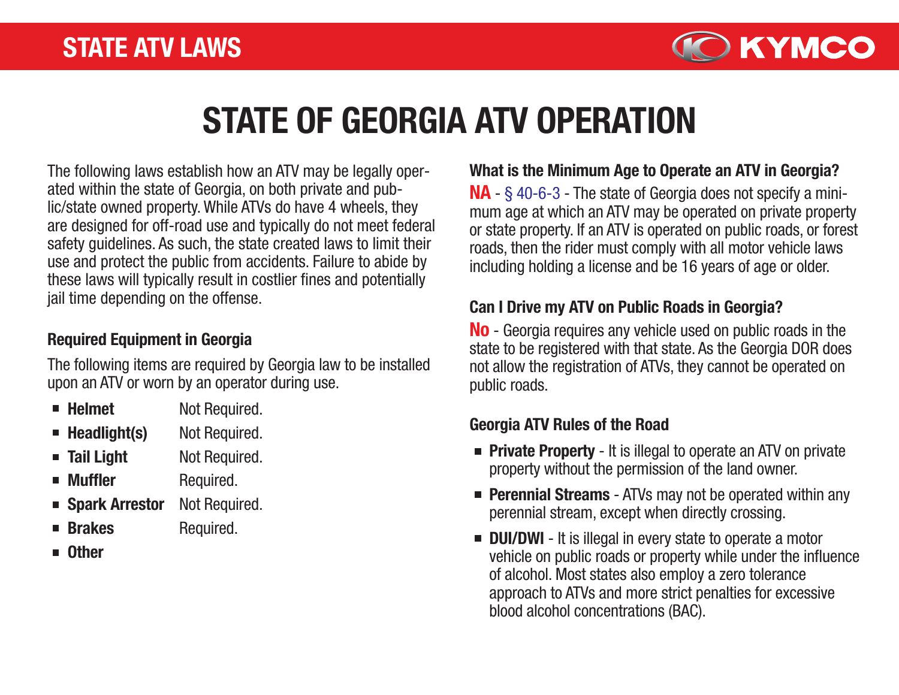# STATE OF GEORGIA ATV OPERATION

The following laws establish how an ATV may be legally operated within the state of Georgia, on both private and public/state owned property. While ATVs do have 4 wheels, they are designed for off-road use and typically do not meet federal safety guidelines. As such, the state created laws to limit their use and protect the public from accidents. Failure to abide by these laws will typically result in costlier fines and potentially jail time depending on the offense.

### Required Equipment in Georgia

The following items are required by Georgia law to be installed upon an ATV or worn by an operator during use.

- **Helmet** Not Required.
- **Headlight(s)** Not Required.
- **Tail Light** Not Required.
- **Muffler** Required.
- **Spark Arrestor** Not Required.
- **Brakes** Required.
- **Other**

### What is the Minimum Age to Operate an ATV in Georgia?

**NA** - § 40-6-3 - The state of Georgia does not specify a minimum age at which an ATV may be operated on private property or state property. If an ATV is operated on public roads, or forest roads, then the rider must comply with all motor vehicle laws including holding a license and be 16 years of age or older.

### Can I Drive my ATV on Public Roads in Georgia?

**No** - Georgia requires any vehicle used on public roads in the state to be registered with that state. As the Georgia DOR does not allow the registration of ATVs, they cannot be operated on public roads.

### Georgia ATV Rules of the Road

- **Private Property** - It is illegal to operate an ATV on private property without the permission of the land owner.
- **Perennial Streams** - ATVs may not be operated within any perennial stream, except when directly crossing.
- **DUI/DWI** - It is illegal in every state to operate a motor vehicle on public roads or property while under the influence of alcohol. Most states also employ a zero tolerance approach to ATVs and more strict penalties for excessive blood alcohol concentrations (BAC).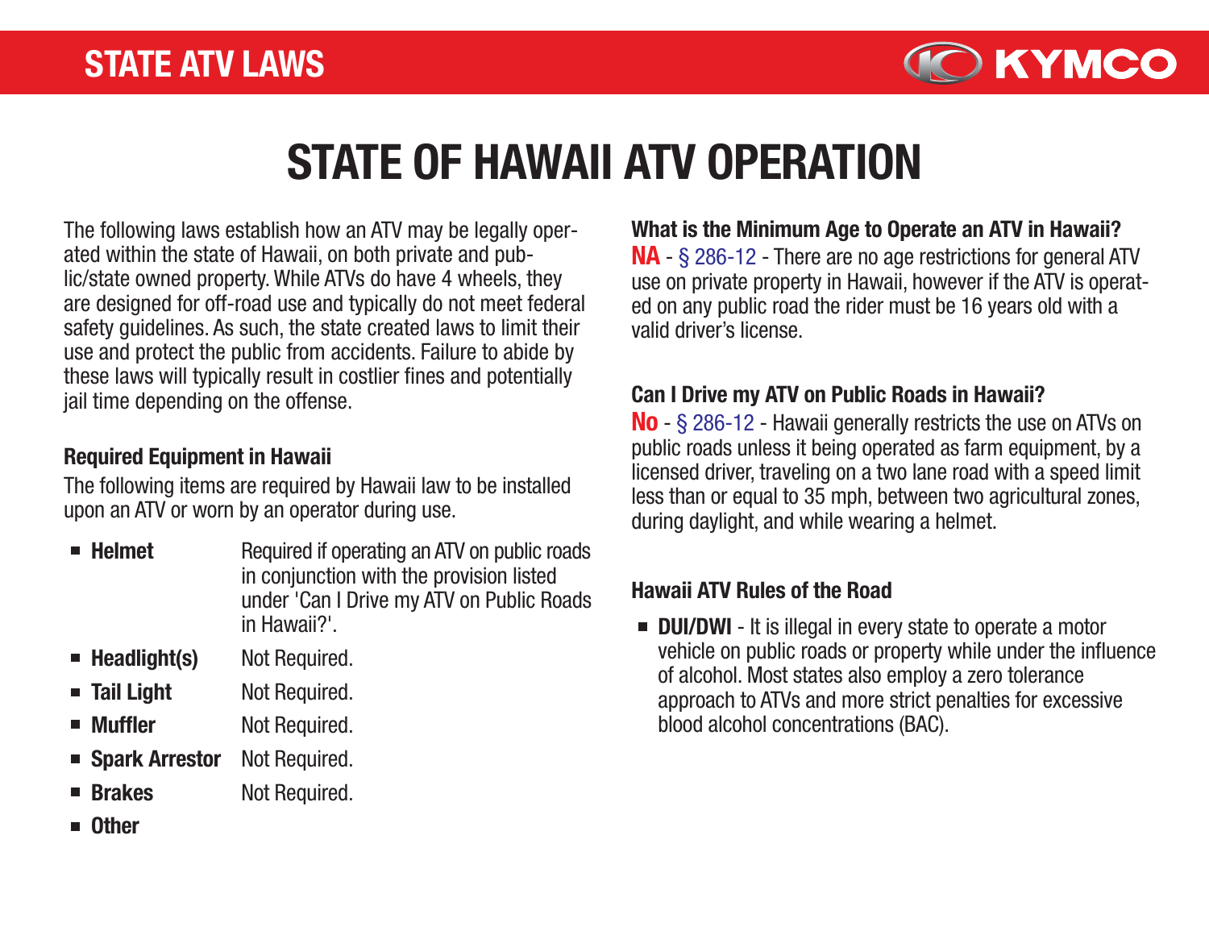# STATE OF HAWAII ATV OPERATION

The following laws establish how an ATV may be legally operated within the state of Hawaii, on both private and public/state owned property. While ATVs do have 4 wheels, they are designed for off-road use and typically do not meet federal safety guidelines. As such, the state created laws to limit their use and protect the public from accidents. Failure to abide by these laws will typically result in costlier fines and potentially jail time depending on the offense.

### Required Equipment in Hawaii

The following items are required by Hawaii law to be installed upon an ATV or worn by an operator during use.

- **Helmet** — Required if operating an ATV on public roads in conjunction with the provision listed under 'Can I Drive my ATV on Public Roads in Hawaii?'.
- **Headlight(s)** — Not Required.
- **Tail Light** — Not Required.
- **Muffler** — Not Required.
- **Spark Arrestor** — Not Required.
- **Brakes** — Not Required.
- **Other**

### What is the Minimum Age to Operate an ATV in Hawaii?

**NA** - § 286-12 - There are no age restrictions for general ATV use on private property in Hawaii, however if the ATV is operated on any public road the rider must be 16 years old with a valid driver's license.

### Can I Drive my ATV on Public Roads in Hawaii?

**No** - § 286-12 - Hawaii generally restricts the use on ATVs on public roads unless it being operated as farm equipment, by a licensed driver, traveling on a two lane road with a speed limit less than or equal to 35 mph, between two agricultural zones, during daylight, and while wearing a helmet.

### Hawaii ATV Rules of the Road

- **DUI/DWI** - It is illegal in every state to operate a motor vehicle on public roads or property while under the influence of alcohol. Most states also employ a zero tolerance approach to ATVs and more strict penalties for excessive blood alcohol concentrations (BAC).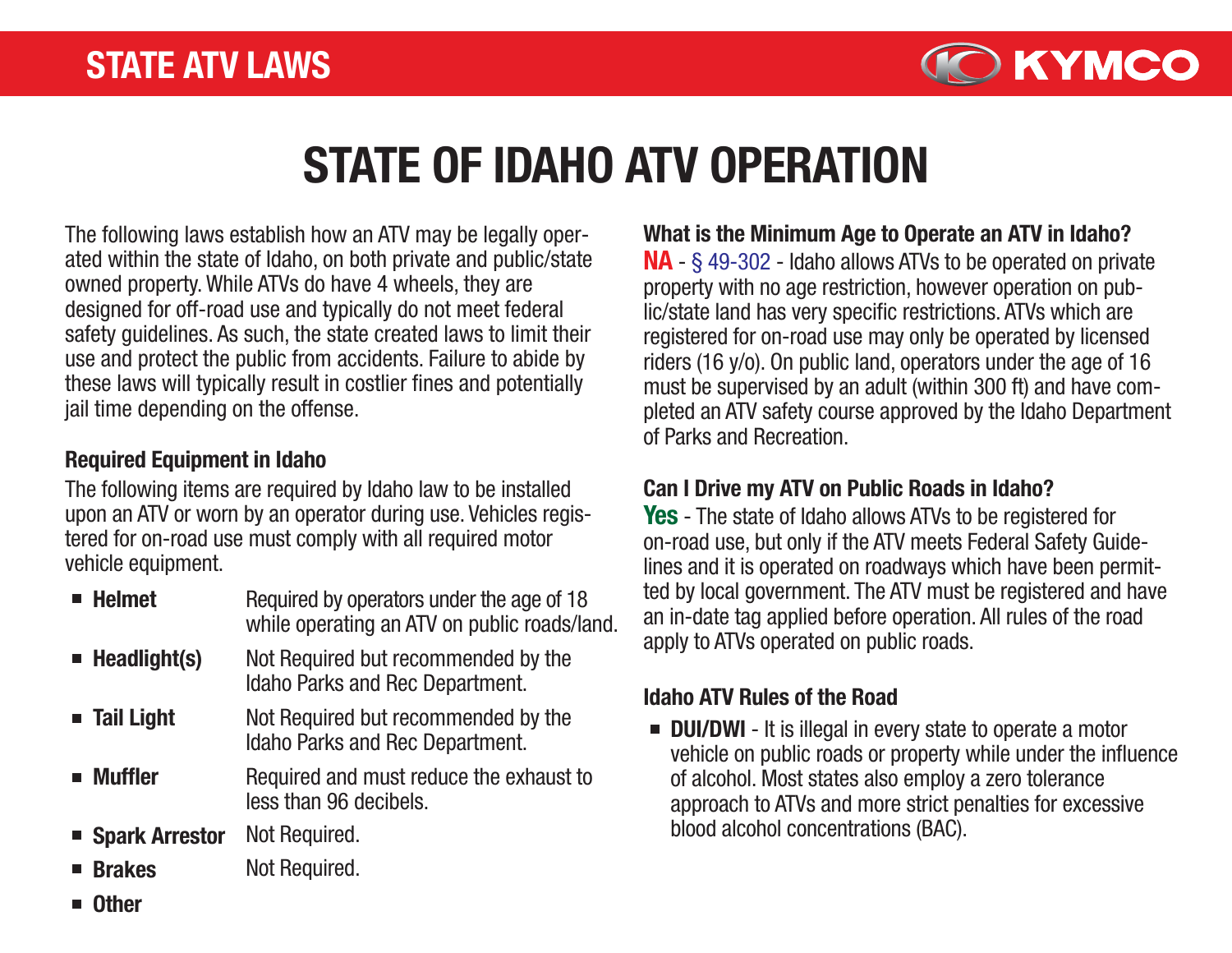# STATE OF IDAHO ATV OPERATION

The following laws establish how an ATV may be legally operated within the state of Idaho, on both private and public/state owned property. While ATVs do have 4 wheels, they are designed for off-road use and typically do not meet federal safety guidelines. As such, the state created laws to limit their use and protect the public from accidents. Failure to abide by these laws will typically result in costlier fines and potentially jail time depending on the offense.

### Required Equipment in Idaho

The following items are required by Idaho law to be installed upon an ATV or worn by an operator during use. Vehicles registered for on-road use must comply with all required motor vehicle equipment.

- **Helmet** — Required by operators under the age of 18 while operating an ATV on public roads/land.
- **Headlight(s)** — Not Required but recommended by the Idaho Parks and Rec Department.
- **Tail Light** — Not Required but recommended by the Idaho Parks and Rec Department.
- **Muffler** — Required and must reduce the exhaust to less than 96 decibels.
- **Spark Arrestor** — Not Required.
- **Brakes** — Not Required.
- **Other**

### What is the Minimum Age to Operate an ATV in Idaho?

**NA** - § 49-302 - Idaho allows ATVs to be operated on private property with no age restriction, however operation on public/state land has very specific restrictions. ATVs which are registered for on-road use may only be operated by licensed riders (16 y/o). On public land, operators under the age of 16 must be supervised by an adult (within 300 ft) and have completed an ATV safety course approved by the Idaho Department of Parks and Recreation.

### Can I Drive my ATV on Public Roads in Idaho?

**Yes** - The state of Idaho allows ATVs to be registered for on-road use, but only if the ATV meets Federal Safety Guidelines and it is operated on roadways which have been permitted by local government. The ATV must be registered and have an in-date tag applied before operation. All rules of the road apply to ATVs operated on public roads.

### Idaho ATV Rules of the Road

- **DUI/DWI** - It is illegal in every state to operate a motor vehicle on public roads or property while under the influence of alcohol. Most states also employ a zero tolerance approach to ATVs and more strict penalties for excessive blood alcohol concentrations (BAC).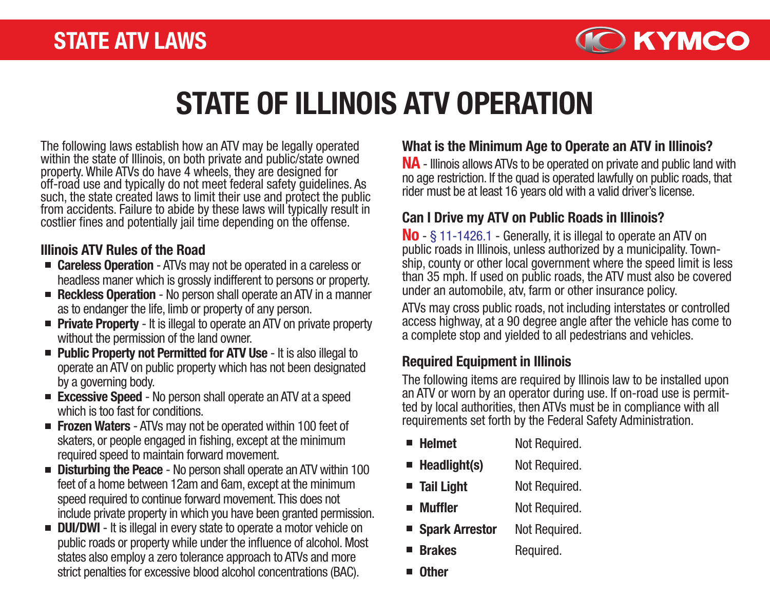# STATE OF ILLINOIS ATV OPERATION

The following laws establish how an ATV may be legally operated within the state of Illinois, on both private and public/state owned property. While ATVs do have 4 wheels, they are designed for off-road use and typically do not meet federal safety guidelines. As such, the state created laws to limit their use and protect the public from accidents. Failure to abide by these laws will typically result in costlier fines and potentially jail time depending on the offense.

### Illinois ATV Rules of the Road

- **Careless Operation** - ATVs may not be operated in a careless or headless maner which is grossly indifferent to persons or property.
- **Reckless Operation** - No person shall operate an ATV in a manner as to endanger the life, limb or property of any person.
- **Private Property** - It is illegal to operate an ATV on private property without the permission of the land owner.
- **Public Property not Permitted for ATV Use** - It is also illegal to operate an ATV on public property which has not been designated by a governing body.
- **Excessive Speed** - No person shall operate an ATV at a speed which is too fast for conditions.
- **Frozen Waters** - ATVs may not be operated within 100 feet of skaters, or people engaged in fishing, except at the minimum required speed to maintain forward movement.
- **Disturbing the Peace** - No person shall operate an ATV within 100 feet of a home between 12am and 6am, except at the minimum speed required to continue forward movement. This does not include private property in which you have been granted permission.
- **DUI/DWI** - It is illegal in every state to operate a motor vehicle on public roads or property while under the influence of alcohol. Most states also employ a zero tolerance approach to ATVs and more strict penalties for excessive blood alcohol concentrations (BAC).

### What is the Minimum Age to Operate an ATV in Illinois?

**NA** - Illinois allows ATVs to be operated on private and public land with no age restriction. If the quad is operated lawfully on public roads, that rider must be at least 16 years old with a valid driver's license.

### Can I Drive my ATV on Public Roads in Illinois?

**No** - § 11-1426.1 - Generally, it is illegal to operate an ATV on public roads in Illinois, unless authorized by a municipality. Township, county or other local government where the speed limit is less than 35 mph. If used on public roads, the ATV must also be covered under an automobile, atv, farm or other insurance policy.

ATVs may cross public roads, not including interstates or controlled access highway, at a 90 degree angle after the vehicle has come to a complete stop and yielded to all pedestrians and vehicles.

### Required Equipment in Illinois

The following items are required by Illinois law to be installed upon an ATV or worn by an operator during use. If on-road use is permitted by local authorities, then ATVs must be in compliance with all requirements set forth by the Federal Safety Administration.

- **Helmet** — Not Required.
- **Headlight(s)** — Not Required.
- **Tail Light** — Not Required.
- **Muffler** — Not Required.
- **Spark Arrestor** — Not Required.
- **Brakes** — Required.
- **Other**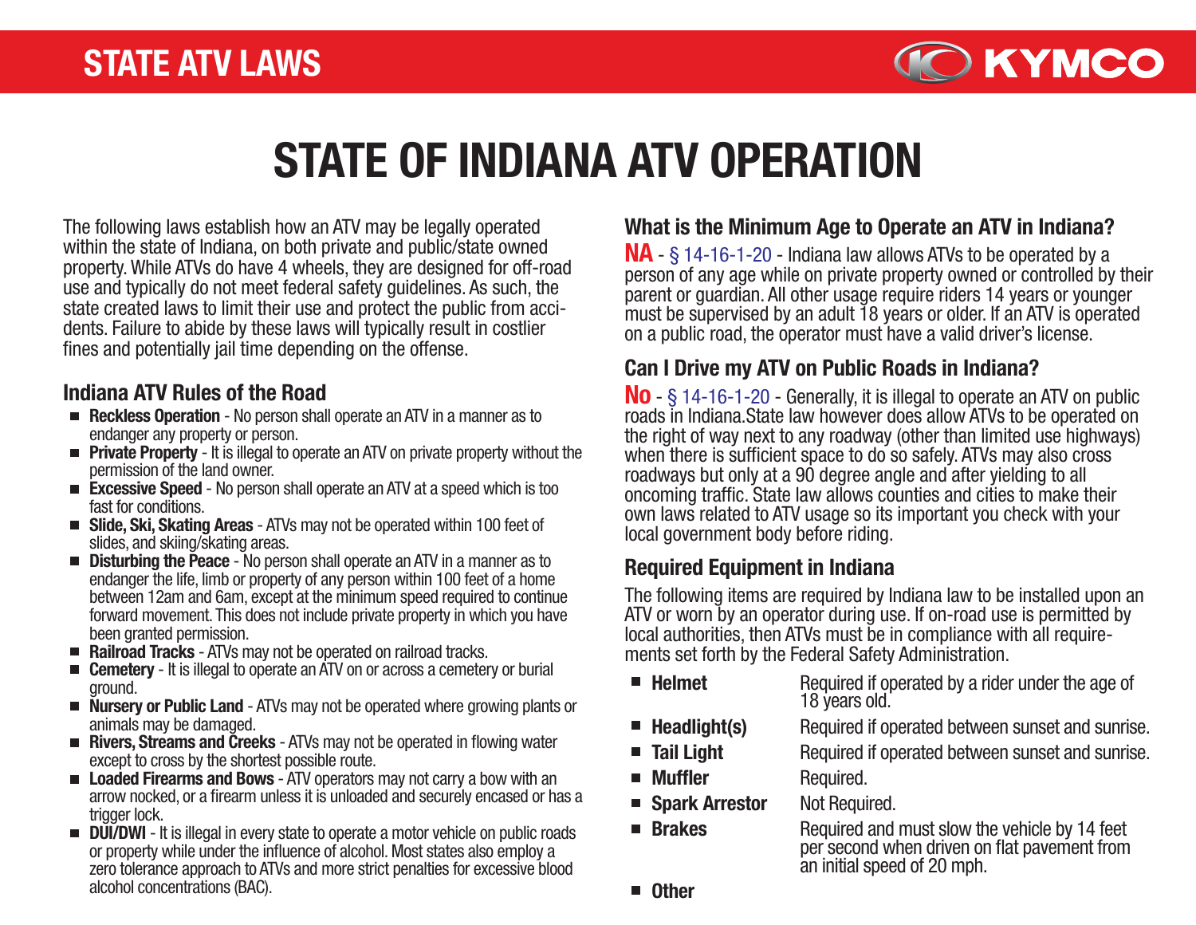# STATE OF INDIANA ATV OPERATION

The following laws establish how an ATV may be legally operated within the state of Indiana, on both private and public/state owned property. While ATVs do have 4 wheels, they are designed for off-road use and typically do not meet federal safety guidelines. As such, the state created laws to limit their use and protect the public from accidents. Failure to abide by these laws will typically result in costlier fines and potentially jail time depending on the offense.

## Indiana ATV Rules of the Road

- **Reckless Operation** - No person shall operate an ATV in a manner as to endanger any property or person.
- **Private Property** - It is illegal to operate an ATV on private property without the permission of the land owner.
- **Excessive Speed** - No person shall operate an ATV at a speed which is too fast for conditions.
- **Slide, Ski, Skating Areas** - ATVs may not be operated within 100 feet of slides, and skiing/skating areas.
- **Disturbing the Peace** - No person shall operate an ATV in a manner as to endanger the life, limb or property of any person within 100 feet of a home between 12am and 6am, except at the minimum speed required to continue forward movement. This does not include private property in which you have been granted permission.
- **Railroad Tracks** - ATVs may not be operated on railroad tracks.
- **Cemetery** - It is illegal to operate an ATV on or across a cemetery or burial ground.
- **Nursery or Public Land** - ATVs may not be operated where growing plants or animals may be damaged.
- **Rivers, Streams and Creeks** - ATVs may not be operated in flowing water except to cross by the shortest possible route.
- **Loaded Firearms and Bows** - ATV operators may not carry a bow with an arrow nocked, or a firearm unless it is unloaded and securely encased or has a trigger lock.
- **DUI/DWI** - It is illegal in every state to operate a motor vehicle on public roads or property while under the influence of alcohol. Most states also employ a zero tolerance approach to ATVs and more strict penalties for excessive blood alcohol concentrations (BAC).

## What is the Minimum Age to Operate an ATV in Indiana?

**NA** - § 14-16-1-20 - Indiana law allows ATVs to be operated by a person of any age while on private property owned or controlled by their parent or guardian. All other usage require riders 14 years or younger must be supervised by an adult 18 years or older. If an ATV is operated on a public road, the operator must have a valid driver's license.

## Can I Drive my ATV on Public Roads in Indiana?

**No** - § 14-16-1-20 - Generally, it is illegal to operate an ATV on public roads in Indiana.State law however does allow ATVs to be operated on the right of way next to any roadway (other than limited use highways) when there is sufficient space to do so safely. ATVs may also cross roadways but only at a 90 degree angle and after yielding to all oncoming traffic. State law allows counties and cities to make their own laws related to ATV usage so its important you check with your local government body before riding.

## Required Equipment in Indiana

The following items are required by Indiana law to be installed upon an ATV or worn by an operator during use. If on-road use is permitted by local authorities, then ATVs must be in compliance with all requirements set forth by the Federal Safety Administration.

| Item | Requirement |
|---|---|
| **Helmet** | Required if operated by a rider under the age of 18 years old. |
| **Headlight(s)** | Required if operated between sunset and sunrise. |
| **Tail Light** | Required if operated between sunset and sunrise. |
| **Muffler** | Required. |
| **Spark Arrestor** | Not Required. |
| **Brakes** | Required and must slow the vehicle by 14 feet per second when driven on flat pavement from an initial speed of 20 mph. |
| **Other** | |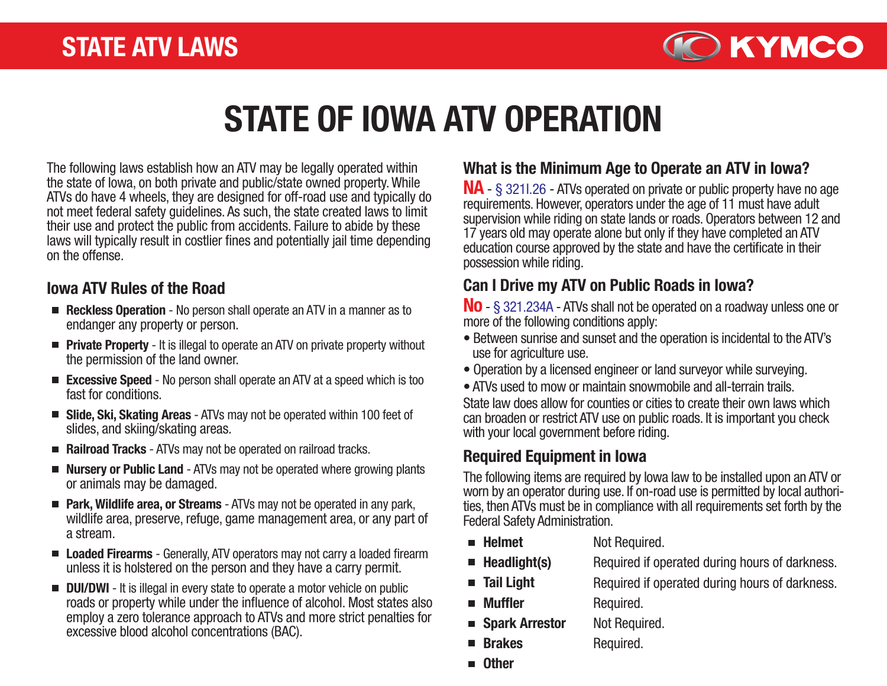# STATE OF IOWA ATV OPERATION

The following laws establish how an ATV may be legally operated within the state of Iowa, on both private and public/state owned property. While ATVs do have 4 wheels, they are designed for off-road use and typically do not meet federal safety guidelines. As such, the state created laws to limit their use and protect the public from accidents. Failure to abide by these laws will typically result in costlier fines and potentially jail time depending on the offense.

## Iowa ATV Rules of the Road

- **Reckless Operation** - No person shall operate an ATV in a manner as to endanger any property or person.
- **Private Property** - It is illegal to operate an ATV on private property without the permission of the land owner.
- **Excessive Speed** - No person shall operate an ATV at a speed which is too fast for conditions.
- **Slide, Ski, Skating Areas** - ATVs may not be operated within 100 feet of slides, and skiing/skating areas.
- **Railroad Tracks** - ATVs may not be operated on railroad tracks.
- **Nursery or Public Land** - ATVs may not be operated where growing plants or animals may be damaged.
- **Park, Wildlife area, or Streams** - ATVs may not be operated in any park, wildlife area, preserve, refuge, game management area, or any part of a stream.
- **Loaded Firearms** - Generally, ATV operators may not carry a loaded firearm unless it is holstered on the person and they have a carry permit.
- **DUI/DWI** - It is illegal in every state to operate a motor vehicle on public roads or property while under the influence of alcohol. Most states also employ a zero tolerance approach to ATVs and more strict penalties for excessive blood alcohol concentrations (BAC).

## What is the Minimum Age to Operate an ATV in Iowa?

**NA** - § 321I.26 - ATVs operated on private or public property have no age requirements. However, operators under the age of 11 must have adult supervision while riding on state lands or roads. Operators between 12 and 17 years old may operate alone but only if they have completed an ATV education course approved by the state and have the certificate in their possession while riding.

## Can I Drive my ATV on Public Roads in Iowa?

**No** - § 321.234A - ATVs shall not be operated on a roadway unless one or more of the following conditions apply:

- Between sunrise and sunset and the operation is incidental to the ATV's use for agriculture use.
- Operation by a licensed engineer or land surveyor while surveying.
- ATVs used to mow or maintain snowmobile and all-terrain trails.

State law does allow for counties or cities to create their own laws which can broaden or restrict ATV use on public roads. It is important you check with your local government before riding.

## Required Equipment in Iowa

The following items are required by Iowa law to be installed upon an ATV or worn by an operator during use. If on-road use is permitted by local authorities, then ATVs must be in compliance with all requirements set forth by the Federal Safety Administration.

| Equipment | Requirement |
|---|---|
| **Helmet** | Not Required. |
| **Headlight(s)** | Required if operated during hours of darkness. |
| **Tail Light** | Required if operated during hours of darkness. |
| **Muffler** | Required. |
| **Spark Arrestor** | Not Required. |
| **Brakes** | Required. |
| **Other** | |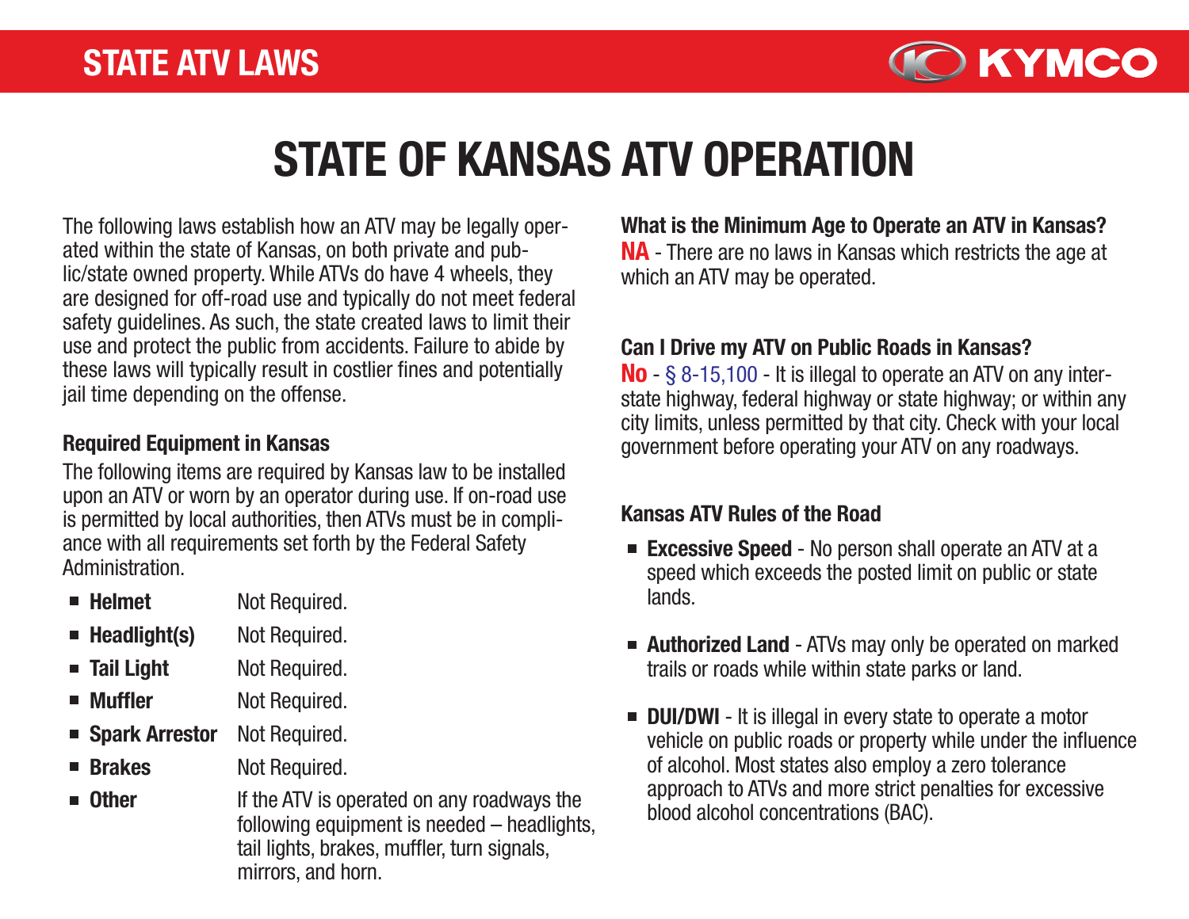# STATE OF KANSAS ATV OPERATION

The following laws establish how an ATV may be legally operated within the state of Kansas, on both private and public/state owned property. While ATVs do have 4 wheels, they are designed for off-road use and typically do not meet federal safety guidelines. As such, the state created laws to limit their use and protect the public from accidents. Failure to abide by these laws will typically result in costlier fines and potentially jail time depending on the offense.

### Required Equipment in Kansas

The following items are required by Kansas law to be installed upon an ATV or worn by an operator during use. If on-road use is permitted by local authorities, then ATVs must be in compliance with all requirements set forth by the Federal Safety Administration.

- **Helmet** Not Required.
- **Headlight(s)** Not Required.
- **Tail Light** Not Required.
- **Muffler** Not Required.
- **Spark Arrestor** Not Required.
- **Brakes** Not Required.
- **Other** If the ATV is operated on any roadways the following equipment is needed – headlights, tail lights, brakes, muffler, turn signals, mirrors, and horn.

### What is the Minimum Age to Operate an ATV in Kansas?

**NA** - There are no laws in Kansas which restricts the age at which an ATV may be operated.

### Can I Drive my ATV on Public Roads in Kansas?

**No** - § 8-15,100 - It is illegal to operate an ATV on any interstate highway, federal highway or state highway; or within any city limits, unless permitted by that city. Check with your local government before operating your ATV on any roadways.

### Kansas ATV Rules of the Road

- **Excessive Speed** - No person shall operate an ATV at a speed which exceeds the posted limit on public or state lands.
- **Authorized Land** - ATVs may only be operated on marked trails or roads while within state parks or land.
- **DUI/DWI** - It is illegal in every state to operate a motor vehicle on public roads or property while under the influence of alcohol. Most states also employ a zero tolerance approach to ATVs and more strict penalties for excessive blood alcohol concentrations (BAC).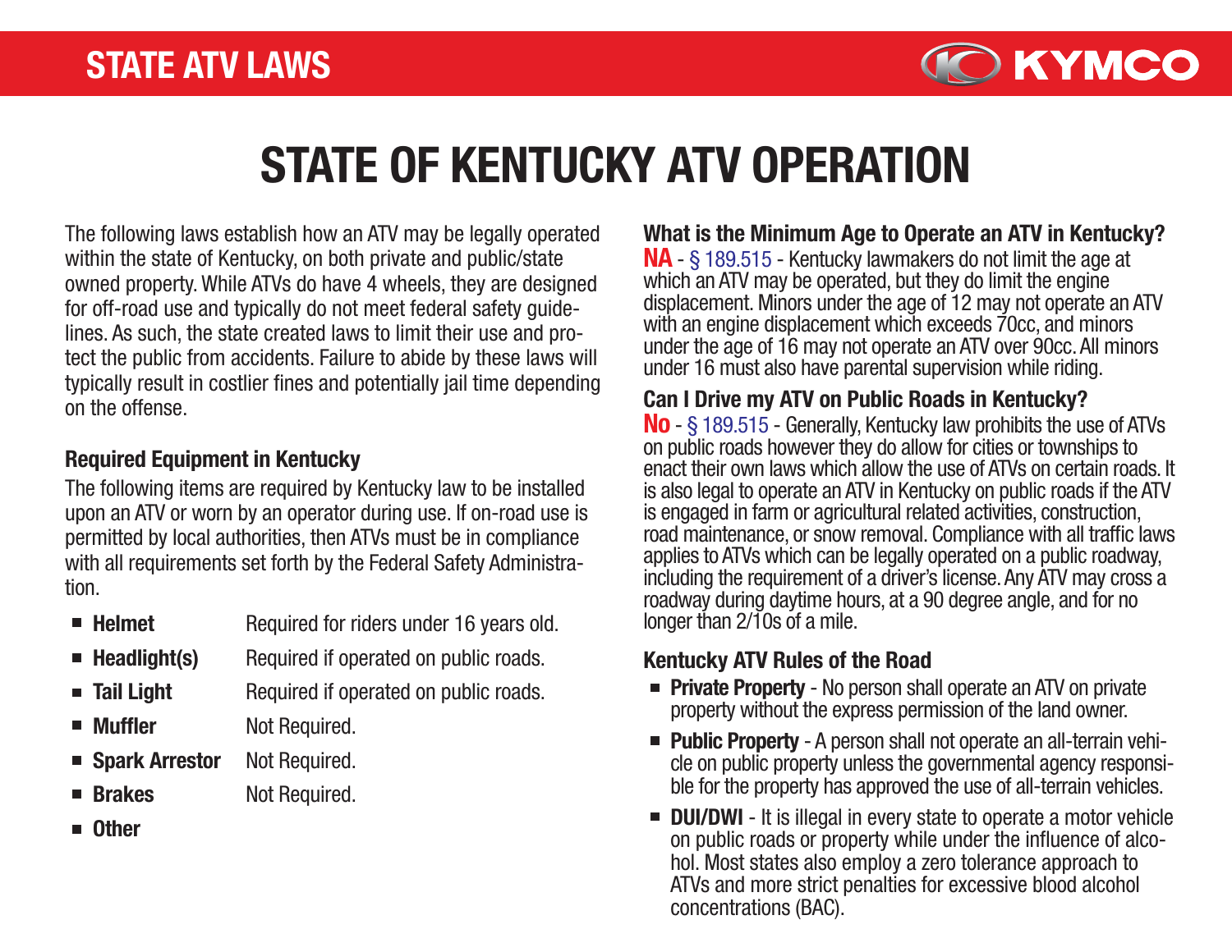# STATE OF KENTUCKY ATV OPERATION

The following laws establish how an ATV may be legally operated within the state of Kentucky, on both private and public/state owned property. While ATVs do have 4 wheels, they are designed for off-road use and typically do not meet federal safety guidelines. As such, the state created laws to limit their use and protect the public from accidents. Failure to abide by these laws will typically result in costlier fines and potentially jail time depending on the offense.

## Required Equipment in Kentucky

The following items are required by Kentucky law to be installed upon an ATV or worn by an operator during use. If on-road use is permitted by local authorities, then ATVs must be in compliance with all requirements set forth by the Federal Safety Administration.

- **Helmet** — Required for riders under 16 years old.
- **Headlight(s)** — Required if operated on public roads.
- **Tail Light** — Required if operated on public roads.
- **Muffler** — Not Required.
- **Spark Arrestor** — Not Required.
- **Brakes** — Not Required.
- **Other**

## What is the Minimum Age to Operate an ATV in Kentucky?

**NA** - § 189.515 - Kentucky lawmakers do not limit the age at which an ATV may be operated, but they do limit the engine displacement. Minors under the age of 12 may not operate an ATV with an engine displacement which exceeds 70cc, and minors under the age of 16 may not operate an ATV over 90cc. All minors under 16 must also have parental supervision while riding.

## Can I Drive my ATV on Public Roads in Kentucky?

**No** - § 189.515 - Generally, Kentucky law prohibits the use of ATVs on public roads however they do allow for cities or townships to enact their own laws which allow the use of ATVs on certain roads. It is also legal to operate an ATV in Kentucky on public roads if the ATV is engaged in farm or agricultural related activities, construction, road maintenance, or snow removal. Compliance with all traffic laws applies to ATVs which can be legally operated on a public roadway, including the requirement of a driver's license. Any ATV may cross a roadway during daytime hours, at a 90 degree angle, and for no longer than 2/10s of a mile.

## Kentucky ATV Rules of the Road

- **Private Property** - No person shall operate an ATV on private property without the express permission of the land owner.
- **Public Property** - A person shall not operate an all-terrain vehicle on public property unless the governmental agency responsible for the property has approved the use of all-terrain vehicles.
- **DUI/DWI** - It is illegal in every state to operate a motor vehicle on public roads or property while under the influence of alcohol. Most states also employ a zero tolerance approach to ATVs and more strict penalties for excessive blood alcohol concentrations (BAC).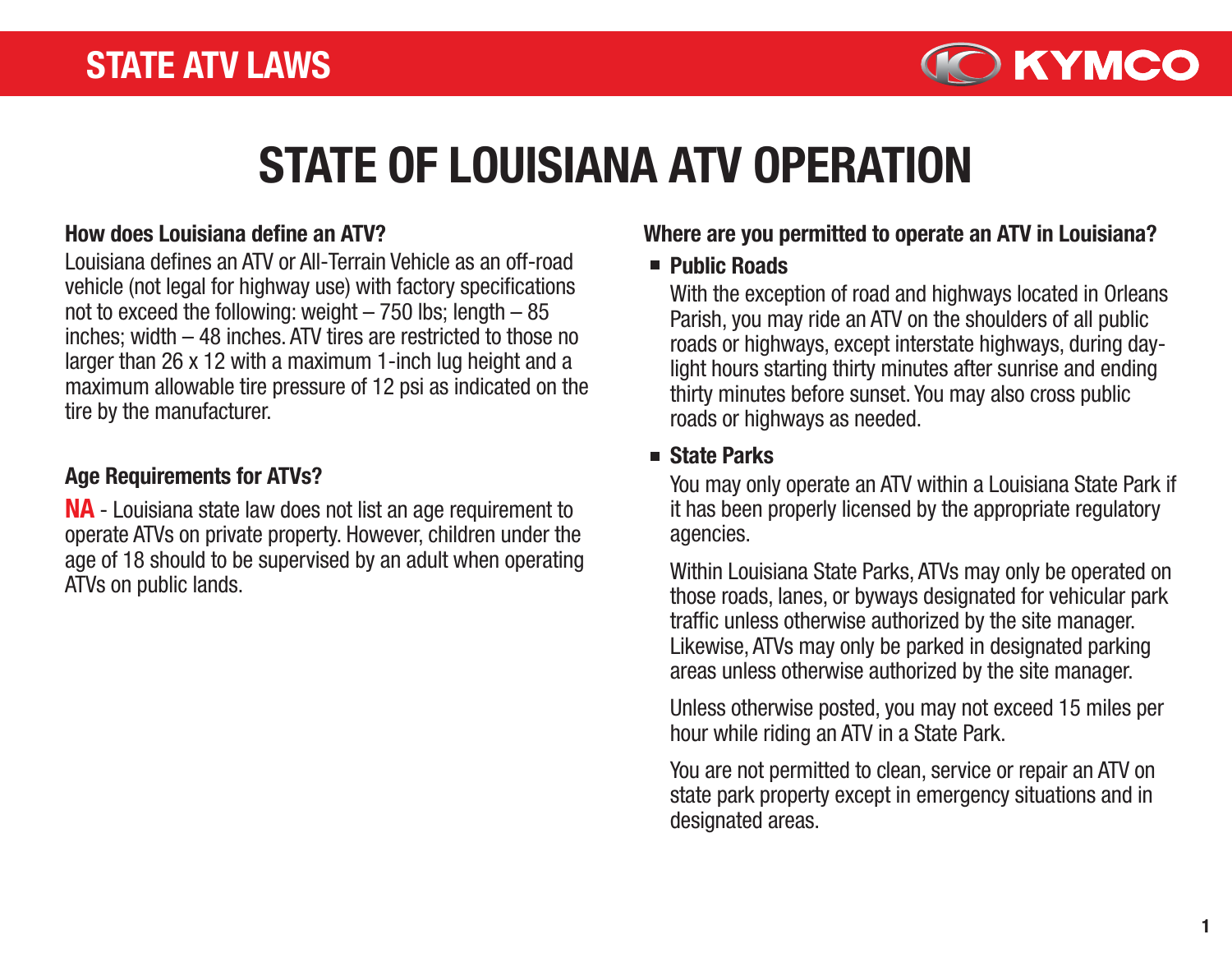# STATE OF LOUISIANA ATV OPERATION

### How does Louisiana define an ATV?

Louisiana defines an ATV or All-Terrain Vehicle as an off-road vehicle (not legal for highway use) with factory specifications not to exceed the following: weight – 750 lbs; length – 85 inches; width – 48 inches. ATV tires are restricted to those no larger than 26 x 12 with a maximum 1-inch lug height and a maximum allowable tire pressure of 12 psi as indicated on the tire by the manufacturer.

### Age Requirements for ATVs?

**NA** - Louisiana state law does not list an age requirement to operate ATVs on private property. However, children under the age of 18 should to be supervised by an adult when operating ATVs on public lands.

### Where are you permitted to operate an ATV in Louisiana?

- **Public Roads**

  With the exception of road and highways located in Orleans Parish, you may ride an ATV on the shoulders of all public roads or highways, except interstate highways, during day-light hours starting thirty minutes after sunrise and ending thirty minutes before sunset. You may also cross public roads or highways as needed.

- **State Parks**

  You may only operate an ATV within a Louisiana State Park if it has been properly licensed by the appropriate regulatory agencies.

  Within Louisiana State Parks, ATVs may only be operated on those roads, lanes, or byways designated for vehicular park traffic unless otherwise authorized by the site manager. Likewise, ATVs may only be parked in designated parking areas unless otherwise authorized by the site manager.

  Unless otherwise posted, you may not exceed 15 miles per hour while riding an ATV in a State Park.

  You are not permitted to clean, service or repair an ATV on state park property except in emergency situations and in designated areas.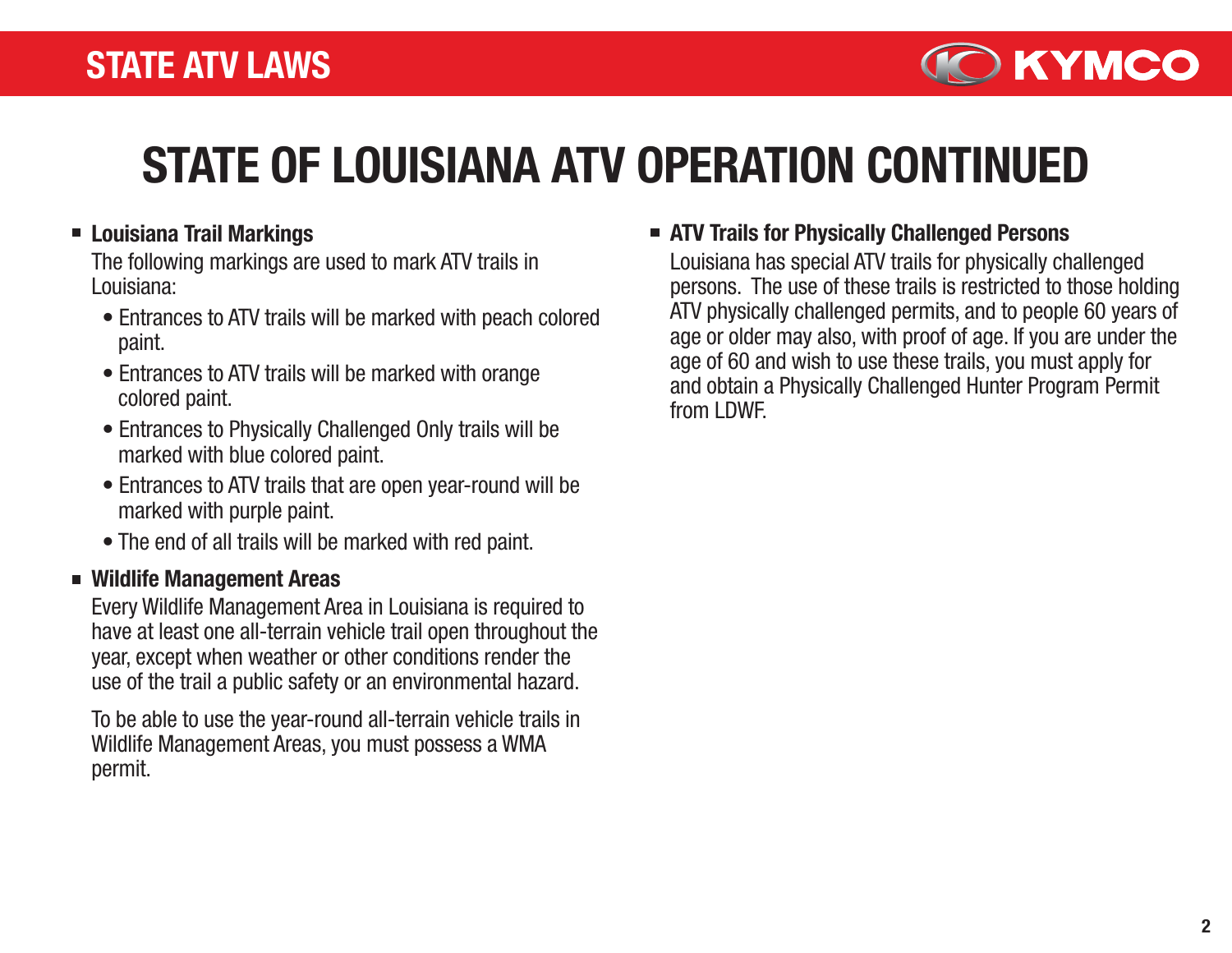# STATE OF LOUISIANA ATV OPERATION CONTINUED

- **Louisiana Trail Markings**

  The following markings are used to mark ATV trails in Louisiana:

  - Entrances to ATV trails will be marked with peach colored paint.
  - Entrances to ATV trails will be marked with orange colored paint.
  - Entrances to Physically Challenged Only trails will be marked with blue colored paint.
  - Entrances to ATV trails that are open year-round will be marked with purple paint.
  - The end of all trails will be marked with red paint.

- **Wildlife Management Areas**

  Every Wildlife Management Area in Louisiana is required to have at least one all-terrain vehicle trail open throughout the year, except when weather or other conditions render the use of the trail a public safety or an environmental hazard.

  To be able to use the year-round all-terrain vehicle trails in Wildlife Management Areas, you must possess a WMA permit.

- **ATV Trails for Physically Challenged Persons**

  Louisiana has special ATV trails for physically challenged persons. The use of these trails is restricted to those holding ATV physically challenged permits, and to people 60 years of age or older may also, with proof of age. If you are under the age of 60 and wish to use these trails, you must apply for and obtain a Physically Challenged Hunter Program Permit from LDWF.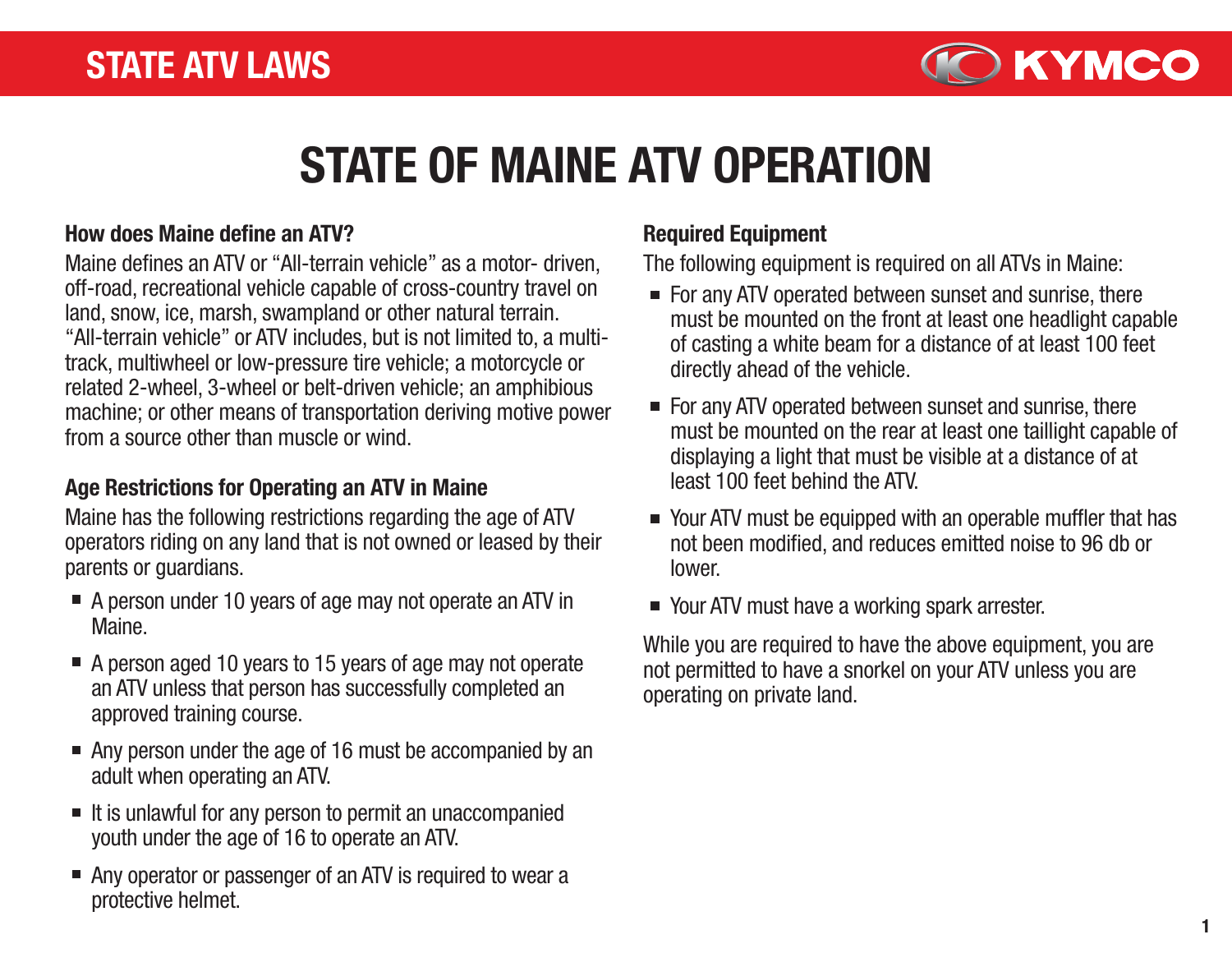# STATE OF MAINE ATV OPERATION

### How does Maine define an ATV?

Maine defines an ATV or "All-terrain vehicle" as a motor- driven, off-road, recreational vehicle capable of cross-country travel on land, snow, ice, marsh, swampland or other natural terrain. "All-terrain vehicle" or ATV includes, but is not limited to, a multi-track, multiwheel or low-pressure tire vehicle; a motorcycle or related 2-wheel, 3-wheel or belt-driven vehicle; an amphibious machine; or other means of transportation deriving motive power from a source other than muscle or wind.

### Age Restrictions for Operating an ATV in Maine

Maine has the following restrictions regarding the age of ATV operators riding on any land that is not owned or leased by their parents or guardians.

- A person under 10 years of age may not operate an ATV in Maine.
- A person aged 10 years to 15 years of age may not operate an ATV unless that person has successfully completed an approved training course.
- Any person under the age of 16 must be accompanied by an adult when operating an ATV.
- It is unlawful for any person to permit an unaccompanied youth under the age of 16 to operate an ATV.
- Any operator or passenger of an ATV is required to wear a protective helmet.

### Required Equipment

The following equipment is required on all ATVs in Maine:

- For any ATV operated between sunset and sunrise, there must be mounted on the front at least one headlight capable of casting a white beam for a distance of at least 100 feet directly ahead of the vehicle.
- For any ATV operated between sunset and sunrise, there must be mounted on the rear at least one taillight capable of displaying a light that must be visible at a distance of at least 100 feet behind the ATV.
- Your ATV must be equipped with an operable muffler that has not been modified, and reduces emitted noise to 96 db or lower.
- Your ATV must have a working spark arrester.

While you are required to have the above equipment, you are not permitted to have a snorkel on your ATV unless you are operating on private land.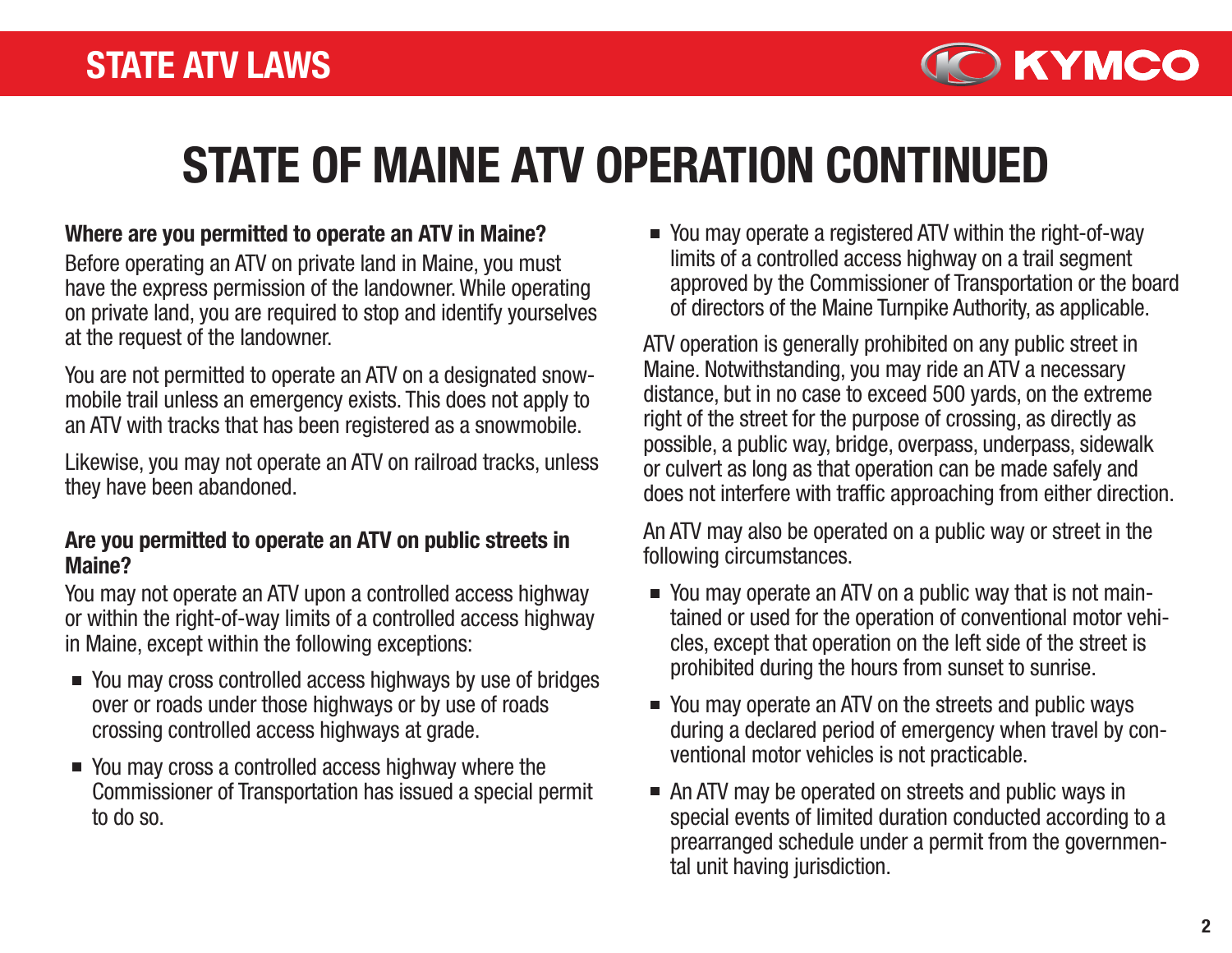# STATE OF MAINE ATV OPERATION CONTINUED

**Where are you permitted to operate an ATV in Maine?**

Before operating an ATV on private land in Maine, you must have the express permission of the landowner. While operating on private land, you are required to stop and identify yourselves at the request of the landowner.

You are not permitted to operate an ATV on a designated snowmobile trail unless an emergency exists. This does not apply to an ATV with tracks that has been registered as a snowmobile.

Likewise, you may not operate an ATV on railroad tracks, unless they have been abandoned.

**Are you permitted to operate an ATV on public streets in Maine?**

You may not operate an ATV upon a controlled access highway or within the right-of-way limits of a controlled access highway in Maine, except within the following exceptions:

- You may cross controlled access highways by use of bridges over or roads under those highways or by use of roads crossing controlled access highways at grade.
- You may cross a controlled access highway where the Commissioner of Transportation has issued a special permit to do so.
- You may operate a registered ATV within the right-of-way limits of a controlled access highway on a trail segment approved by the Commissioner of Transportation or the board of directors of the Maine Turnpike Authority, as applicable.

ATV operation is generally prohibited on any public street in Maine. Notwithstanding, you may ride an ATV a necessary distance, but in no case to exceed 500 yards, on the extreme right of the street for the purpose of crossing, as directly as possible, a public way, bridge, overpass, underpass, sidewalk or culvert as long as that operation can be made safely and does not interfere with traffic approaching from either direction.

An ATV may also be operated on a public way or street in the following circumstances.

- You may operate an ATV on a public way that is not maintained or used for the operation of conventional motor vehicles, except that operation on the left side of the street is prohibited during the hours from sunset to sunrise.
- You may operate an ATV on the streets and public ways during a declared period of emergency when travel by conventional motor vehicles is not practicable.
- An ATV may be operated on streets and public ways in special events of limited duration conducted according to a prearranged schedule under a permit from the governmental unit having jurisdiction.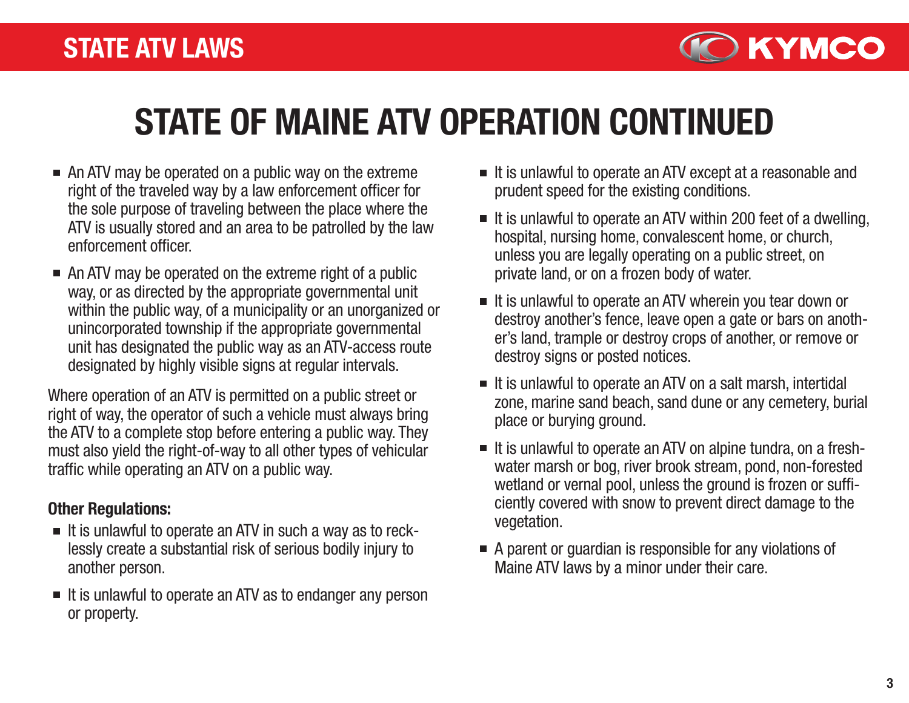# STATE OF MAINE ATV OPERATION CONTINUED

- An ATV may be operated on a public way on the extreme right of the traveled way by a law enforcement officer for the sole purpose of traveling between the place where the ATV is usually stored and an area to be patrolled by the law enforcement officer.
- An ATV may be operated on the extreme right of a public way, or as directed by the appropriate governmental unit within the public way, of a municipality or an unorganized or unincorporated township if the appropriate governmental unit has designated the public way as an ATV-access route designated by highly visible signs at regular intervals.

Where operation of an ATV is permitted on a public street or right of way, the operator of such a vehicle must always bring the ATV to a complete stop before entering a public way. They must also yield the right-of-way to all other types of vehicular traffic while operating an ATV on a public way.

**Other Regulations:**

- It is unlawful to operate an ATV in such a way as to recklessly create a substantial risk of serious bodily injury to another person.
- It is unlawful to operate an ATV as to endanger any person or property.
- It is unlawful to operate an ATV except at a reasonable and prudent speed for the existing conditions.
- It is unlawful to operate an ATV within 200 feet of a dwelling, hospital, nursing home, convalescent home, or church, unless you are legally operating on a public street, on private land, or on a frozen body of water.
- It is unlawful to operate an ATV wherein you tear down or destroy another's fence, leave open a gate or bars on another's land, trample or destroy crops of another, or remove or destroy signs or posted notices.
- It is unlawful to operate an ATV on a salt marsh, intertidal zone, marine sand beach, sand dune or any cemetery, burial place or burying ground.
- It is unlawful to operate an ATV on alpine tundra, on a freshwater marsh or bog, river brook stream, pond, non-forested wetland or vernal pool, unless the ground is frozen or sufficiently covered with snow to prevent direct damage to the vegetation.
- A parent or guardian is responsible for any violations of Maine ATV laws by a minor under their care.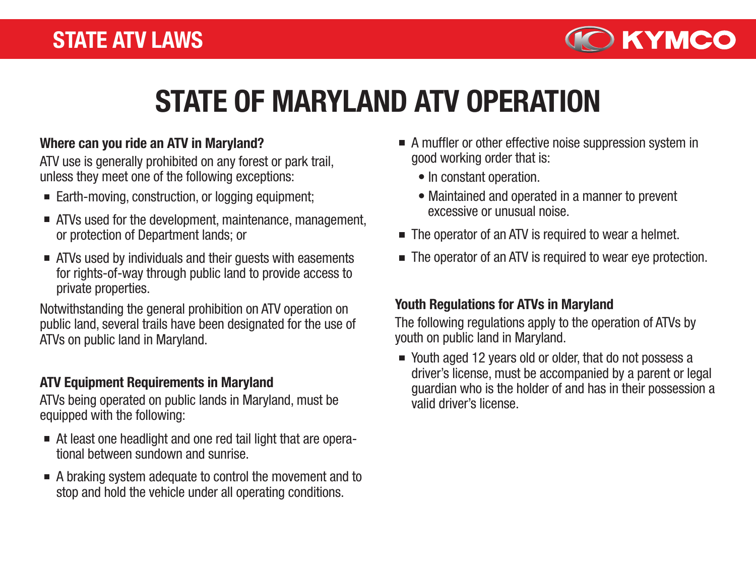# STATE OF MARYLAND ATV OPERATION

### Where can you ride an ATV in Maryland?

ATV use is generally prohibited on any forest or park trail, unless they meet one of the following exceptions:

- Earth-moving, construction, or logging equipment;
- ATVs used for the development, maintenance, management, or protection of Department lands; or
- ATVs used by individuals and their guests with easements for rights-of-way through public land to provide access to private properties.

Notwithstanding the general prohibition on ATV operation on public land, several trails have been designated for the use of ATVs on public land in Maryland.

### ATV Equipment Requirements in Maryland

ATVs being operated on public lands in Maryland, must be equipped with the following:

- At least one headlight and one red tail light that are operational between sundown and sunrise.
- A braking system adequate to control the movement and to stop and hold the vehicle under all operating conditions.
- A muffler or other effective noise suppression system in good working order that is:
  - In constant operation.
  - Maintained and operated in a manner to prevent excessive or unusual noise.
- The operator of an ATV is required to wear a helmet.
- The operator of an ATV is required to wear eye protection.

### Youth Regulations for ATVs in Maryland

The following regulations apply to the operation of ATVs by youth on public land in Maryland.

- Youth aged 12 years old or older, that do not possess a driver's license, must be accompanied by a parent or legal guardian who is the holder of and has in their possession a valid driver's license.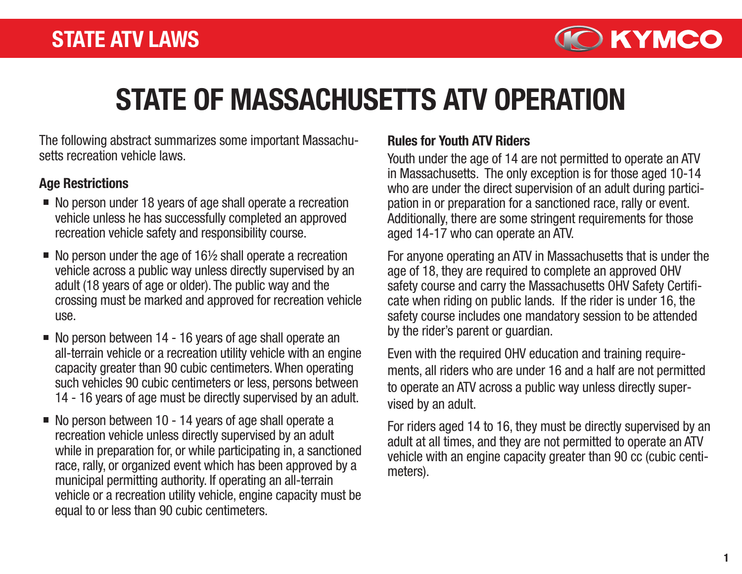# STATE OF MASSACHUSETTS ATV OPERATION

The following abstract summarizes some important Massachusetts recreation vehicle laws.

### Age Restrictions

- No person under 18 years of age shall operate a recreation vehicle unless he has successfully completed an approved recreation vehicle safety and responsibility course.
- No person under the age of 16½ shall operate a recreation vehicle across a public way unless directly supervised by an adult (18 years of age or older). The public way and the crossing must be marked and approved for recreation vehicle use.
- No person between 14 - 16 years of age shall operate an all-terrain vehicle or a recreation utility vehicle with an engine capacity greater than 90 cubic centimeters. When operating such vehicles 90 cubic centimeters or less, persons between 14 - 16 years of age must be directly supervised by an adult.
- No person between 10 - 14 years of age shall operate a recreation vehicle unless directly supervised by an adult while in preparation for, or while participating in, a sanctioned race, rally, or organized event which has been approved by a municipal permitting authority. If operating an all-terrain vehicle or a recreation utility vehicle, engine capacity must be equal to or less than 90 cubic centimeters.

### Rules for Youth ATV Riders

Youth under the age of 14 are not permitted to operate an ATV in Massachusetts. The only exception is for those aged 10-14 who are under the direct supervision of an adult during participation in or preparation for a sanctioned race, rally or event. Additionally, there are some stringent requirements for those aged 14-17 who can operate an ATV.

For anyone operating an ATV in Massachusetts that is under the age of 18, they are required to complete an approved OHV safety course and carry the Massachusetts OHV Safety Certificate when riding on public lands. If the rider is under 16, the safety course includes one mandatory session to be attended by the rider's parent or guardian.

Even with the required OHV education and training requirements, all riders who are under 16 and a half are not permitted to operate an ATV across a public way unless directly supervised by an adult.

For riders aged 14 to 16, they must be directly supervised by an adult at all times, and they are not permitted to operate an ATV vehicle with an engine capacity greater than 90 cc (cubic centimeters).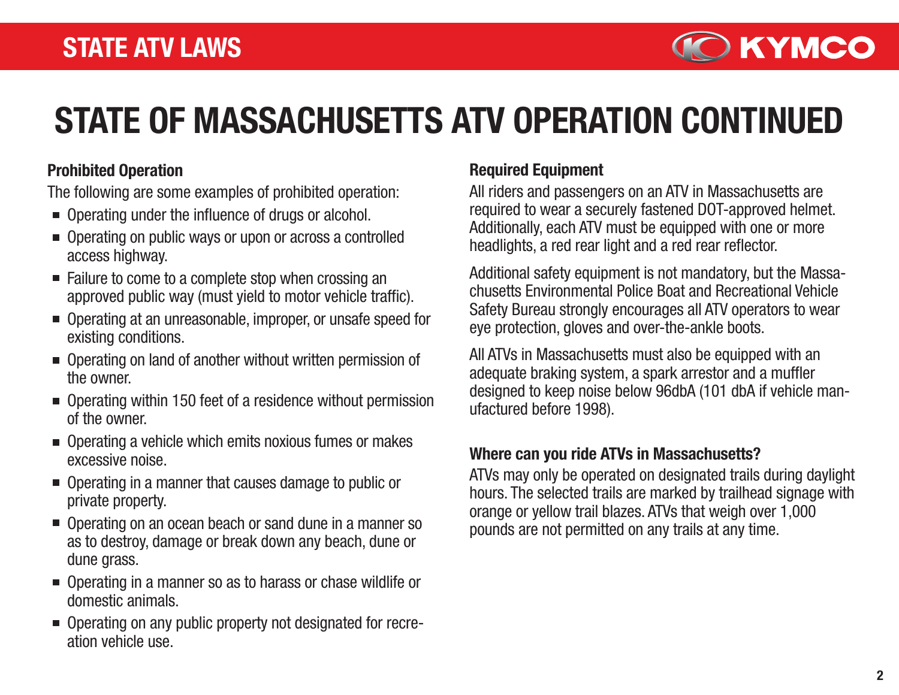# STATE OF MASSACHUSETTS ATV OPERATION CONTINUED

### Prohibited Operation

The following are some examples of prohibited operation:

- Operating under the influence of drugs or alcohol.
- Operating on public ways or upon or across a controlled access highway.
- Failure to come to a complete stop when crossing an approved public way (must yield to motor vehicle traffic).
- Operating at an unreasonable, improper, or unsafe speed for existing conditions.
- Operating on land of another without written permission of the owner.
- Operating within 150 feet of a residence without permission of the owner.
- Operating a vehicle which emits noxious fumes or makes excessive noise.
- Operating in a manner that causes damage to public or private property.
- Operating on an ocean beach or sand dune in a manner so as to destroy, damage or break down any beach, dune or dune grass.
- Operating in a manner so as to harass or chase wildlife or domestic animals.
- Operating on any public property not designated for recreation vehicle use.

### Required Equipment

All riders and passengers on an ATV in Massachusetts are required to wear a securely fastened DOT-approved helmet. Additionally, each ATV must be equipped with one or more headlights, a red rear light and a red rear reflector.

Additional safety equipment is not mandatory, but the Massachusetts Environmental Police Boat and Recreational Vehicle Safety Bureau strongly encourages all ATV operators to wear eye protection, gloves and over-the-ankle boots.

All ATVs in Massachusetts must also be equipped with an adequate braking system, a spark arrestor and a muffler designed to keep noise below 96dbA (101 dbA if vehicle manufactured before 1998).

### Where can you ride ATVs in Massachusetts?

ATVs may only be operated on designated trails during daylight hours. The selected trails are marked by trailhead signage with orange or yellow trail blazes. ATVs that weigh over 1,000 pounds are not permitted on any trails at any time.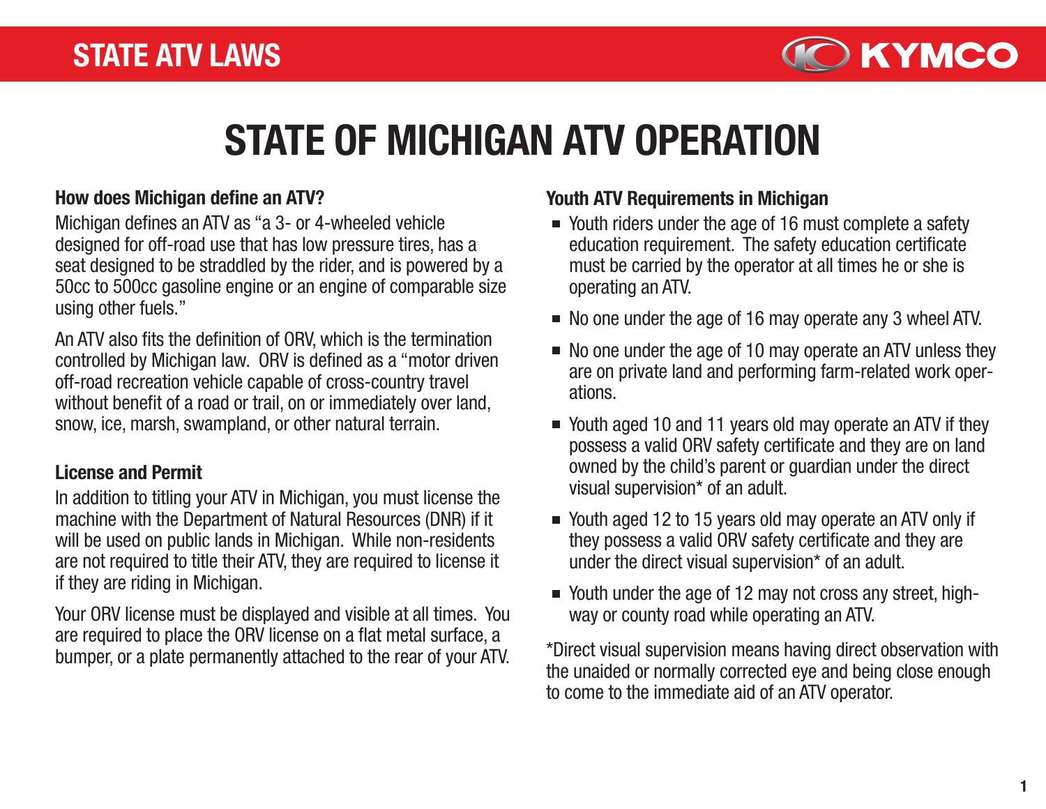# STATE OF MICHIGAN ATV OPERATION

### How does Michigan define an ATV?

Michigan defines an ATV as "a 3- or 4-wheeled vehicle designed for off-road use that has low pressure tires, has a seat designed to be straddled by the rider, and is powered by a 50cc to 500cc gasoline engine or an engine of comparable size using other fuels."

An ATV also fits the definition of ORV, which is the termination controlled by Michigan law. ORV is defined as a "motor driven off-road recreation vehicle capable of cross-country travel without benefit of a road or trail, on or immediately over land, snow, ice, marsh, swampland, or other natural terrain.

### License and Permit

In addition to titling your ATV in Michigan, you must license the machine with the Department of Natural Resources (DNR) if it will be used on public lands in Michigan. While non-residents are not required to title their ATV, they are required to license it if they are riding in Michigan.

Your ORV license must be displayed and visible at all times. You are required to place the ORV license on a flat metal surface, a bumper, or a plate permanently attached to the rear of your ATV.

### Youth ATV Requirements in Michigan

- Youth riders under the age of 16 must complete a safety education requirement. The safety education certificate must be carried by the operator at all times he or she is operating an ATV.
- No one under the age of 16 may operate any 3 wheel ATV.
- No one under the age of 10 may operate an ATV unless they are on private land and performing farm-related work operations.
- Youth aged 10 and 11 years old may operate an ATV if they possess a valid ORV safety certificate and they are on land owned by the child's parent or guardian under the direct visual supervision* of an adult.
- Youth aged 12 to 15 years old may operate an ATV only if they possess a valid ORV safety certificate and they are under the direct visual supervision* of an adult.
- Youth under the age of 12 may not cross any street, highway or county road while operating an ATV.

*Direct visual supervision means having direct observation with the unaided or normally corrected eye and being close enough to come to the immediate aid of an ATV operator.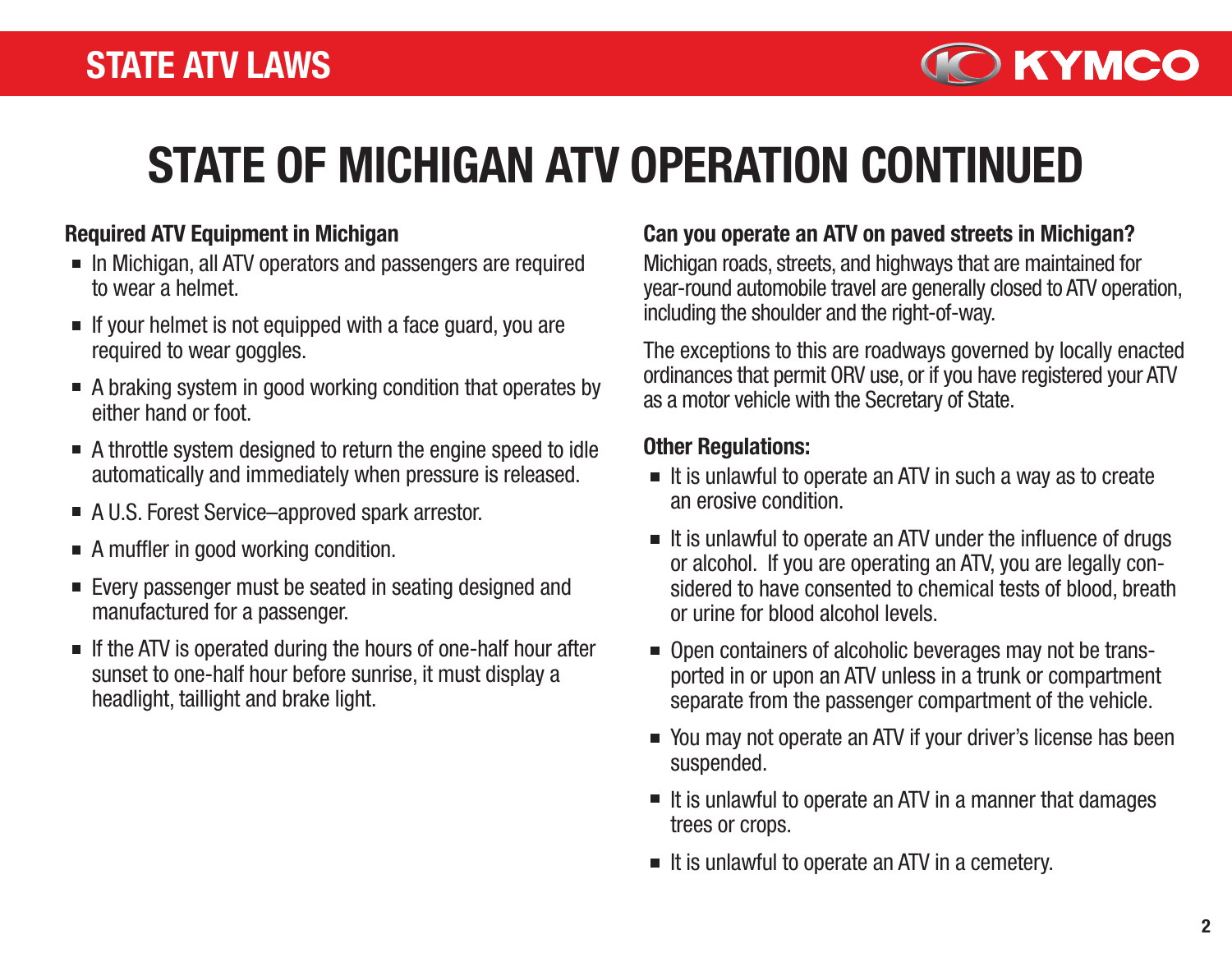# STATE OF MICHIGAN ATV OPERATION CONTINUED

### Required ATV Equipment in Michigan

- In Michigan, all ATV operators and passengers are required to wear a helmet.
- If your helmet is not equipped with a face guard, you are required to wear goggles.
- A braking system in good working condition that operates by either hand or foot.
- A throttle system designed to return the engine speed to idle automatically and immediately when pressure is released.
- A U.S. Forest Service–approved spark arrestor.
- A muffler in good working condition.
- Every passenger must be seated in seating designed and manufactured for a passenger.
- If the ATV is operated during the hours of one-half hour after sunset to one-half hour before sunrise, it must display a headlight, taillight and brake light.

### Can you operate an ATV on paved streets in Michigan?

Michigan roads, streets, and highways that are maintained for year-round automobile travel are generally closed to ATV operation, including the shoulder and the right-of-way.

The exceptions to this are roadways governed by locally enacted ordinances that permit ORV use, or if you have registered your ATV as a motor vehicle with the Secretary of State.

### Other Regulations:

- It is unlawful to operate an ATV in such a way as to create an erosive condition.
- It is unlawful to operate an ATV under the influence of drugs or alcohol. If you are operating an ATV, you are legally considered to have consented to chemical tests of blood, breath or urine for blood alcohol levels.
- Open containers of alcoholic beverages may not be transported in or upon an ATV unless in a trunk or compartment separate from the passenger compartment of the vehicle.
- You may not operate an ATV if your driver's license has been suspended.
- It is unlawful to operate an ATV in a manner that damages trees or crops.
- It is unlawful to operate an ATV in a cemetery.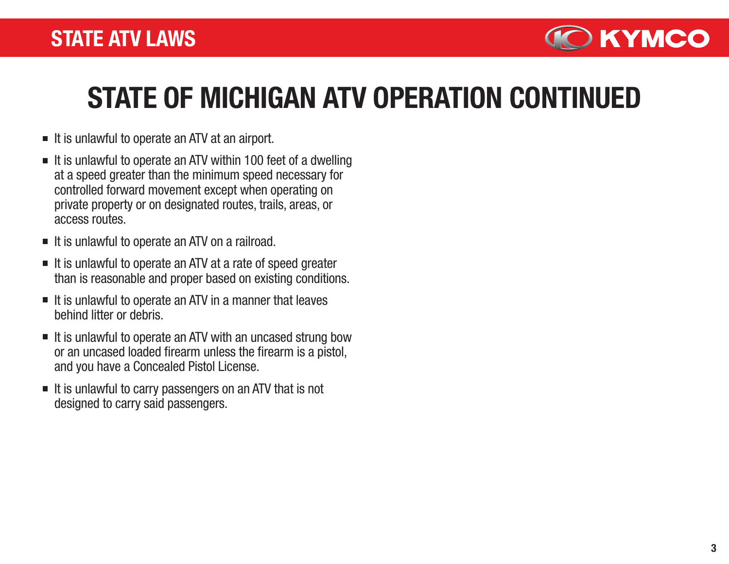# STATE OF MICHIGAN ATV OPERATION CONTINUED

- It is unlawful to operate an ATV at an airport.
- It is unlawful to operate an ATV within 100 feet of a dwelling at a speed greater than the minimum speed necessary for controlled forward movement except when operating on private property or on designated routes, trails, areas, or access routes.
- It is unlawful to operate an ATV on a railroad.
- It is unlawful to operate an ATV at a rate of speed greater than is reasonable and proper based on existing conditions.
- It is unlawful to operate an ATV in a manner that leaves behind litter or debris.
- It is unlawful to operate an ATV with an uncased strung bow or an uncased loaded firearm unless the firearm is a pistol, and you have a Concealed Pistol License.
- It is unlawful to carry passengers on an ATV that is not designed to carry said passengers.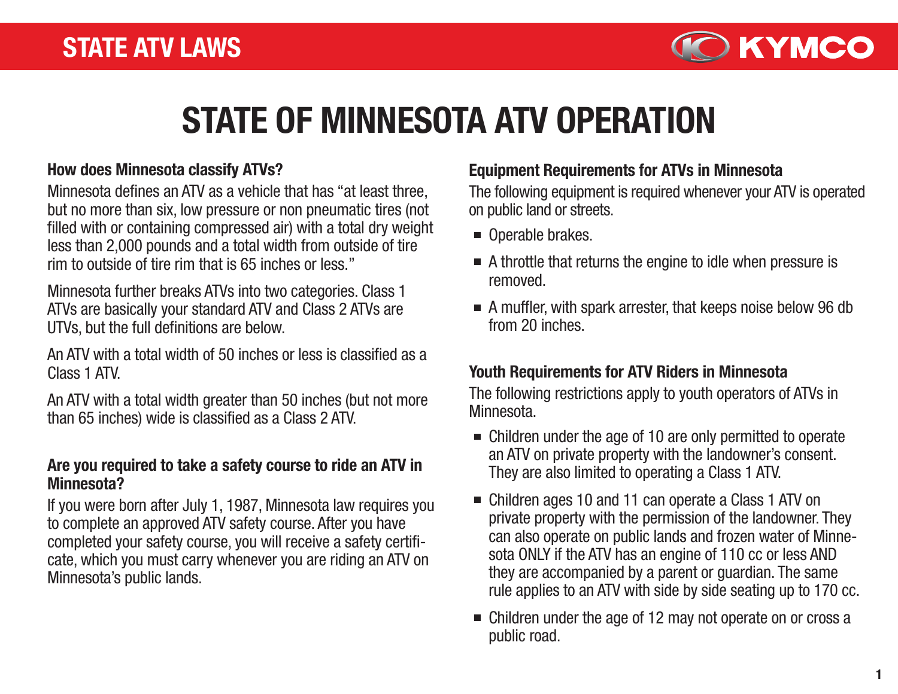# STATE OF MINNESOTA ATV OPERATION

### How does Minnesota classify ATVs?

Minnesota defines an ATV as a vehicle that has "at least three, but no more than six, low pressure or non pneumatic tires (not filled with or containing compressed air) with a total dry weight less than 2,000 pounds and a total width from outside of tire rim to outside of tire rim that is 65 inches or less."

Minnesota further breaks ATVs into two categories. Class 1 ATVs are basically your standard ATV and Class 2 ATVs are UTVs, but the full definitions are below.

An ATV with a total width of 50 inches or less is classified as a Class 1 ATV.

An ATV with a total width greater than 50 inches (but not more than 65 inches) wide is classified as a Class 2 ATV.

### Are you required to take a safety course to ride an ATV in Minnesota?

If you were born after July 1, 1987, Minnesota law requires you to complete an approved ATV safety course. After you have completed your safety course, you will receive a safety certificate, which you must carry whenever you are riding an ATV on Minnesota's public lands.

### Equipment Requirements for ATVs in Minnesota

The following equipment is required whenever your ATV is operated on public land or streets.

- Operable brakes.
- A throttle that returns the engine to idle when pressure is removed.
- A muffler, with spark arrester, that keeps noise below 96 db from 20 inches.

### Youth Requirements for ATV Riders in Minnesota

The following restrictions apply to youth operators of ATVs in Minnesota.

- Children under the age of 10 are only permitted to operate an ATV on private property with the landowner's consent. They are also limited to operating a Class 1 ATV.
- Children ages 10 and 11 can operate a Class 1 ATV on private property with the permission of the landowner. They can also operate on public lands and frozen water of Minnesota ONLY if the ATV has an engine of 110 cc or less AND they are accompanied by a parent or guardian. The same rule applies to an ATV with side by side seating up to 170 cc.
- Children under the age of 12 may not operate on or cross a public road.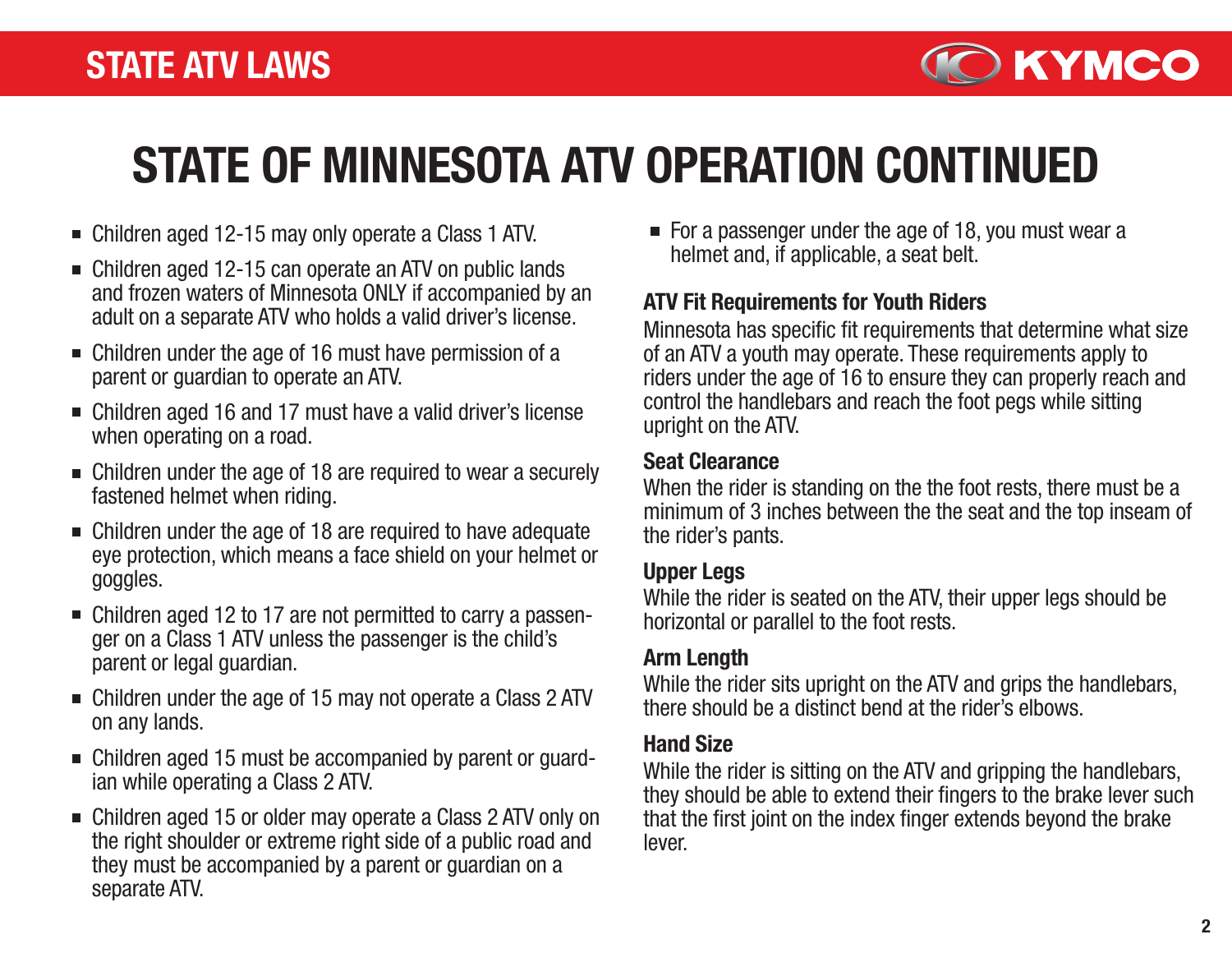# STATE OF MINNESOTA ATV OPERATION CONTINUED

- Children aged 12-15 may only operate a Class 1 ATV.
- Children aged 12-15 can operate an ATV on public lands and frozen waters of Minnesota ONLY if accompanied by an adult on a separate ATV who holds a valid driver's license.
- Children under the age of 16 must have permission of a parent or guardian to operate an ATV.
- Children aged 16 and 17 must have a valid driver's license when operating on a road.
- Children under the age of 18 are required to wear a securely fastened helmet when riding.
- Children under the age of 18 are required to have adequate eye protection, which means a face shield on your helmet or goggles.
- Children aged 12 to 17 are not permitted to carry a passenger on a Class 1 ATV unless the passenger is the child's parent or legal guardian.
- Children under the age of 15 may not operate a Class 2 ATV on any lands.
- Children aged 15 must be accompanied by parent or guardian while operating a Class 2 ATV.
- Children aged 15 or older may operate a Class 2 ATV only on the right shoulder or extreme right side of a public road and they must be accompanied by a parent or guardian on a separate ATV.
- For a passenger under the age of 18, you must wear a helmet and, if applicable, a seat belt.

### ATV Fit Requirements for Youth Riders

Minnesota has specific fit requirements that determine what size of an ATV a youth may operate. These requirements apply to riders under the age of 16 to ensure they can properly reach and control the handlebars and reach the foot pegs while sitting upright on the ATV.

#### Seat Clearance

When the rider is standing on the the foot rests, there must be a minimum of 3 inches between the the seat and the top inseam of the rider's pants.

#### Upper Legs

While the rider is seated on the ATV, their upper legs should be horizontal or parallel to the foot rests.

#### Arm Length

While the rider sits upright on the ATV and grips the handlebars, there should be a distinct bend at the rider's elbows.

#### Hand Size

While the rider is sitting on the ATV and gripping the handlebars, they should be able to extend their fingers to the brake lever such that the first joint on the index finger extends beyond the brake lever.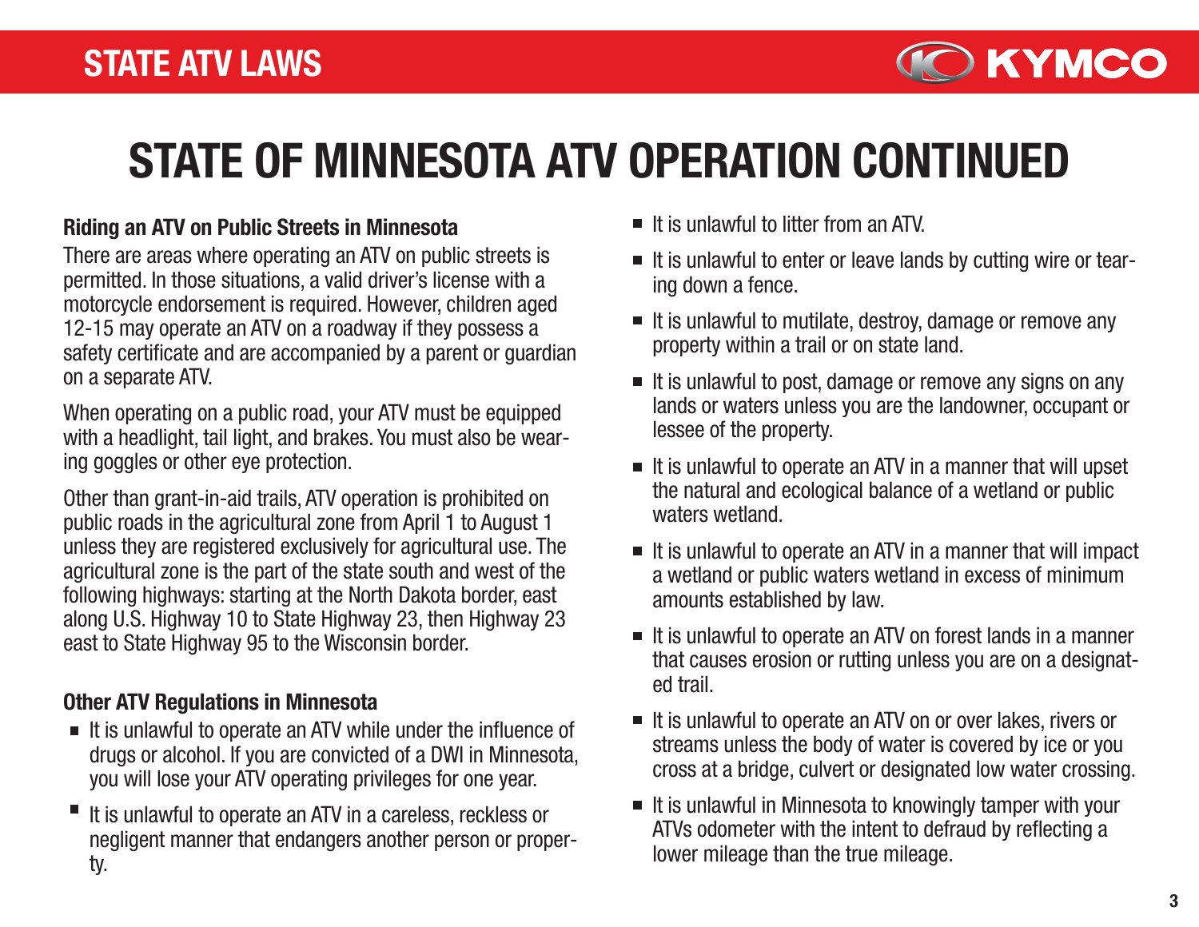# STATE OF MINNESOTA ATV OPERATION CONTINUED

### Riding an ATV on Public Streets in Minnesota

There are areas where operating an ATV on public streets is permitted. In those situations, a valid driver's license with a motorcycle endorsement is required. However, children aged 12-15 may operate an ATV on a roadway if they possess a safety certificate and are accompanied by a parent or guardian on a separate ATV.

When operating on a public road, your ATV must be equipped with a headlight, tail light, and brakes. You must also be wearing goggles or other eye protection.

Other than grant-in-aid trails, ATV operation is prohibited on public roads in the agricultural zone from April 1 to August 1 unless they are registered exclusively for agricultural use. The agricultural zone is the part of the state south and west of the following highways: starting at the North Dakota border, east along U.S. Highway 10 to State Highway 23, then Highway 23 east to State Highway 95 to the Wisconsin border.

### Other ATV Regulations in Minnesota

- It is unlawful to operate an ATV while under the influence of drugs or alcohol. If you are convicted of a DWI in Minnesota, you will lose your ATV operating privileges for one year.
- It is unlawful to operate an ATV in a careless, reckless or negligent manner that endangers another person or property.
- It is unlawful to litter from an ATV.
- It is unlawful to enter or leave lands by cutting wire or tearing down a fence.
- It is unlawful to mutilate, destroy, damage or remove any property within a trail or on state land.
- It is unlawful to post, damage or remove any signs on any lands or waters unless you are the landowner, occupant or lessee of the property.
- It is unlawful to operate an ATV in a manner that will upset the natural and ecological balance of a wetland or public waters wetland.
- It is unlawful to operate an ATV in a manner that will impact a wetland or public waters wetland in excess of minimum amounts established by law.
- It is unlawful to operate an ATV on forest lands in a manner that causes erosion or rutting unless you are on a designated trail.
- It is unlawful to operate an ATV on or over lakes, rivers or streams unless the body of water is covered by ice or you cross at a bridge, culvert or designated low water crossing.
- It is unlawful in Minnesota to knowingly tamper with your ATVs odometer with the intent to defraud by reflecting a lower mileage than the true mileage.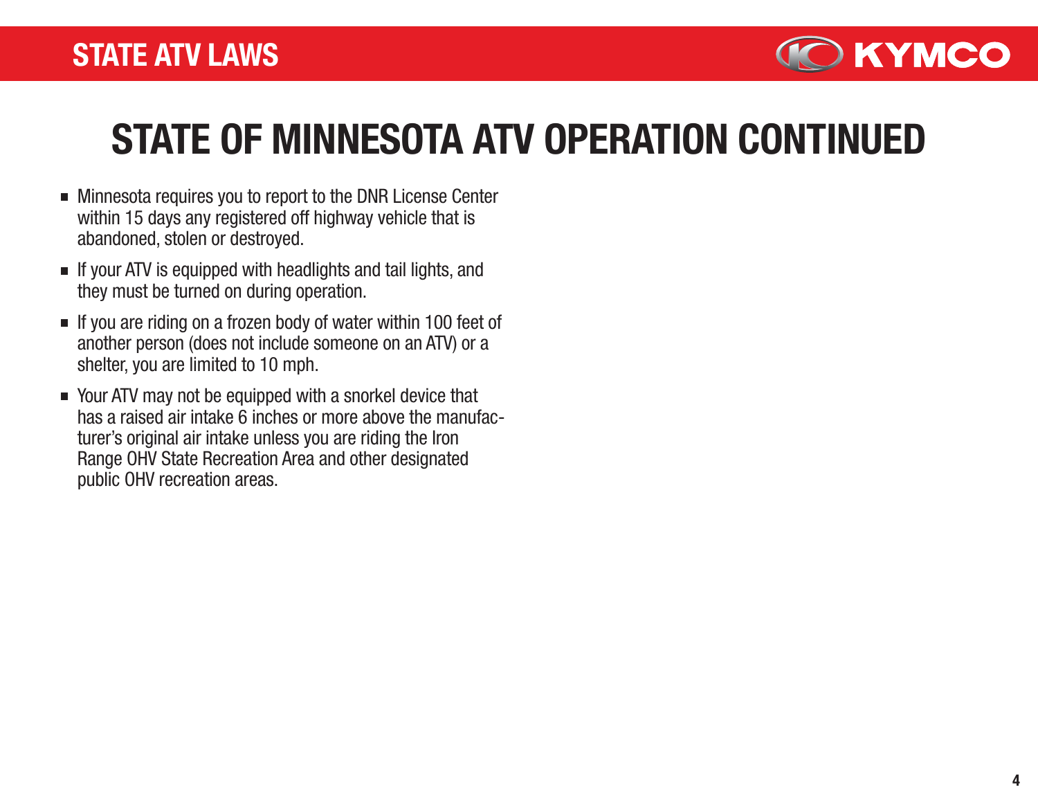# STATE OF MINNESOTA ATV OPERATION CONTINUED

- Minnesota requires you to report to the DNR License Center within 15 days any registered off highway vehicle that is abandoned, stolen or destroyed.
- If your ATV is equipped with headlights and tail lights, and they must be turned on during operation.
- If you are riding on a frozen body of water within 100 feet of another person (does not include someone on an ATV) or a shelter, you are limited to 10 mph.
- Your ATV may not be equipped with a snorkel device that has a raised air intake 6 inches or more above the manufacturer's original air intake unless you are riding the Iron Range OHV State Recreation Area and other designated public OHV recreation areas.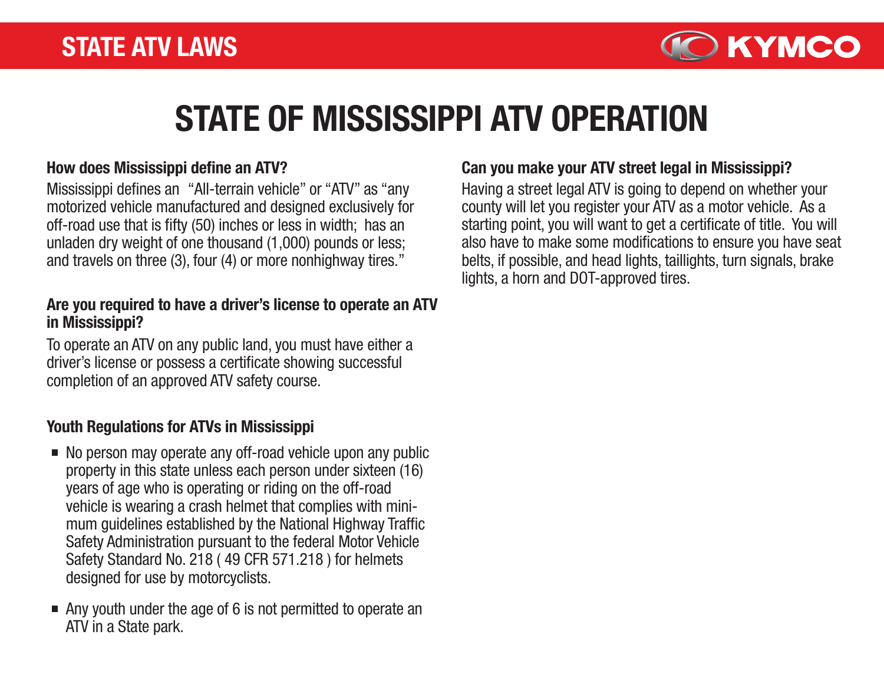# STATE OF MISSISSIPPI ATV OPERATION

### How does Mississippi define an ATV?

Mississippi defines an "All-terrain vehicle" or "ATV" as "any motorized vehicle manufactured and designed exclusively for off-road use that is fifty (50) inches or less in width; has an unladen dry weight of one thousand (1,000) pounds or less; and travels on three (3), four (4) or more nonhighway tires."

### Are you required to have a driver's license to operate an ATV in Mississippi?

To operate an ATV on any public land, you must have either a driver's license or possess a certificate showing successful completion of an approved ATV safety course.

### Youth Regulations for ATVs in Mississippi

- No person may operate any off-road vehicle upon any public property in this state unless each person under sixteen (16) years of age who is operating or riding on the off-road vehicle is wearing a crash helmet that complies with minimum guidelines established by the National Highway Traffic Safety Administration pursuant to the federal Motor Vehicle Safety Standard No. 218 ( 49 CFR 571.218 ) for helmets designed for use by motorcyclists.
- Any youth under the age of 6 is not permitted to operate an ATV in a State park.

### Can you make your ATV street legal in Mississippi?

Having a street legal ATV is going to depend on whether your county will let you register your ATV as a motor vehicle. As a starting point, you will want to get a certificate of title. You will also have to make some modifications to ensure you have seat belts, if possible, and head lights, taillights, turn signals, brake lights, a horn and DOT-approved tires.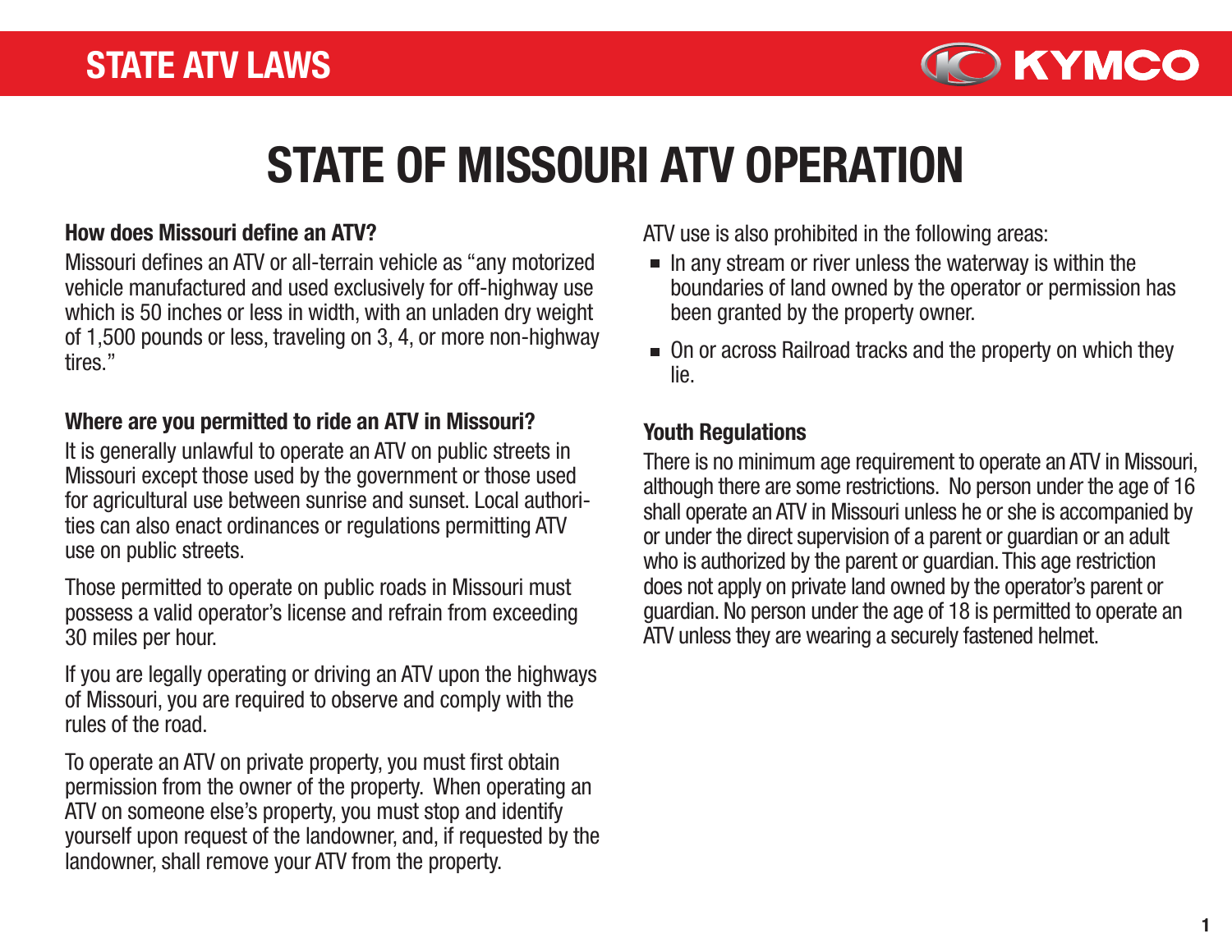# STATE OF MISSOURI ATV OPERATION

### How does Missouri define an ATV?

Missouri defines an ATV or all-terrain vehicle as "any motorized vehicle manufactured and used exclusively for off-highway use which is 50 inches or less in width, with an unladen dry weight of 1,500 pounds or less, traveling on 3, 4, or more non-highway tires."

### Where are you permitted to ride an ATV in Missouri?

It is generally unlawful to operate an ATV on public streets in Missouri except those used by the government or those used for agricultural use between sunrise and sunset. Local authorities can also enact ordinances or regulations permitting ATV use on public streets.

Those permitted to operate on public roads in Missouri must possess a valid operator's license and refrain from exceeding 30 miles per hour.

If you are legally operating or driving an ATV upon the highways of Missouri, you are required to observe and comply with the rules of the road.

To operate an ATV on private property, you must first obtain permission from the owner of the property. When operating an ATV on someone else's property, you must stop and identify yourself upon request of the landowner, and, if requested by the landowner, shall remove your ATV from the property.

ATV use is also prohibited in the following areas:

- In any stream or river unless the waterway is within the boundaries of land owned by the operator or permission has been granted by the property owner.
- On or across Railroad tracks and the property on which they lie.

### Youth Regulations

There is no minimum age requirement to operate an ATV in Missouri, although there are some restrictions. No person under the age of 16 shall operate an ATV in Missouri unless he or she is accompanied by or under the direct supervision of a parent or guardian or an adult who is authorized by the parent or guardian. This age restriction does not apply on private land owned by the operator's parent or guardian. No person under the age of 18 is permitted to operate an ATV unless they are wearing a securely fastened helmet.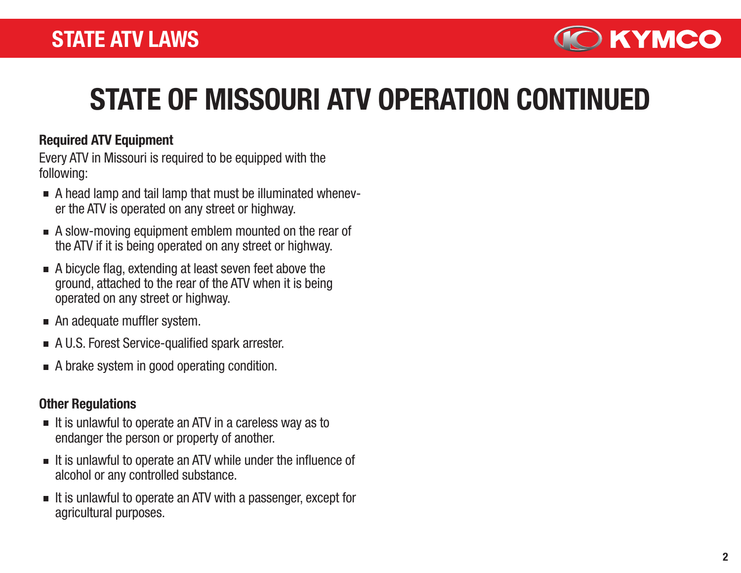# STATE OF MISSOURI ATV OPERATION CONTINUED

**Required ATV Equipment**

Every ATV in Missouri is required to be equipped with the following:

- A head lamp and tail lamp that must be illuminated whenever the ATV is operated on any street or highway.
- A slow-moving equipment emblem mounted on the rear of the ATV if it is being operated on any street or highway.
- A bicycle flag, extending at least seven feet above the ground, attached to the rear of the ATV when it is being operated on any street or highway.
- An adequate muffler system.
- A U.S. Forest Service-qualified spark arrester.
- A brake system in good operating condition.

**Other Regulations**

- It is unlawful to operate an ATV in a careless way as to endanger the person or property of another.
- It is unlawful to operate an ATV while under the influence of alcohol or any controlled substance.
- It is unlawful to operate an ATV with a passenger, except for agricultural purposes.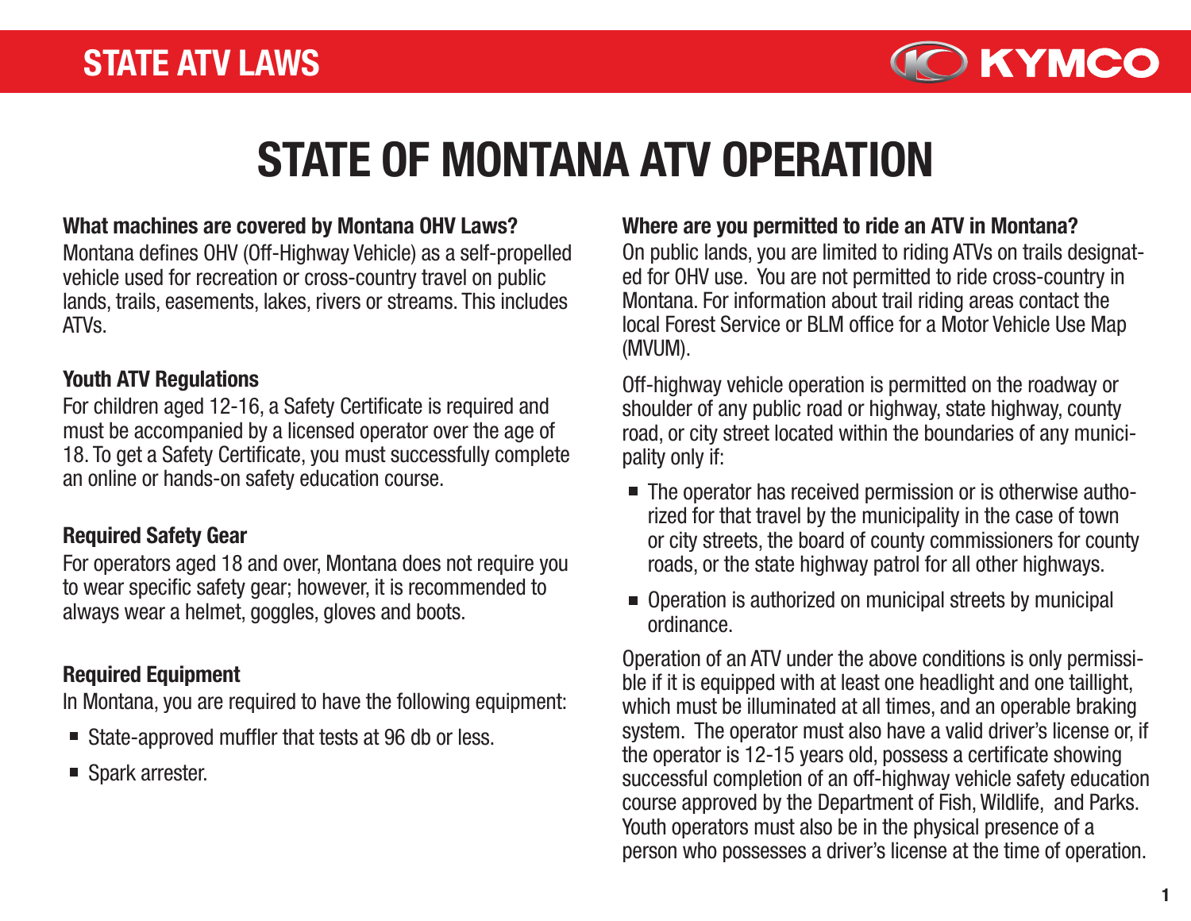# STATE OF MONTANA ATV OPERATION

**What machines are covered by Montana OHV Laws?**

Montana defines OHV (Off-Highway Vehicle) as a self-propelled vehicle used for recreation or cross-country travel on public lands, trails, easements, lakes, rivers or streams. This includes ATVs.

**Youth ATV Regulations**

For children aged 12-16, a Safety Certificate is required and must be accompanied by a licensed operator over the age of 18. To get a Safety Certificate, you must successfully complete an online or hands-on safety education course.

**Required Safety Gear**

For operators aged 18 and over, Montana does not require you to wear specific safety gear; however, it is recommended to always wear a helmet, goggles, gloves and boots.

**Required Equipment**

In Montana, you are required to have the following equipment:

- State-approved muffler that tests at 96 db or less.
- Spark arrester.

**Where are you permitted to ride an ATV in Montana?**

On public lands, you are limited to riding ATVs on trails designated for OHV use. You are not permitted to ride cross-country in Montana. For information about trail riding areas contact the local Forest Service or BLM office for a Motor Vehicle Use Map (MVUM).

Off-highway vehicle operation is permitted on the roadway or shoulder of any public road or highway, state highway, county road, or city street located within the boundaries of any municipality only if:

- The operator has received permission or is otherwise authorized for that travel by the municipality in the case of town or city streets, the board of county commissioners for county roads, or the state highway patrol for all other highways.
- Operation is authorized on municipal streets by municipal ordinance.

Operation of an ATV under the above conditions is only permissible if it is equipped with at least one headlight and one taillight, which must be illuminated at all times, and an operable braking system. The operator must also have a valid driver's license or, if the operator is 12-15 years old, possess a certificate showing successful completion of an off-highway vehicle safety education course approved by the Department of Fish, Wildlife, and Parks. Youth operators must also be in the physical presence of a person who possesses a driver's license at the time of operation.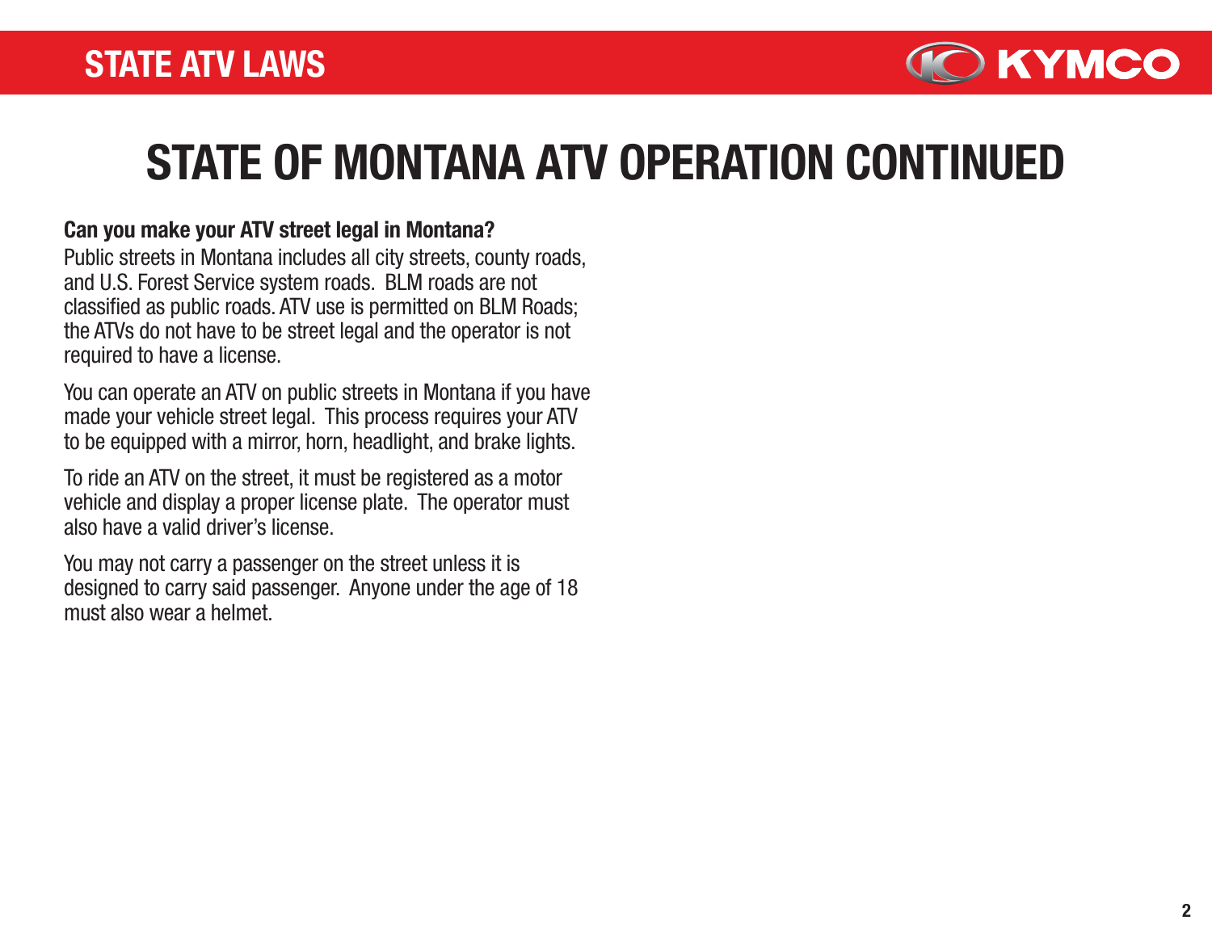# STATE OF MONTANA ATV OPERATION CONTINUED

**Can you make your ATV street legal in Montana?**

Public streets in Montana includes all city streets, county roads, and U.S. Forest Service system roads. BLM roads are not classified as public roads. ATV use is permitted on BLM Roads; the ATVs do not have to be street legal and the operator is not required to have a license.

You can operate an ATV on public streets in Montana if you have made your vehicle street legal. This process requires your ATV to be equipped with a mirror, horn, headlight, and brake lights.

To ride an ATV on the street, it must be registered as a motor vehicle and display a proper license plate. The operator must also have a valid driver's license.

You may not carry a passenger on the street unless it is designed to carry said passenger. Anyone under the age of 18 must also wear a helmet.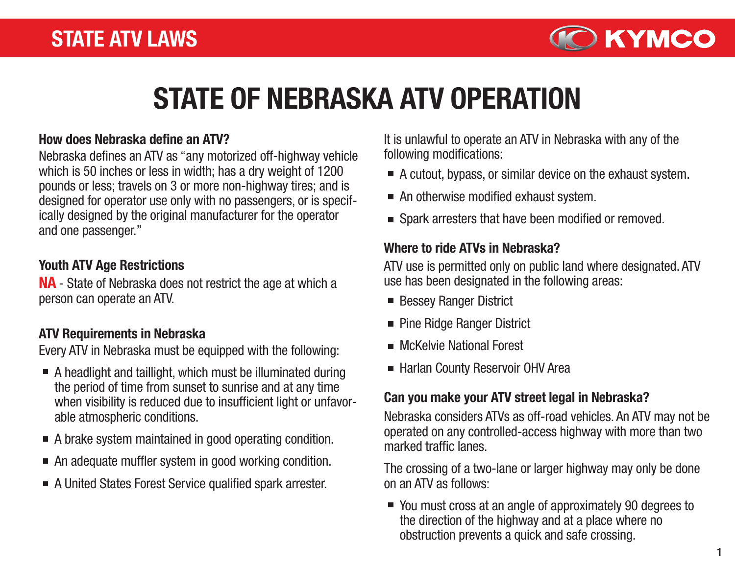# STATE OF NEBRASKA ATV OPERATION

### How does Nebraska define an ATV?

Nebraska defines an ATV as "any motorized off-highway vehicle which is 50 inches or less in width; has a dry weight of 1200 pounds or less; travels on 3 or more non-highway tires; and is designed for operator use only with no passengers, or is specifically designed by the original manufacturer for the operator and one passenger."

### Youth ATV Age Restrictions

**NA** - State of Nebraska does not restrict the age at which a person can operate an ATV.

### ATV Requirements in Nebraska

Every ATV in Nebraska must be equipped with the following:

- A headlight and taillight, which must be illuminated during the period of time from sunset to sunrise and at any time when visibility is reduced due to insufficient light or unfavorable atmospheric conditions.
- A brake system maintained in good operating condition.
- An adequate muffler system in good working condition.
- A United States Forest Service qualified spark arrester.

It is unlawful to operate an ATV in Nebraska with any of the following modifications:

- A cutout, bypass, or similar device on the exhaust system.
- An otherwise modified exhaust system.
- Spark arresters that have been modified or removed.

### Where to ride ATVs in Nebraska?

ATV use is permitted only on public land where designated. ATV use has been designated in the following areas:

- Bessey Ranger District
- Pine Ridge Ranger District
- McKelvie National Forest
- Harlan County Reservoir OHV Area

### Can you make your ATV street legal in Nebraska?

Nebraska considers ATVs as off-road vehicles. An ATV may not be operated on any controlled-access highway with more than two marked traffic lanes.

The crossing of a two-lane or larger highway may only be done on an ATV as follows:

- You must cross at an angle of approximately 90 degrees to the direction of the highway and at a place where no obstruction prevents a quick and safe crossing.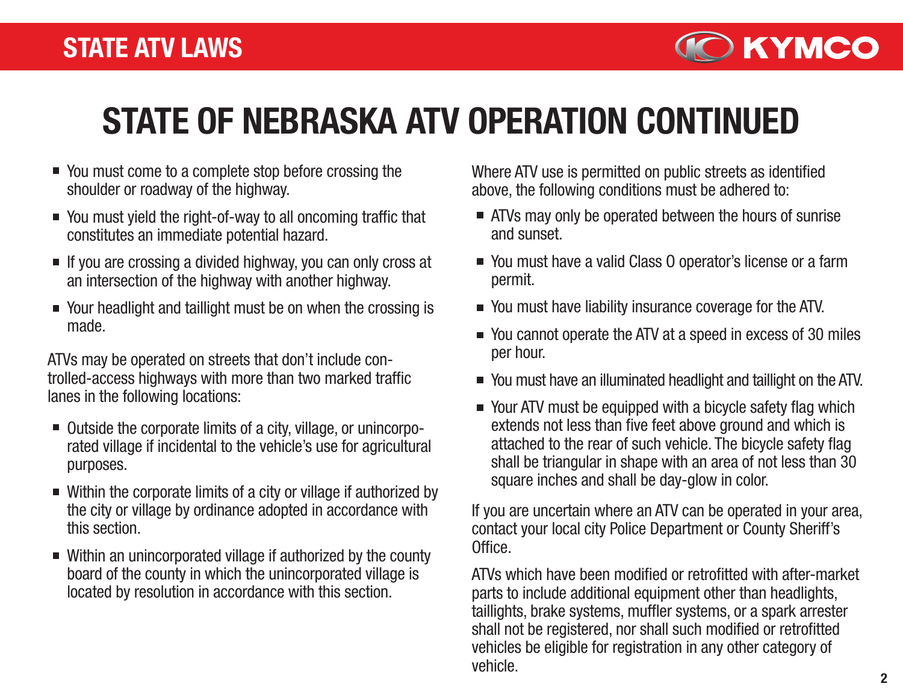# STATE OF NEBRASKA ATV OPERATION CONTINUED

- You must come to a complete stop before crossing the shoulder or roadway of the highway.
- You must yield the right-of-way to all oncoming traffic that constitutes an immediate potential hazard.
- If you are crossing a divided highway, you can only cross at an intersection of the highway with another highway.
- Your headlight and taillight must be on when the crossing is made.

ATVs may be operated on streets that don't include controlled-access highways with more than two marked traffic lanes in the following locations:

- Outside the corporate limits of a city, village, or unincorporated village if incidental to the vehicle's use for agricultural purposes.
- Within the corporate limits of a city or village if authorized by the city or village by ordinance adopted in accordance with this section.
- Within an unincorporated village if authorized by the county board of the county in which the unincorporated village is located by resolution in accordance with this section.

Where ATV use is permitted on public streets as identified above, the following conditions must be adhered to:

- ATVs may only be operated between the hours of sunrise and sunset.
- You must have a valid Class O operator's license or a farm permit.
- You must have liability insurance coverage for the ATV.
- You cannot operate the ATV at a speed in excess of 30 miles per hour.
- You must have an illuminated headlight and taillight on the ATV.
- Your ATV must be equipped with a bicycle safety flag which extends not less than five feet above ground and which is attached to the rear of such vehicle. The bicycle safety flag shall be triangular in shape with an area of not less than 30 square inches and shall be day-glow in color.

If you are uncertain where an ATV can be operated in your area, contact your local city Police Department or County Sheriff's Office.

ATVs which have been modified or retrofitted with after-market parts to include additional equipment other than headlights, taillights, brake systems, muffler systems, or a spark arrester shall not be registered, nor shall such modified or retrofitted vehicles be eligible for registration in any other category of vehicle.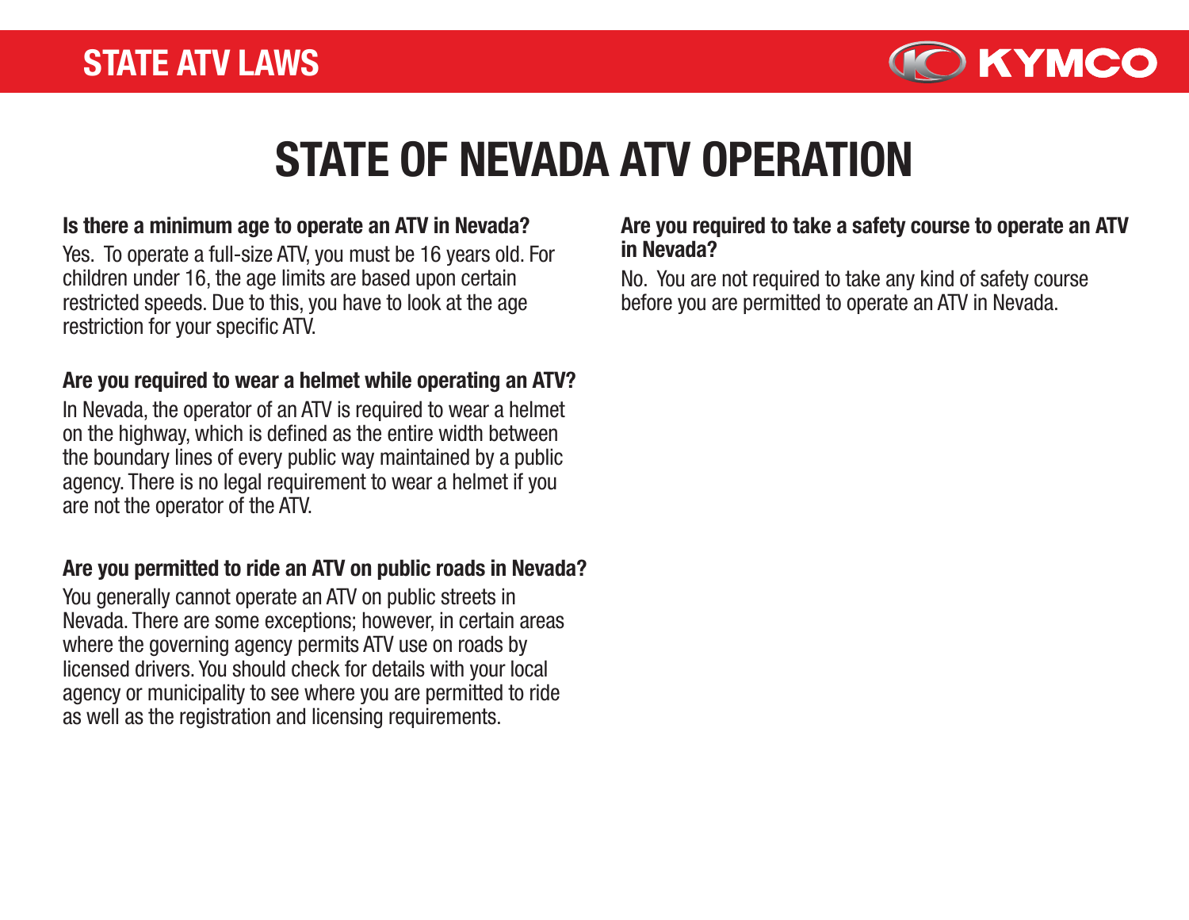# STATE OF NEVADA ATV OPERATION

### Is there a minimum age to operate an ATV in Nevada?

Yes. To operate a full-size ATV, you must be 16 years old. For children under 16, the age limits are based upon certain restricted speeds. Due to this, you have to look at the age restriction for your specific ATV.

### Are you required to wear a helmet while operating an ATV?

In Nevada, the operator of an ATV is required to wear a helmet on the highway, which is defined as the entire width between the boundary lines of every public way maintained by a public agency. There is no legal requirement to wear a helmet if you are not the operator of the ATV.

### Are you permitted to ride an ATV on public roads in Nevada?

You generally cannot operate an ATV on public streets in Nevada. There are some exceptions; however, in certain areas where the governing agency permits ATV use on roads by licensed drivers. You should check for details with your local agency or municipality to see where you are permitted to ride as well as the registration and licensing requirements.

### Are you required to take a safety course to operate an ATV in Nevada?

No. You are not required to take any kind of safety course before you are permitted to operate an ATV in Nevada.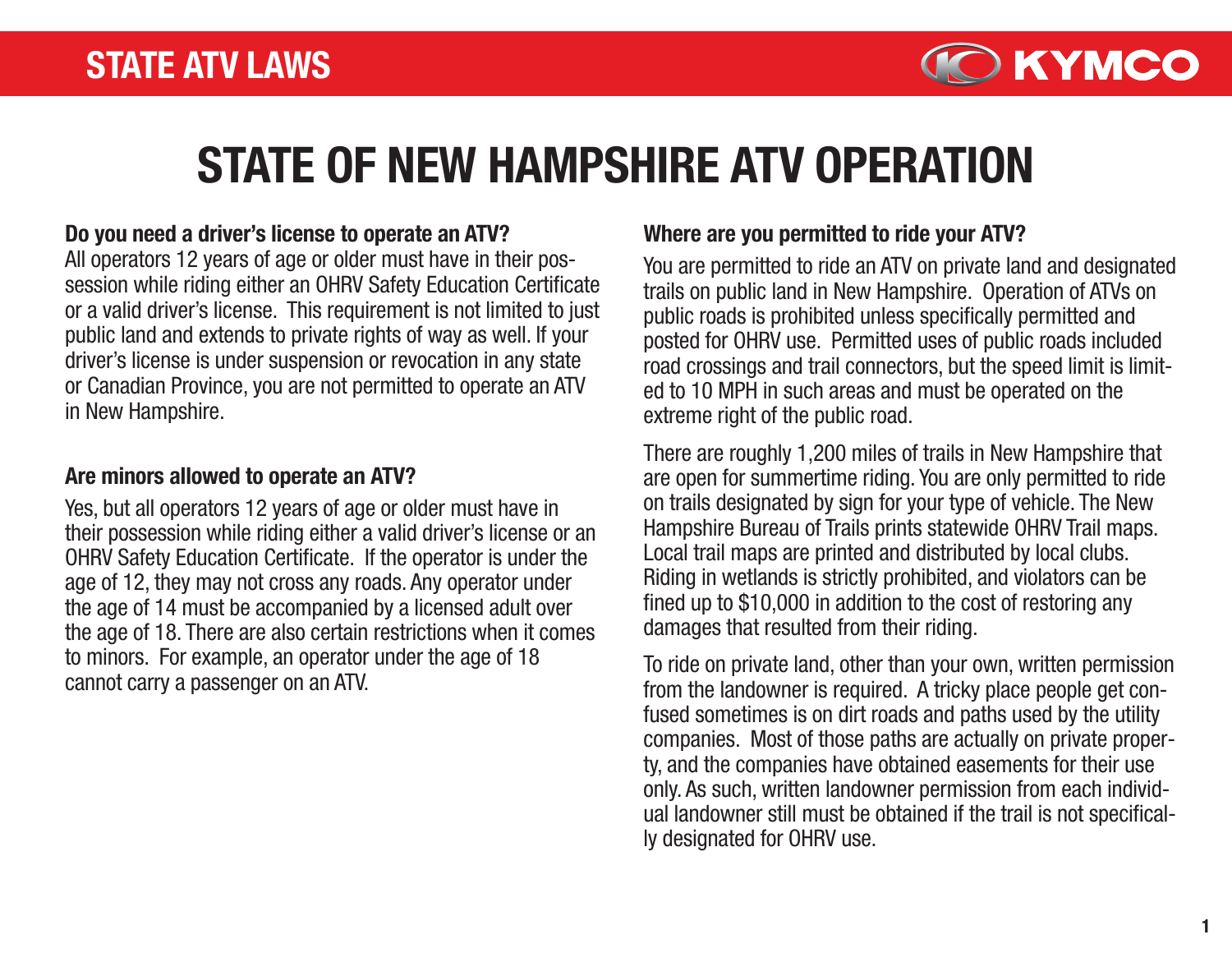# STATE OF NEW HAMPSHIRE ATV OPERATION

**Do you need a driver's license to operate an ATV?**

All operators 12 years of age or older must have in their possession while riding either an OHRV Safety Education Certificate or a valid driver's license. This requirement is not limited to just public land and extends to private rights of way as well. If your driver's license is under suspension or revocation in any state or Canadian Province, you are not permitted to operate an ATV in New Hampshire.

**Are minors allowed to operate an ATV?**

Yes, but all operators 12 years of age or older must have in their possession while riding either a valid driver's license or an OHRV Safety Education Certificate. If the operator is under the age of 12, they may not cross any roads. Any operator under the age of 14 must be accompanied by a licensed adult over the age of 18. There are also certain restrictions when it comes to minors. For example, an operator under the age of 18 cannot carry a passenger on an ATV.

**Where are you permitted to ride your ATV?**

You are permitted to ride an ATV on private land and designated trails on public land in New Hampshire. Operation of ATVs on public roads is prohibited unless specifically permitted and posted for OHRV use. Permitted uses of public roads included road crossings and trail connectors, but the speed limit is limited to 10 MPH in such areas and must be operated on the extreme right of the public road.

There are roughly 1,200 miles of trails in New Hampshire that are open for summertime riding. You are only permitted to ride on trails designated by sign for your type of vehicle. The New Hampshire Bureau of Trails prints statewide OHRV Trail maps. Local trail maps are printed and distributed by local clubs. Riding in wetlands is strictly prohibited, and violators can be fined up to $10,000 in addition to the cost of restoring any damages that resulted from their riding.

To ride on private land, other than your own, written permission from the landowner is required. A tricky place people get confused sometimes is on dirt roads and paths used by the utility companies. Most of those paths are actually on private property, and the companies have obtained easements for their use only. As such, written landowner permission from each individual landowner still must be obtained if the trail is not specifically designated for OHRV use.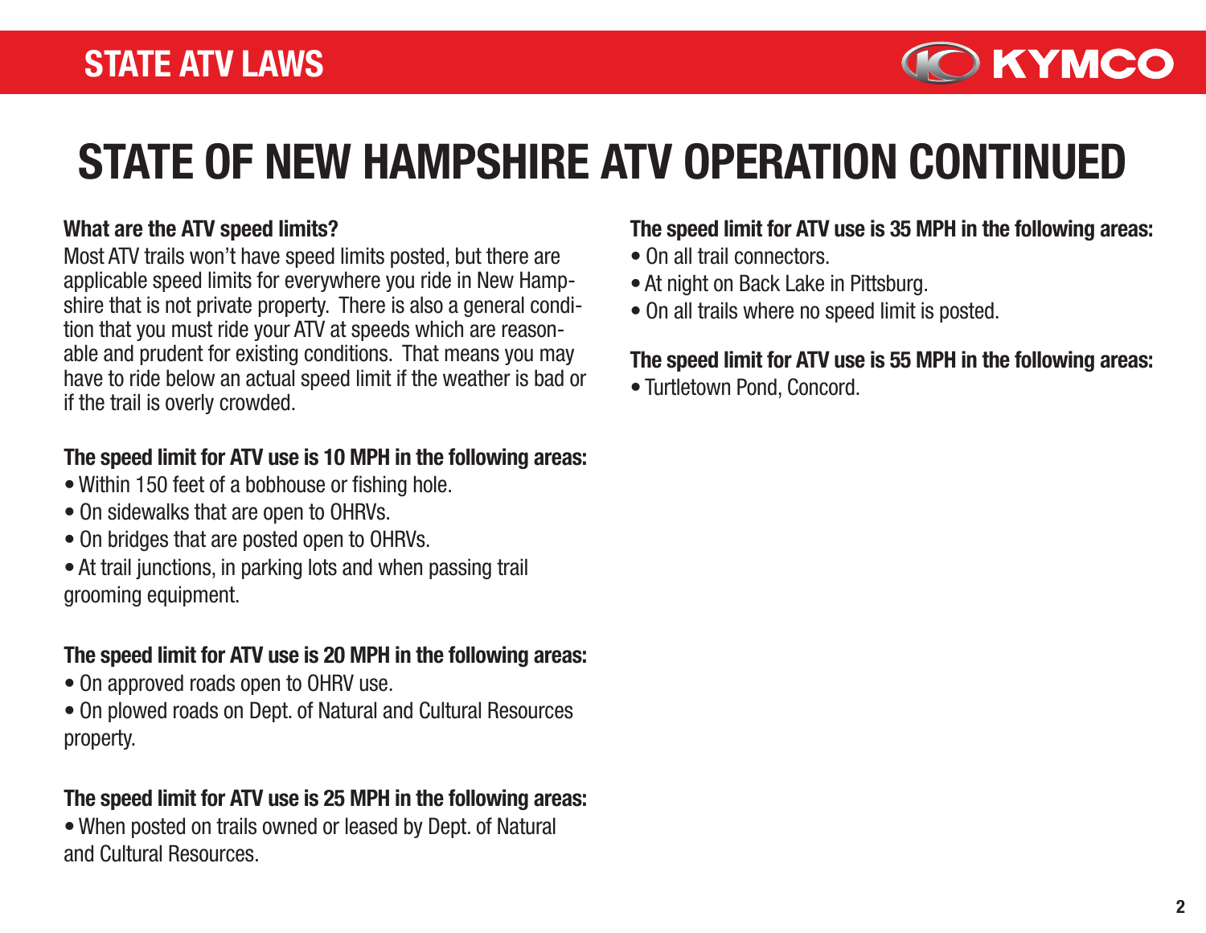# STATE OF NEW HAMPSHIRE ATV OPERATION CONTINUED

**What are the ATV speed limits?**

Most ATV trails won't have speed limits posted, but there are applicable speed limits for everywhere you ride in New Hampshire that is not private property. There is also a general condition that you must ride your ATV at speeds which are reasonable and prudent for existing conditions. That means you may have to ride below an actual speed limit if the weather is bad or if the trail is overly crowded.

**The speed limit for ATV use is 10 MPH in the following areas:**

- Within 150 feet of a bobhouse or fishing hole.
- On sidewalks that are open to OHRVs.
- On bridges that are posted open to OHRVs.
- At trail junctions, in parking lots and when passing trail grooming equipment.

**The speed limit for ATV use is 20 MPH in the following areas:**

- On approved roads open to OHRV use.
- On plowed roads on Dept. of Natural and Cultural Resources property.

**The speed limit for ATV use is 25 MPH in the following areas:**

- When posted on trails owned or leased by Dept. of Natural and Cultural Resources.

**The speed limit for ATV use is 35 MPH in the following areas:**

- On all trail connectors.
- At night on Back Lake in Pittsburg.
- On all trails where no speed limit is posted.

**The speed limit for ATV use is 55 MPH in the following areas:**

- Turtletown Pond, Concord.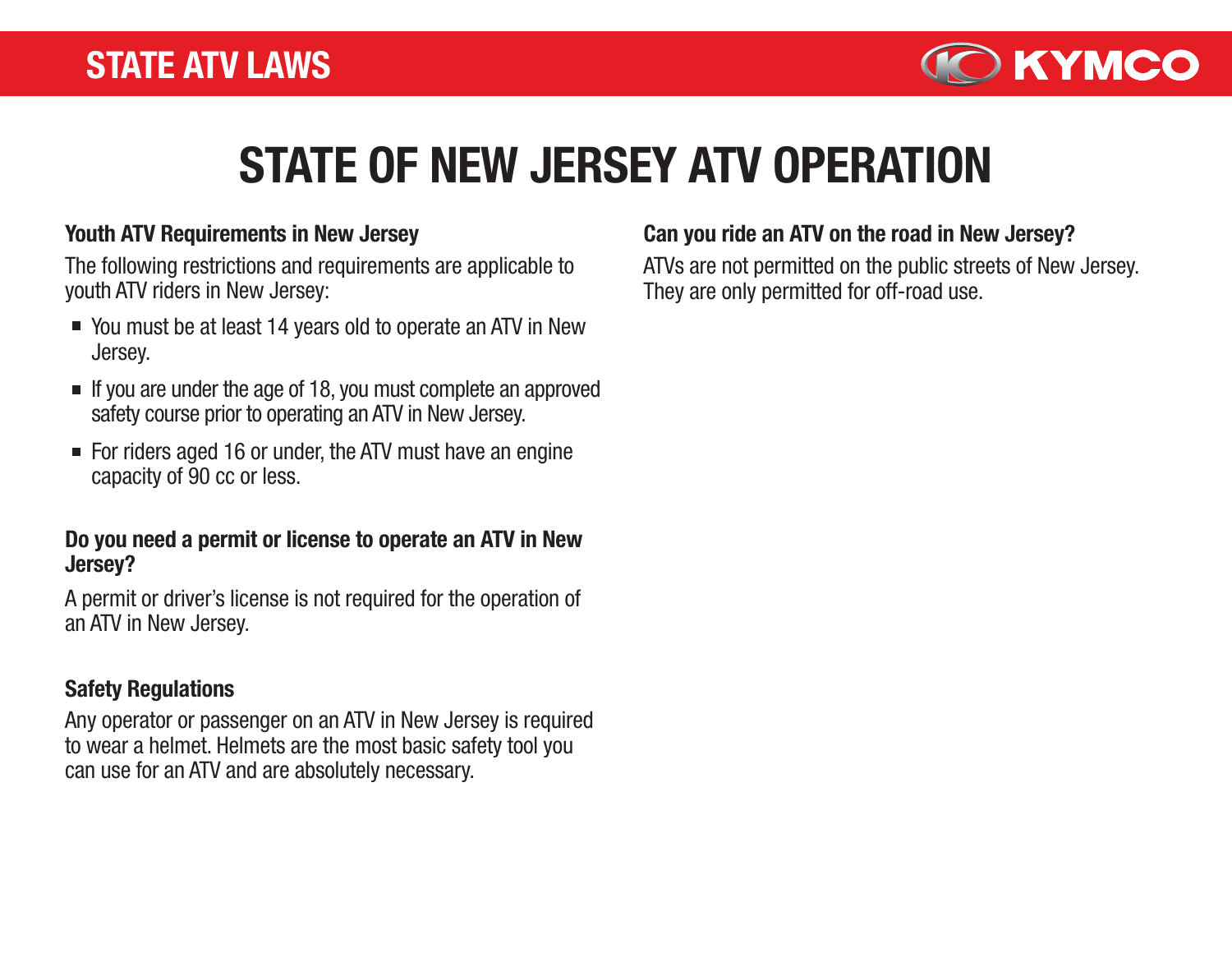# STATE OF NEW JERSEY ATV OPERATION

### Youth ATV Requirements in New Jersey

The following restrictions and requirements are applicable to youth ATV riders in New Jersey:

- You must be at least 14 years old to operate an ATV in New Jersey.
- If you are under the age of 18, you must complete an approved safety course prior to operating an ATV in New Jersey.
- For riders aged 16 or under, the ATV must have an engine capacity of 90 cc or less.

### Do you need a permit or license to operate an ATV in New Jersey?

A permit or driver's license is not required for the operation of an ATV in New Jersey.

### Safety Regulations

Any operator or passenger on an ATV in New Jersey is required to wear a helmet. Helmets are the most basic safety tool you can use for an ATV and are absolutely necessary.

### Can you ride an ATV on the road in New Jersey?

ATVs are not permitted on the public streets of New Jersey. They are only permitted for off-road use.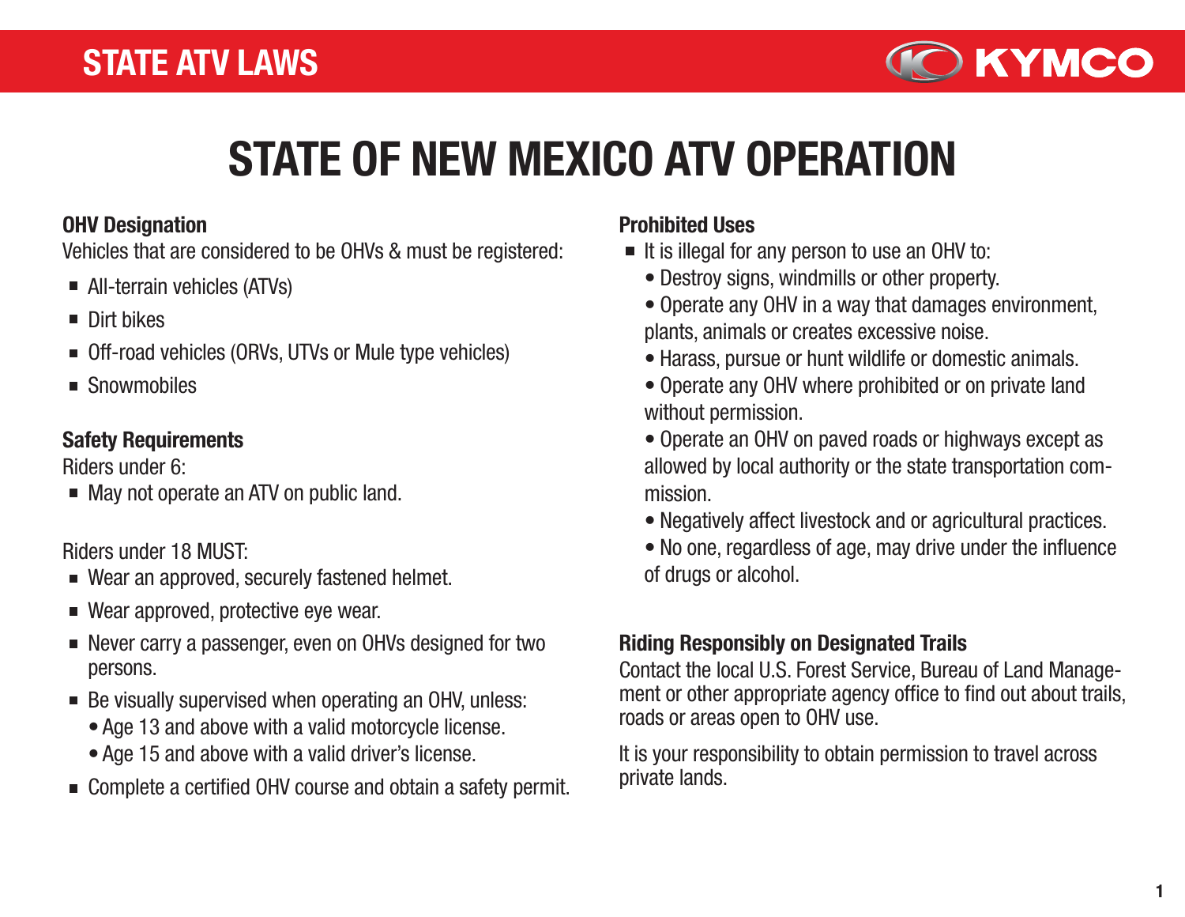# STATE OF NEW MEXICO ATV OPERATION

### OHV Designation

Vehicles that are considered to be OHVs & must be registered:

- All-terrain vehicles (ATVs)
- Dirt bikes
- Off-road vehicles (ORVs, UTVs or Mule type vehicles)
- Snowmobiles

### Safety Requirements

Riders under 6:

- May not operate an ATV on public land.

Riders under 18 MUST:

- Wear an approved, securely fastened helmet.
- Wear approved, protective eye wear.
- Never carry a passenger, even on OHVs designed for two persons.
- Be visually supervised when operating an OHV, unless:
  - Age 13 and above with a valid motorcycle license.
  - Age 15 and above with a valid driver's license.
- Complete a certified OHV course and obtain a safety permit.

### Prohibited Uses

- It is illegal for any person to use an OHV to:
  - Destroy signs, windmills or other property.
  - Operate any OHV in a way that damages environment, plants, animals or creates excessive noise.
  - Harass, pursue or hunt wildlife or domestic animals.
  - Operate any OHV where prohibited or on private land without permission.
  - Operate an OHV on paved roads or highways except as allowed by local authority or the state transportation commission.
  - Negatively affect livestock and or agricultural practices.
  - No one, regardless of age, may drive under the influence of drugs or alcohol.

### Riding Responsibly on Designated Trails

Contact the local U.S. Forest Service, Bureau of Land Management or other appropriate agency office to find out about trails, roads or areas open to OHV use.

It is your responsibility to obtain permission to travel across private lands.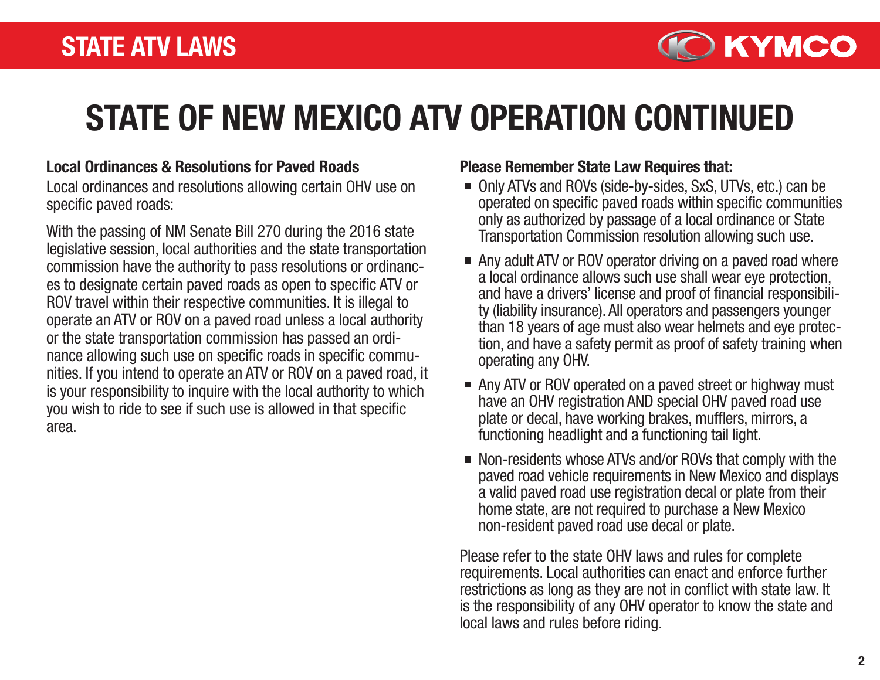# STATE OF NEW MEXICO ATV OPERATION CONTINUED

**Local Ordinances & Resolutions for Paved Roads**

Local ordinances and resolutions allowing certain OHV use on specific paved roads:

With the passing of NM Senate Bill 270 during the 2016 state legislative session, local authorities and the state transportation commission have the authority to pass resolutions or ordinances to designate certain paved roads as open to specific ATV or ROV travel within their respective communities. It is illegal to operate an ATV or ROV on a paved road unless a local authority or the state transportation commission has passed an ordinance allowing such use on specific roads in specific communities. If you intend to operate an ATV or ROV on a paved road, it is your responsibility to inquire with the local authority to which you wish to ride to see if such use is allowed in that specific area.

**Please Remember State Law Requires that:**

- Only ATVs and ROVs (side-by-sides, SxS, UTVs, etc.) can be operated on specific paved roads within specific communities only as authorized by passage of a local ordinance or State Transportation Commission resolution allowing such use.
- Any adult ATV or ROV operator driving on a paved road where a local ordinance allows such use shall wear eye protection, and have a drivers' license and proof of financial responsibility (liability insurance). All operators and passengers younger than 18 years of age must also wear helmets and eye protection, and have a safety permit as proof of safety training when operating any OHV.
- Any ATV or ROV operated on a paved street or highway must have an OHV registration AND special OHV paved road use plate or decal, have working brakes, mufflers, mirrors, a functioning headlight and a functioning tail light.
- Non-residents whose ATVs and/or ROVs that comply with the paved road vehicle requirements in New Mexico and displays a valid paved road use registration decal or plate from their home state, are not required to purchase a New Mexico non-resident paved road use decal or plate.

Please refer to the state OHV laws and rules for complete requirements. Local authorities can enact and enforce further restrictions as long as they are not in conflict with state law. It is the responsibility of any OHV operator to know the state and local laws and rules before riding.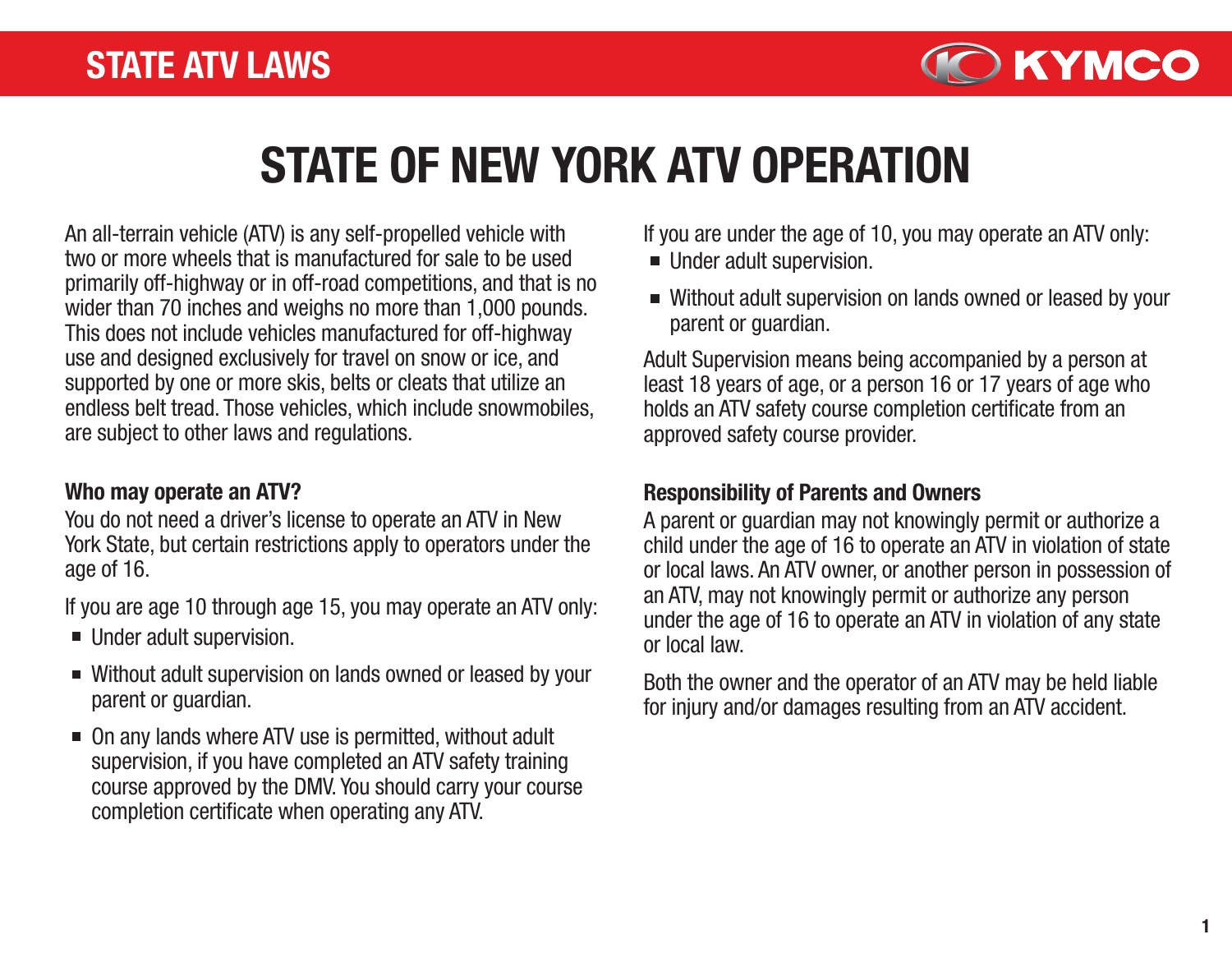# STATE OF NEW YORK ATV OPERATION

An all-terrain vehicle (ATV) is any self-propelled vehicle with two or more wheels that is manufactured for sale to be used primarily off-highway or in off-road competitions, and that is no wider than 70 inches and weighs no more than 1,000 pounds. This does not include vehicles manufactured for off-highway use and designed exclusively for travel on snow or ice, and supported by one or more skis, belts or cleats that utilize an endless belt tread. Those vehicles, which include snowmobiles, are subject to other laws and regulations.

### Who may operate an ATV?

You do not need a driver's license to operate an ATV in New York State, but certain restrictions apply to operators under the age of 16.

If you are age 10 through age 15, you may operate an ATV only:

- Under adult supervision.
- Without adult supervision on lands owned or leased by your parent or guardian.
- On any lands where ATV use is permitted, without adult supervision, if you have completed an ATV safety training course approved by the DMV. You should carry your course completion certificate when operating any ATV.

If you are under the age of 10, you may operate an ATV only:

- Under adult supervision.
- Without adult supervision on lands owned or leased by your parent or guardian.

Adult Supervision means being accompanied by a person at least 18 years of age, or a person 16 or 17 years of age who holds an ATV safety course completion certificate from an approved safety course provider.

### Responsibility of Parents and Owners

A parent or guardian may not knowingly permit or authorize a child under the age of 16 to operate an ATV in violation of state or local laws. An ATV owner, or another person in possession of an ATV, may not knowingly permit or authorize any person under the age of 16 to operate an ATV in violation of any state or local law.

Both the owner and the operator of an ATV may be held liable for injury and/or damages resulting from an ATV accident.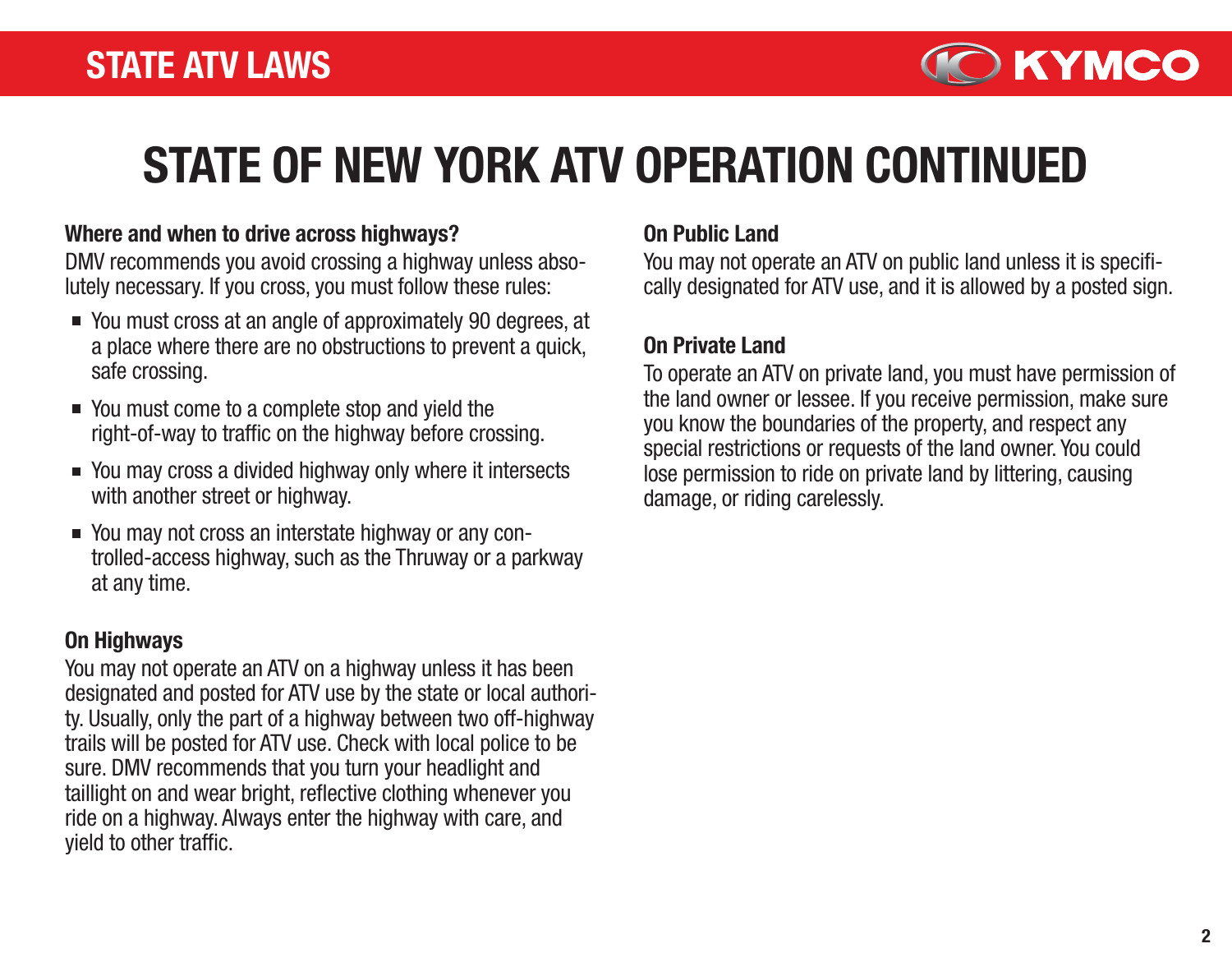# STATE OF NEW YORK ATV OPERATION CONTINUED

### Where and when to drive across highways?

DMV recommends you avoid crossing a highway unless absolutely necessary. If you cross, you must follow these rules:

- You must cross at an angle of approximately 90 degrees, at a place where there are no obstructions to prevent a quick, safe crossing.
- You must come to a complete stop and yield the right-of-way to traffic on the highway before crossing.
- You may cross a divided highway only where it intersects with another street or highway.
- You may not cross an interstate highway or any controlled-access highway, such as the Thruway or a parkway at any time.

### On Highways

You may not operate an ATV on a highway unless it has been designated and posted for ATV use by the state or local authority. Usually, only the part of a highway between two off-highway trails will be posted for ATV use. Check with local police to be sure. DMV recommends that you turn your headlight and taillight on and wear bright, reflective clothing whenever you ride on a highway. Always enter the highway with care, and yield to other traffic.

### On Public Land

You may not operate an ATV on public land unless it is specifically designated for ATV use, and it is allowed by a posted sign.

### On Private Land

To operate an ATV on private land, you must have permission of the land owner or lessee. If you receive permission, make sure you know the boundaries of the property, and respect any special restrictions or requests of the land owner. You could lose permission to ride on private land by littering, causing damage, or riding carelessly.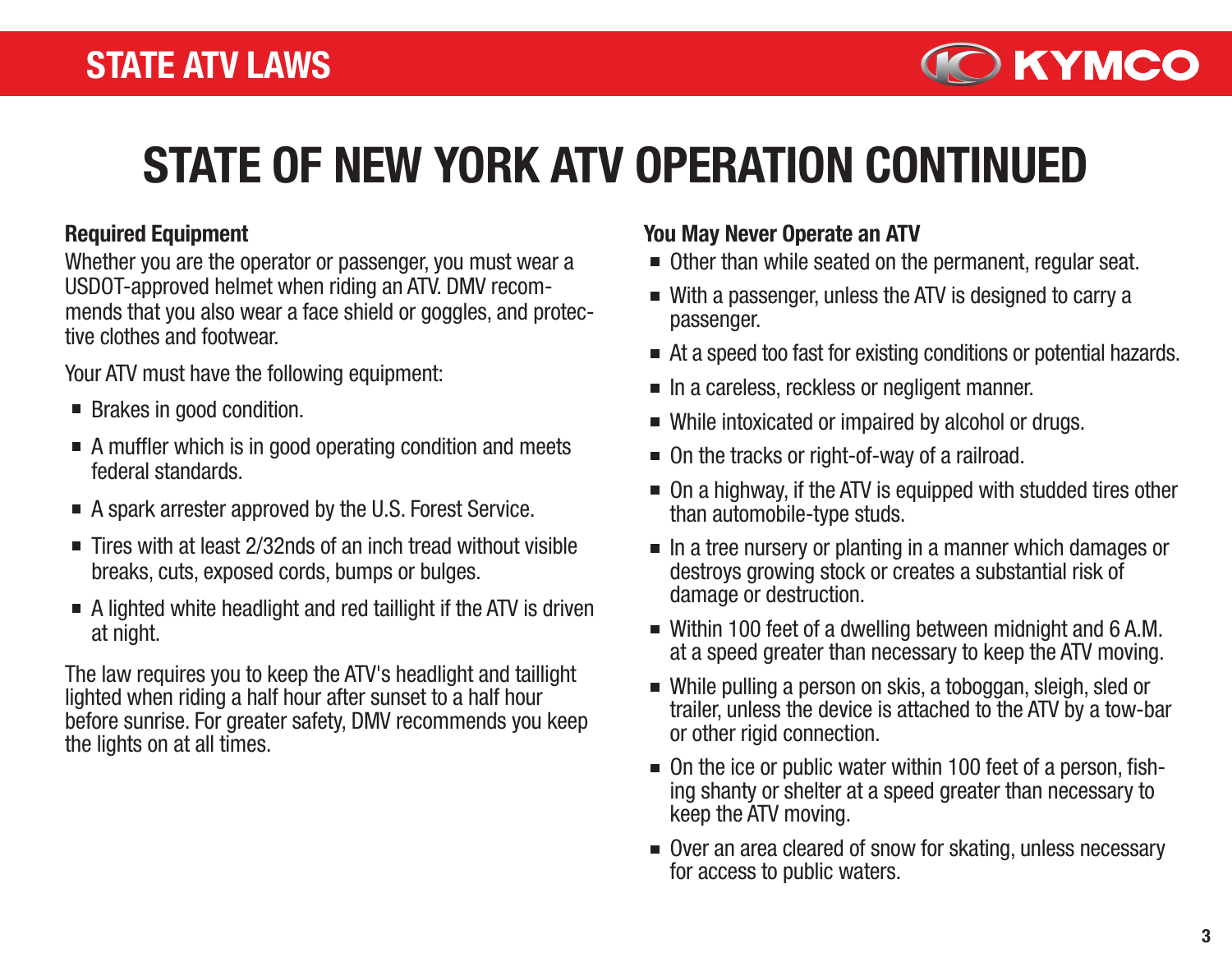# STATE OF NEW YORK ATV OPERATION CONTINUED

### Required Equipment

Whether you are the operator or passenger, you must wear a USDOT-approved helmet when riding an ATV. DMV recommends that you also wear a face shield or goggles, and protective clothes and footwear.

Your ATV must have the following equipment:

- Brakes in good condition.
- A muffler which is in good operating condition and meets federal standards.
- A spark arrester approved by the U.S. Forest Service.
- Tires with at least 2/32nds of an inch tread without visible breaks, cuts, exposed cords, bumps or bulges.
- A lighted white headlight and red taillight if the ATV is driven at night.

The law requires you to keep the ATV's headlight and taillight lighted when riding a half hour after sunset to a half hour before sunrise. For greater safety, DMV recommends you keep the lights on at all times.

### You May Never Operate an ATV

- Other than while seated on the permanent, regular seat.
- With a passenger, unless the ATV is designed to carry a passenger.
- At a speed too fast for existing conditions or potential hazards.
- In a careless, reckless or negligent manner.
- While intoxicated or impaired by alcohol or drugs.
- On the tracks or right-of-way of a railroad.
- On a highway, if the ATV is equipped with studded tires other than automobile-type studs.
- In a tree nursery or planting in a manner which damages or destroys growing stock or creates a substantial risk of damage or destruction.
- Within 100 feet of a dwelling between midnight and 6 A.M. at a speed greater than necessary to keep the ATV moving.
- While pulling a person on skis, a toboggan, sleigh, sled or trailer, unless the device is attached to the ATV by a tow-bar or other rigid connection.
- On the ice or public water within 100 feet of a person, fishing shanty or shelter at a speed greater than necessary to keep the ATV moving.
- Over an area cleared of snow for skating, unless necessary for access to public waters.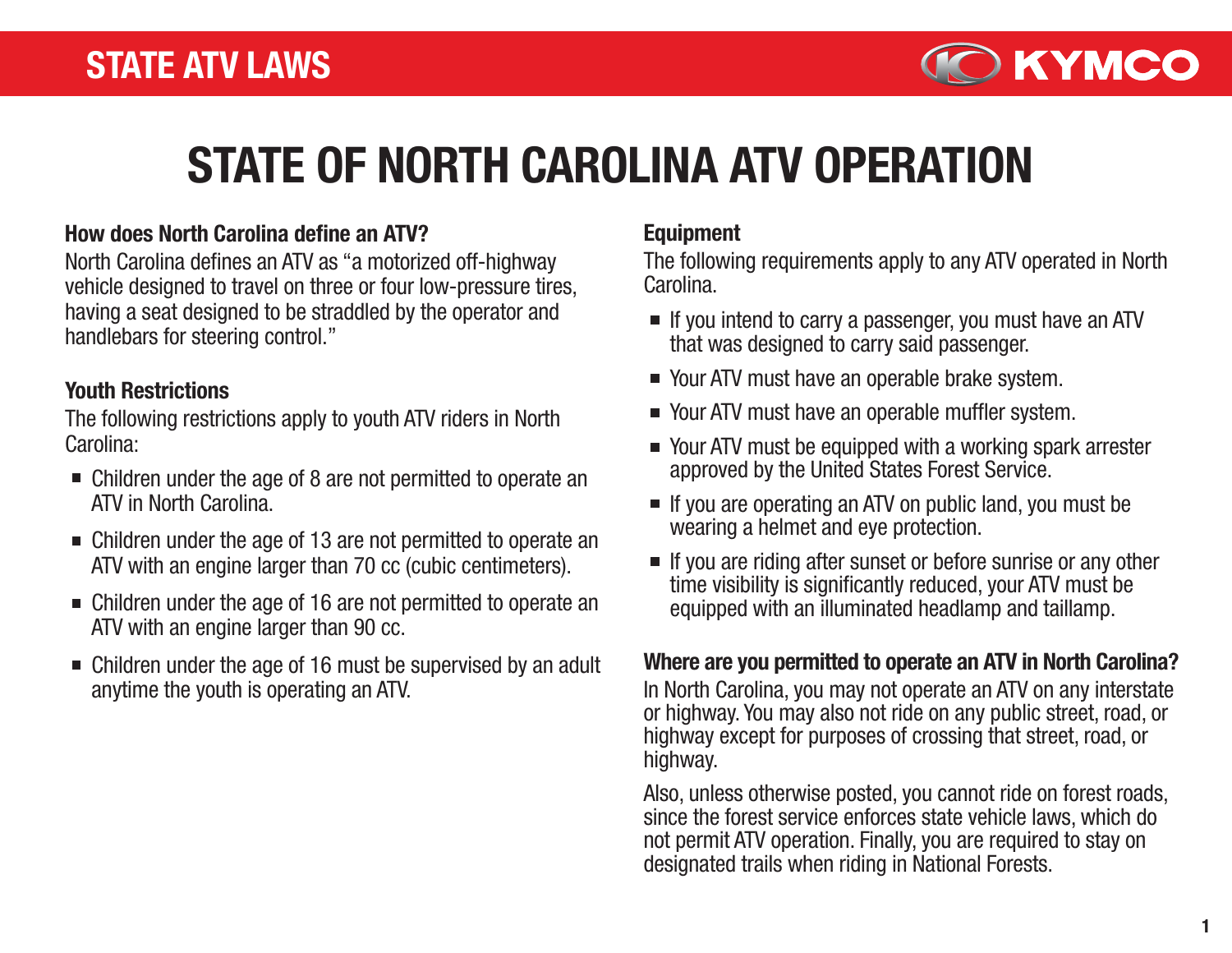# STATE OF NORTH CAROLINA ATV OPERATION

### How does North Carolina define an ATV?

North Carolina defines an ATV as "a motorized off-highway vehicle designed to travel on three or four low-pressure tires, having a seat designed to be straddled by the operator and handlebars for steering control."

### Youth Restrictions

The following restrictions apply to youth ATV riders in North Carolina:

- Children under the age of 8 are not permitted to operate an ATV in North Carolina.
- Children under the age of 13 are not permitted to operate an ATV with an engine larger than 70 cc (cubic centimeters).
- Children under the age of 16 are not permitted to operate an ATV with an engine larger than 90 cc.
- Children under the age of 16 must be supervised by an adult anytime the youth is operating an ATV.

### Equipment

The following requirements apply to any ATV operated in North Carolina.

- If you intend to carry a passenger, you must have an ATV that was designed to carry said passenger.
- Your ATV must have an operable brake system.
- Your ATV must have an operable muffler system.
- Your ATV must be equipped with a working spark arrester approved by the United States Forest Service.
- If you are operating an ATV on public land, you must be wearing a helmet and eye protection.
- If you are riding after sunset or before sunrise or any other time visibility is significantly reduced, your ATV must be equipped with an illuminated headlamp and taillamp.

### Where are you permitted to operate an ATV in North Carolina?

In North Carolina, you may not operate an ATV on any interstate or highway. You may also not ride on any public street, road, or highway except for purposes of crossing that street, road, or highway.

Also, unless otherwise posted, you cannot ride on forest roads, since the forest service enforces state vehicle laws, which do not permit ATV operation. Finally, you are required to stay on designated trails when riding in National Forests.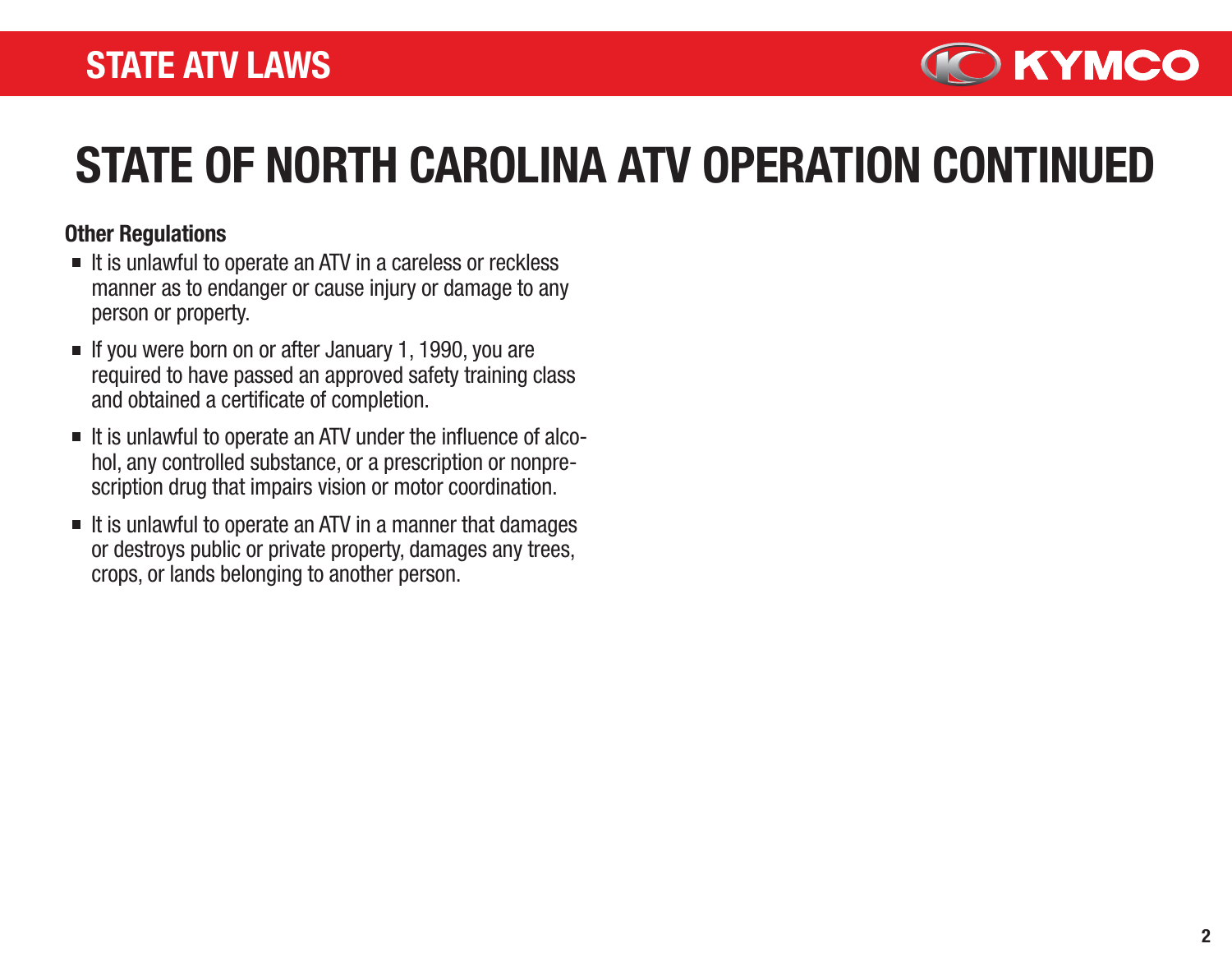# STATE OF NORTH CAROLINA ATV OPERATION CONTINUED

**Other Regulations**

- It is unlawful to operate an ATV in a careless or reckless manner as to endanger or cause injury or damage to any person or property.
- If you were born on or after January 1, 1990, you are required to have passed an approved safety training class and obtained a certificate of completion.
- It is unlawful to operate an ATV under the influence of alcohol, any controlled substance, or a prescription or nonprescription drug that impairs vision or motor coordination.
- It is unlawful to operate an ATV in a manner that damages or destroys public or private property, damages any trees, crops, or lands belonging to another person.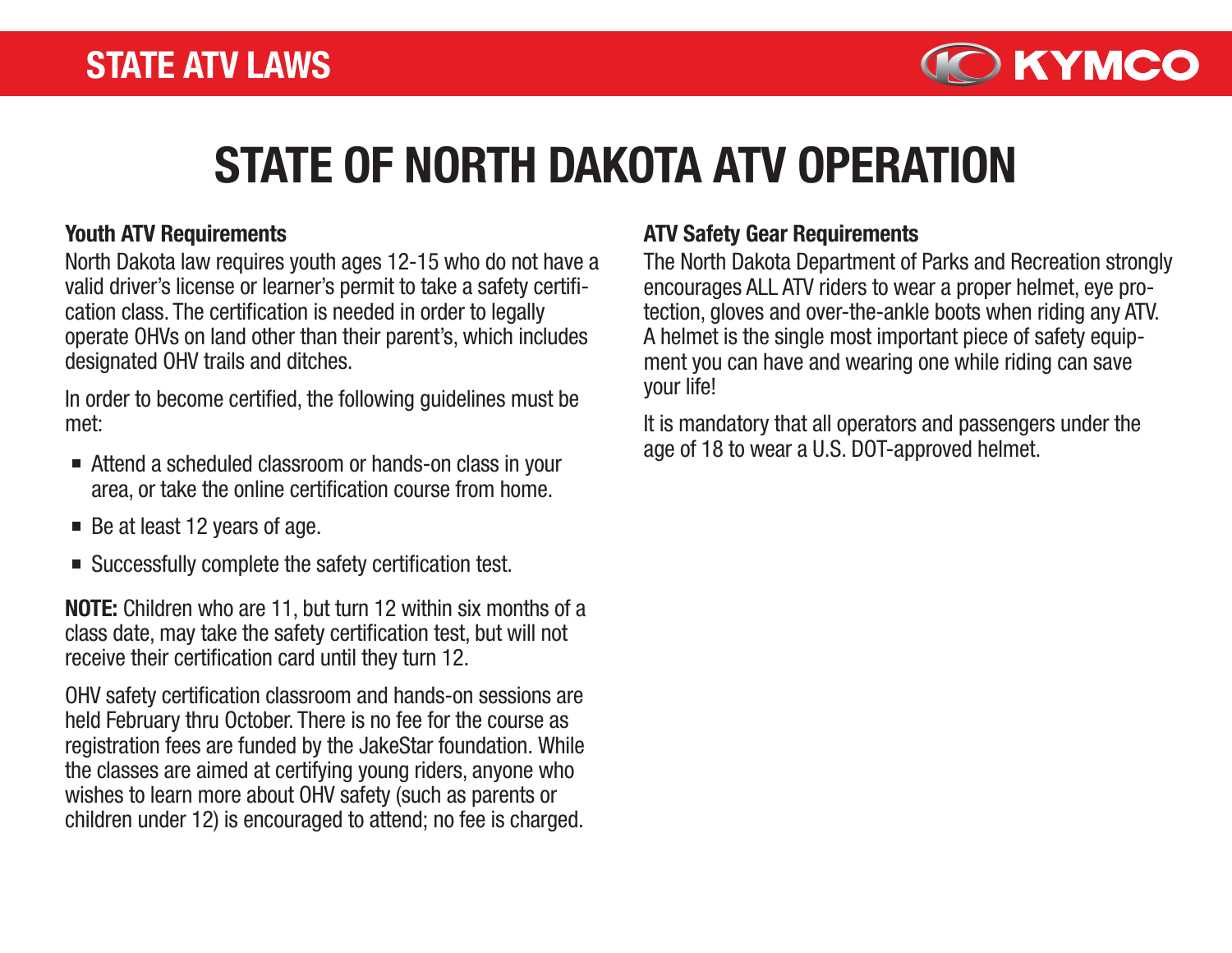# STATE OF NORTH DAKOTA ATV OPERATION

### Youth ATV Requirements

North Dakota law requires youth ages 12-15 who do not have a valid driver's license or learner's permit to take a safety certification class. The certification is needed in order to legally operate OHVs on land other than their parent's, which includes designated OHV trails and ditches.

In order to become certified, the following guidelines must be met:

- Attend a scheduled classroom or hands-on class in your area, or take the online certification course from home.
- Be at least 12 years of age.
- Successfully complete the safety certification test.

**NOTE:** Children who are 11, but turn 12 within six months of a class date, may take the safety certification test, but will not receive their certification card until they turn 12.

OHV safety certification classroom and hands-on sessions are held February thru October. There is no fee for the course as registration fees are funded by the JakeStar foundation. While the classes are aimed at certifying young riders, anyone who wishes to learn more about OHV safety (such as parents or children under 12) is encouraged to attend; no fee is charged.

### ATV Safety Gear Requirements

The North Dakota Department of Parks and Recreation strongly encourages ALL ATV riders to wear a proper helmet, eye protection, gloves and over-the-ankle boots when riding any ATV. A helmet is the single most important piece of safety equipment you can have and wearing one while riding can save your life!

It is mandatory that all operators and passengers under the age of 18 to wear a U.S. DOT-approved helmet.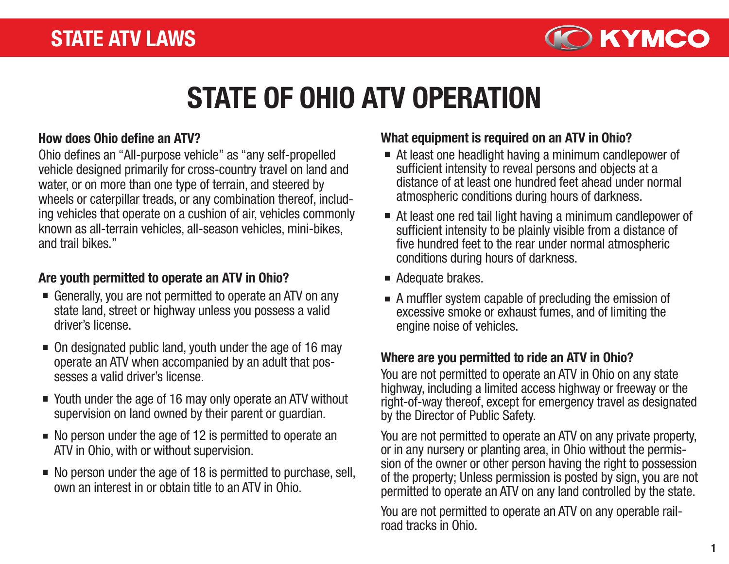# STATE OF OHIO ATV OPERATION

### How does Ohio define an ATV?

Ohio defines an "All-purpose vehicle" as "any self-propelled vehicle designed primarily for cross-country travel on land and water, or on more than one type of terrain, and steered by wheels or caterpillar treads, or any combination thereof, including vehicles that operate on a cushion of air, vehicles commonly known as all-terrain vehicles, all-season vehicles, mini-bikes, and trail bikes."

### Are youth permitted to operate an ATV in Ohio?

- Generally, you are not permitted to operate an ATV on any state land, street or highway unless you possess a valid driver's license.
- On designated public land, youth under the age of 16 may operate an ATV when accompanied by an adult that possesses a valid driver's license.
- Youth under the age of 16 may only operate an ATV without supervision on land owned by their parent or guardian.
- No person under the age of 12 is permitted to operate an ATV in Ohio, with or without supervision.
- No person under the age of 18 is permitted to purchase, sell, own an interest in or obtain title to an ATV in Ohio.

### What equipment is required on an ATV in Ohio?

- At least one headlight having a minimum candlepower of sufficient intensity to reveal persons and objects at a distance of at least one hundred feet ahead under normal atmospheric conditions during hours of darkness.
- At least one red tail light having a minimum candlepower of sufficient intensity to be plainly visible from a distance of five hundred feet to the rear under normal atmospheric conditions during hours of darkness.
- Adequate brakes.
- A muffler system capable of precluding the emission of excessive smoke or exhaust fumes, and of limiting the engine noise of vehicles.

### Where are you permitted to ride an ATV in Ohio?

You are not permitted to operate an ATV in Ohio on any state highway, including a limited access highway or freeway or the right-of-way thereof, except for emergency travel as designated by the Director of Public Safety.

You are not permitted to operate an ATV on any private property, or in any nursery or planting area, in Ohio without the permission of the owner or other person having the right to possession of the property; Unless permission is posted by sign, you are not permitted to operate an ATV on any land controlled by the state.

You are not permitted to operate an ATV on any operable railroad tracks in Ohio.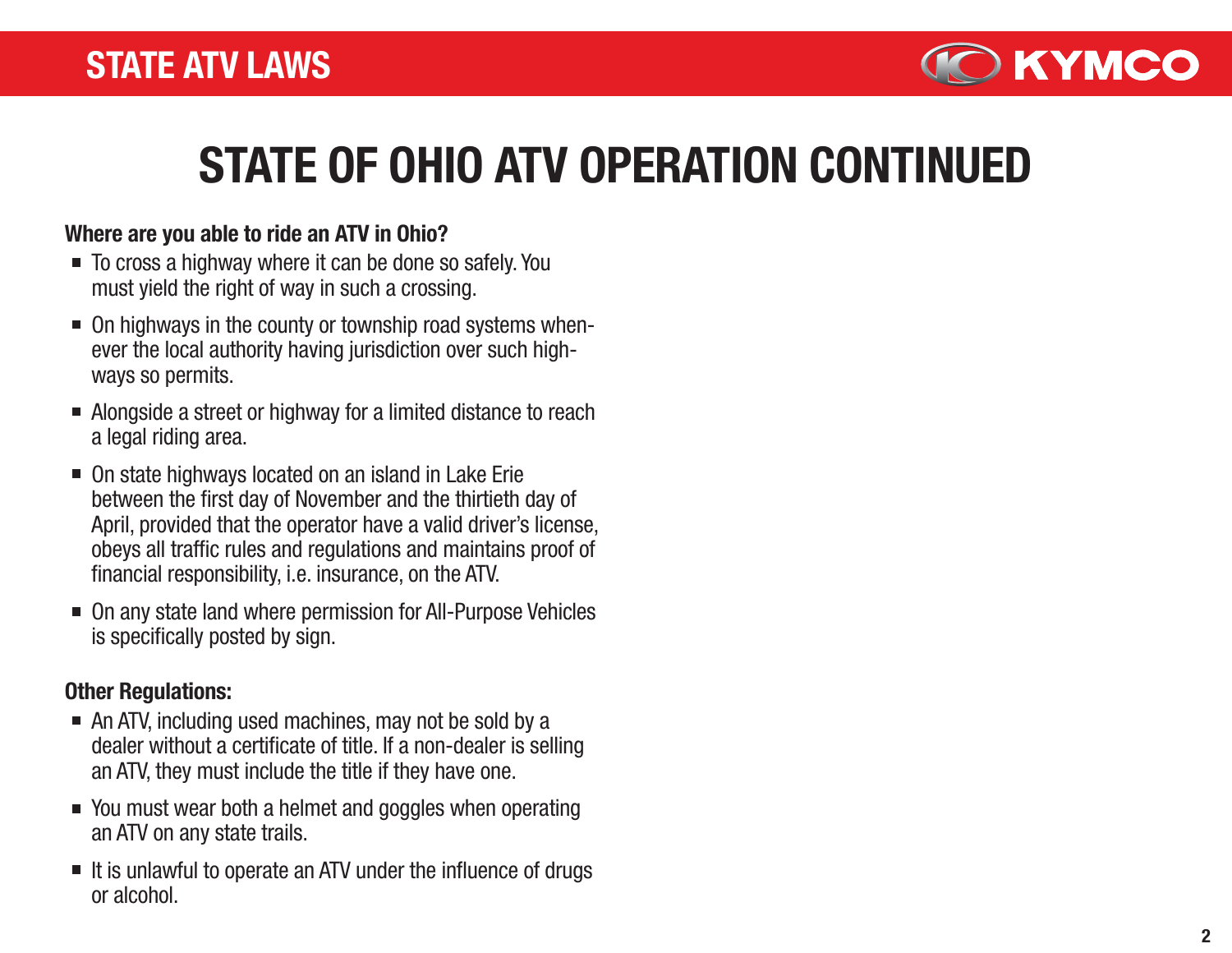# STATE OF OHIO ATV OPERATION CONTINUED

**Where are you able to ride an ATV in Ohio?**

- To cross a highway where it can be done so safely. You must yield the right of way in such a crossing.
- On highways in the county or township road systems whenever the local authority having jurisdiction over such highways so permits.
- Alongside a street or highway for a limited distance to reach a legal riding area.
- On state highways located on an island in Lake Erie between the first day of November and the thirtieth day of April, provided that the operator have a valid driver's license, obeys all traffic rules and regulations and maintains proof of financial responsibility, i.e. insurance, on the ATV.
- On any state land where permission for All-Purpose Vehicles is specifically posted by sign.

**Other Regulations:**

- An ATV, including used machines, may not be sold by a dealer without a certificate of title. If a non-dealer is selling an ATV, they must include the title if they have one.
- You must wear both a helmet and goggles when operating an ATV on any state trails.
- It is unlawful to operate an ATV under the influence of drugs or alcohol.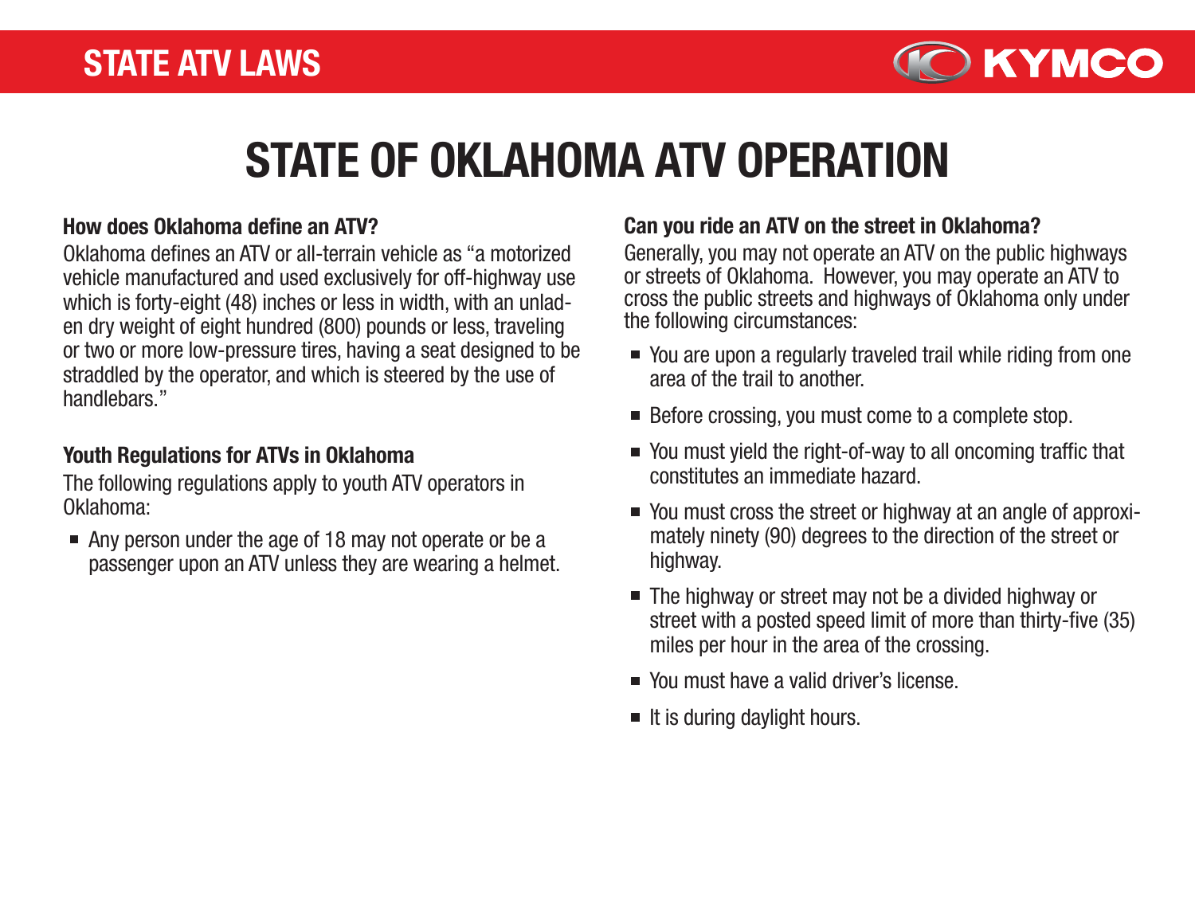# STATE OF OKLAHOMA ATV OPERATION

### How does Oklahoma define an ATV?

Oklahoma defines an ATV or all-terrain vehicle as "a motorized vehicle manufactured and used exclusively for off-highway use which is forty-eight (48) inches or less in width, with an unladen dry weight of eight hundred (800) pounds or less, traveling or two or more low-pressure tires, having a seat designed to be straddled by the operator, and which is steered by the use of handlebars."

### Youth Regulations for ATVs in Oklahoma

The following regulations apply to youth ATV operators in Oklahoma:

- Any person under the age of 18 may not operate or be a passenger upon an ATV unless they are wearing a helmet.

### Can you ride an ATV on the street in Oklahoma?

Generally, you may not operate an ATV on the public highways or streets of Oklahoma. However, you may operate an ATV to cross the public streets and highways of Oklahoma only under the following circumstances:

- You are upon a regularly traveled trail while riding from one area of the trail to another.
- Before crossing, you must come to a complete stop.
- You must yield the right-of-way to all oncoming traffic that constitutes an immediate hazard.
- You must cross the street or highway at an angle of approximately ninety (90) degrees to the direction of the street or highway.
- The highway or street may not be a divided highway or street with a posted speed limit of more than thirty-five (35) miles per hour in the area of the crossing.
- You must have a valid driver's license.
- It is during daylight hours.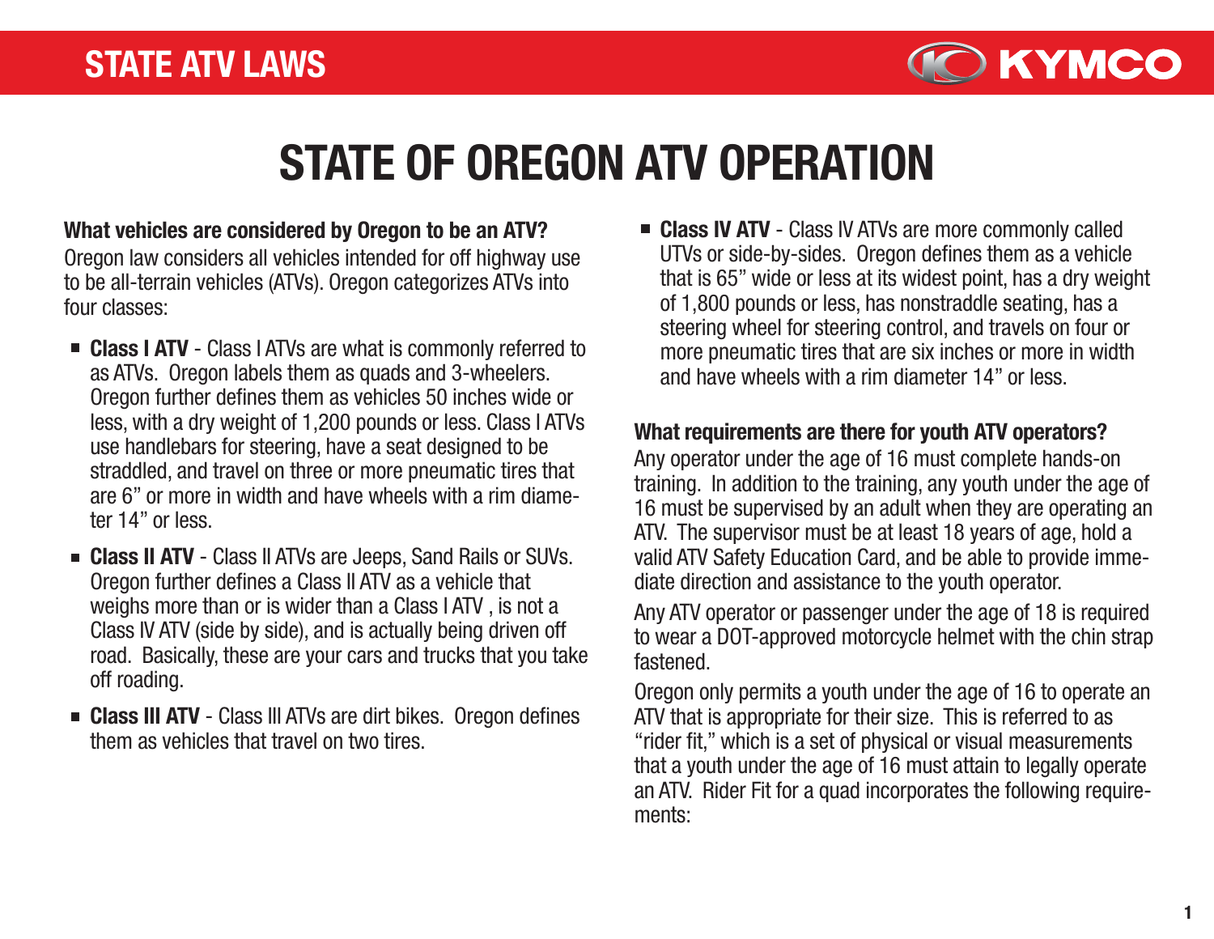# STATE OF OREGON ATV OPERATION

**What vehicles are considered by Oregon to be an ATV?**
Oregon law considers all vehicles intended for off highway use to be all-terrain vehicles (ATVs). Oregon categorizes ATVs into four classes:

- **Class I ATV** - Class I ATVs are what is commonly referred to as ATVs. Oregon labels them as quads and 3-wheelers. Oregon further defines them as vehicles 50 inches wide or less, with a dry weight of 1,200 pounds or less. Class I ATVs use handlebars for steering, have a seat designed to be straddled, and travel on three or more pneumatic tires that are 6" or more in width and have wheels with a rim diameter 14" or less.
- **Class II ATV** - Class II ATVs are Jeeps, Sand Rails or SUVs. Oregon further defines a Class II ATV as a vehicle that weighs more than or is wider than a Class I ATV , is not a Class IV ATV (side by side), and is actually being driven off road. Basically, these are your cars and trucks that you take off roading.
- **Class III ATV** - Class III ATVs are dirt bikes. Oregon defines them as vehicles that travel on two tires.
- **Class IV ATV** - Class IV ATVs are more commonly called UTVs or side-by-sides. Oregon defines them as a vehicle that is 65" wide or less at its widest point, has a dry weight of 1,800 pounds or less, has nonstraddle seating, has a steering wheel for steering control, and travels on four or more pneumatic tires that are six inches or more in width and have wheels with a rim diameter 14" or less.

**What requirements are there for youth ATV operators?**
Any operator under the age of 16 must complete hands-on training. In addition to the training, any youth under the age of 16 must be supervised by an adult when they are operating an ATV. The supervisor must be at least 18 years of age, hold a valid ATV Safety Education Card, and be able to provide immediate direction and assistance to the youth operator.

Any ATV operator or passenger under the age of 18 is required to wear a DOT-approved motorcycle helmet with the chin strap fastened.

Oregon only permits a youth under the age of 16 to operate an ATV that is appropriate for their size. This is referred to as "rider fit," which is a set of physical or visual measurements that a youth under the age of 16 must attain to legally operate an ATV. Rider Fit for a quad incorporates the following requirements: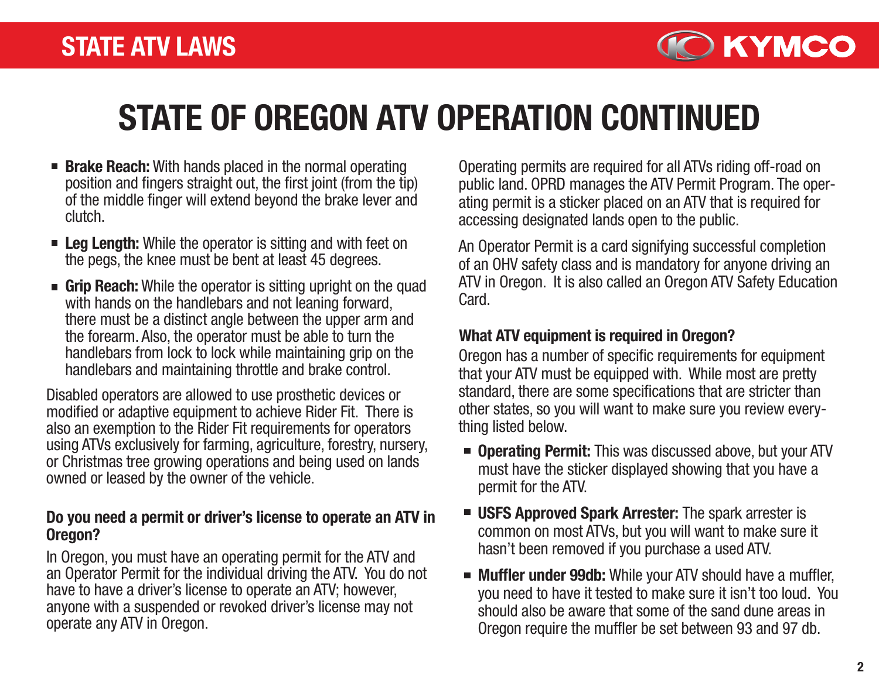# STATE OF OREGON ATV OPERATION CONTINUED

- **Brake Reach:** With hands placed in the normal operating position and fingers straight out, the first joint (from the tip) of the middle finger will extend beyond the brake lever and clutch.
- **Leg Length:** While the operator is sitting and with feet on the pegs, the knee must be bent at least 45 degrees.
- **Grip Reach:** While the operator is sitting upright on the quad with hands on the handlebars and not leaning forward, there must be a distinct angle between the upper arm and the forearm. Also, the operator must be able to turn the handlebars from lock to lock while maintaining grip on the handlebars and maintaining throttle and brake control.

Disabled operators are allowed to use prosthetic devices or modified or adaptive equipment to achieve Rider Fit. There is also an exemption to the Rider Fit requirements for operators using ATVs exclusively for farming, agriculture, forestry, nursery, or Christmas tree growing operations and being used on lands owned or leased by the owner of the vehicle.

### Do you need a permit or driver's license to operate an ATV in Oregon?

In Oregon, you must have an operating permit for the ATV and an Operator Permit for the individual driving the ATV. You do not have to have a driver's license to operate an ATV; however, anyone with a suspended or revoked driver's license may not operate any ATV in Oregon.

Operating permits are required for all ATVs riding off-road on public land. OPRD manages the ATV Permit Program. The operating permit is a sticker placed on an ATV that is required for accessing designated lands open to the public.

An Operator Permit is a card signifying successful completion of an OHV safety class and is mandatory for anyone driving an ATV in Oregon. It is also called an Oregon ATV Safety Education Card.

### What ATV equipment is required in Oregon?

Oregon has a number of specific requirements for equipment that your ATV must be equipped with. While most are pretty standard, there are some specifications that are stricter than other states, so you will want to make sure you review everything listed below.

- **Operating Permit:** This was discussed above, but your ATV must have the sticker displayed showing that you have a permit for the ATV.
- **USFS Approved Spark Arrester:** The spark arrester is common on most ATVs, but you will want to make sure it hasn't been removed if you purchase a used ATV.
- **Muffler under 99db:** While your ATV should have a muffler, you need to have it tested to make sure it isn't too loud. You should also be aware that some of the sand dune areas in Oregon require the muffler be set between 93 and 97 db.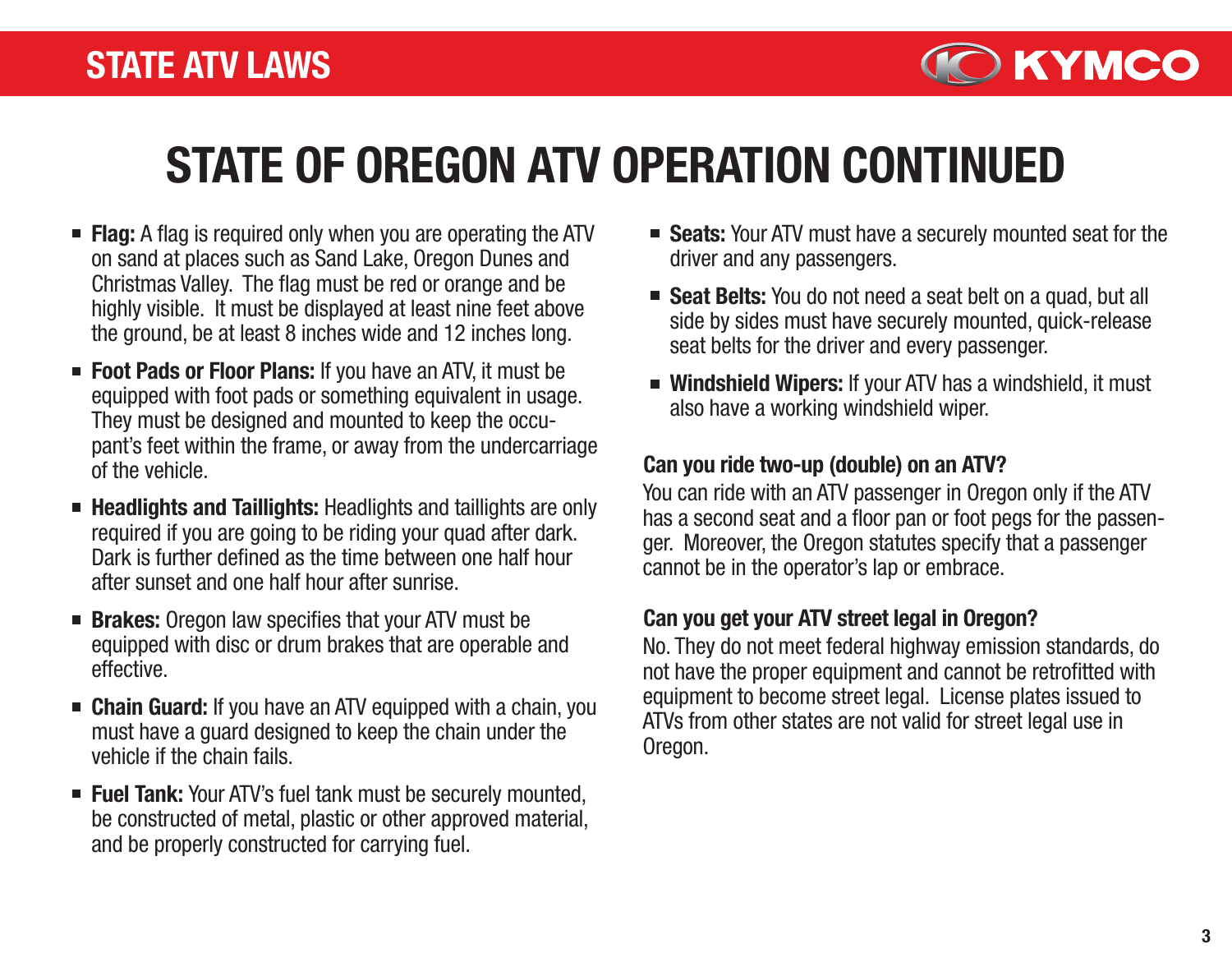# STATE OF OREGON ATV OPERATION CONTINUED

- **Flag:** A flag is required only when you are operating the ATV on sand at places such as Sand Lake, Oregon Dunes and Christmas Valley. The flag must be red or orange and be highly visible. It must be displayed at least nine feet above the ground, be at least 8 inches wide and 12 inches long.
- **Foot Pads or Floor Plans:** If you have an ATV, it must be equipped with foot pads or something equivalent in usage. They must be designed and mounted to keep the occupant's feet within the frame, or away from the undercarriage of the vehicle.
- **Headlights and Taillights:** Headlights and taillights are only required if you are going to be riding your quad after dark. Dark is further defined as the time between one half hour after sunset and one half hour after sunrise.
- **Brakes:** Oregon law specifies that your ATV must be equipped with disc or drum brakes that are operable and effective.
- **Chain Guard:** If you have an ATV equipped with a chain, you must have a guard designed to keep the chain under the vehicle if the chain fails.
- **Fuel Tank:** Your ATV's fuel tank must be securely mounted, be constructed of metal, plastic or other approved material, and be properly constructed for carrying fuel.
- **Seats:** Your ATV must have a securely mounted seat for the driver and any passengers.
- **Seat Belts:** You do not need a seat belt on a quad, but all side by sides must have securely mounted, quick-release seat belts for the driver and every passenger.
- **Windshield Wipers:** If your ATV has a windshield, it must also have a working windshield wiper.

### Can you ride two-up (double) on an ATV?

You can ride with an ATV passenger in Oregon only if the ATV has a second seat and a floor pan or foot pegs for the passenger. Moreover, the Oregon statutes specify that a passenger cannot be in the operator's lap or embrace.

### Can you get your ATV street legal in Oregon?

No. They do not meet federal highway emission standards, do not have the proper equipment and cannot be retrofitted with equipment to become street legal. License plates issued to ATVs from other states are not valid for street legal use in Oregon.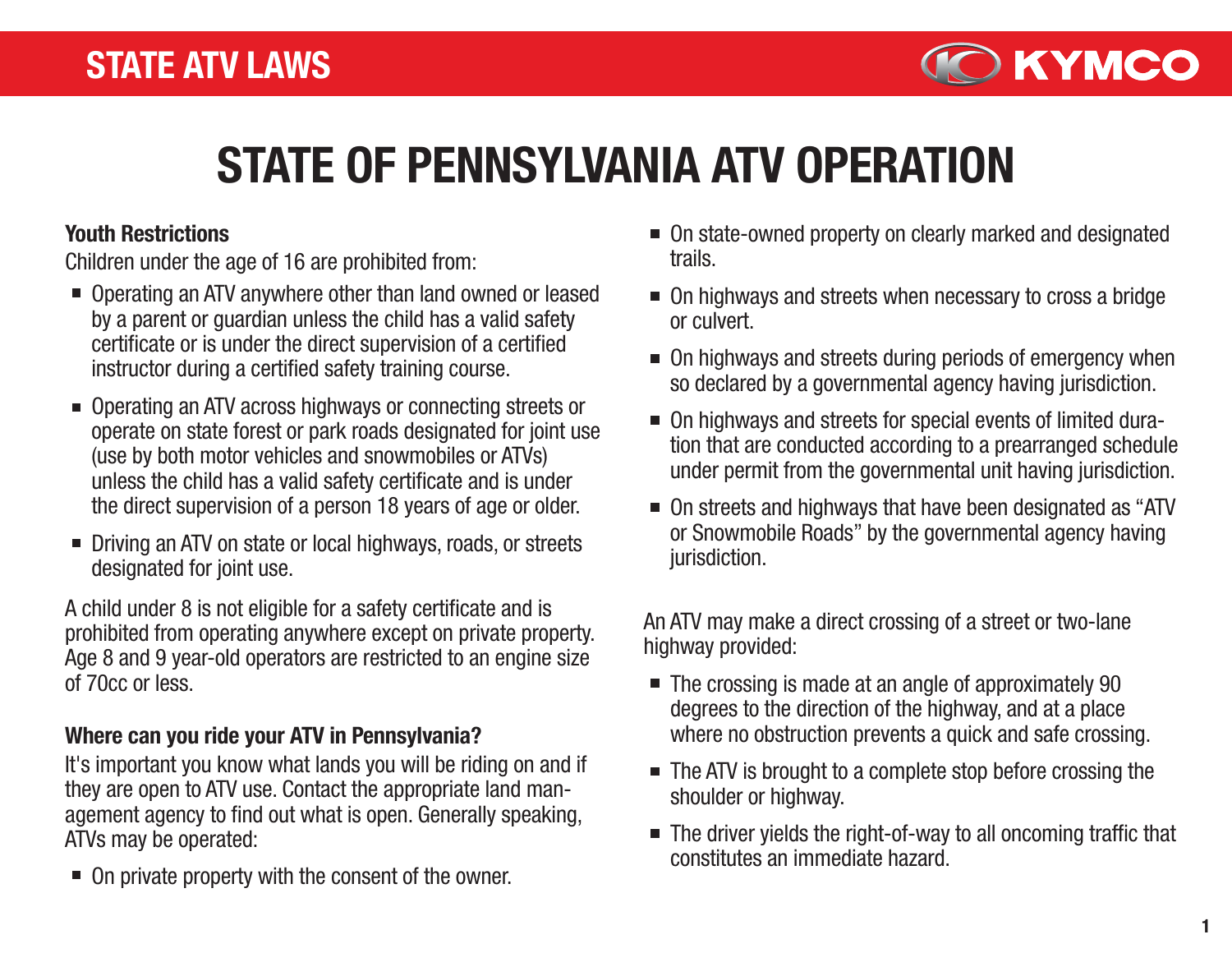# STATE OF PENNSYLVANIA ATV OPERATION

### Youth Restrictions

Children under the age of 16 are prohibited from:

- Operating an ATV anywhere other than land owned or leased by a parent or guardian unless the child has a valid safety certificate or is under the direct supervision of a certified instructor during a certified safety training course.
- Operating an ATV across highways or connecting streets or operate on state forest or park roads designated for joint use (use by both motor vehicles and snowmobiles or ATVs) unless the child has a valid safety certificate and is under the direct supervision of a person 18 years of age or older.
- Driving an ATV on state or local highways, roads, or streets designated for joint use.

A child under 8 is not eligible for a safety certificate and is prohibited from operating anywhere except on private property. Age 8 and 9 year-old operators are restricted to an engine size of 70cc or less.

### Where can you ride your ATV in Pennsylvania?

It's important you know what lands you will be riding on and if they are open to ATV use. Contact the appropriate land management agency to find out what is open. Generally speaking, ATVs may be operated:

- On private property with the consent of the owner.
- On state-owned property on clearly marked and designated trails.
- On highways and streets when necessary to cross a bridge or culvert.
- On highways and streets during periods of emergency when so declared by a governmental agency having jurisdiction.
- On highways and streets for special events of limited duration that are conducted according to a prearranged schedule under permit from the governmental unit having jurisdiction.
- On streets and highways that have been designated as "ATV or Snowmobile Roads" by the governmental agency having jurisdiction.

An ATV may make a direct crossing of a street or two-lane highway provided:

- The crossing is made at an angle of approximately 90 degrees to the direction of the highway, and at a place where no obstruction prevents a quick and safe crossing.
- The ATV is brought to a complete stop before crossing the shoulder or highway.
- The driver yields the right-of-way to all oncoming traffic that constitutes an immediate hazard.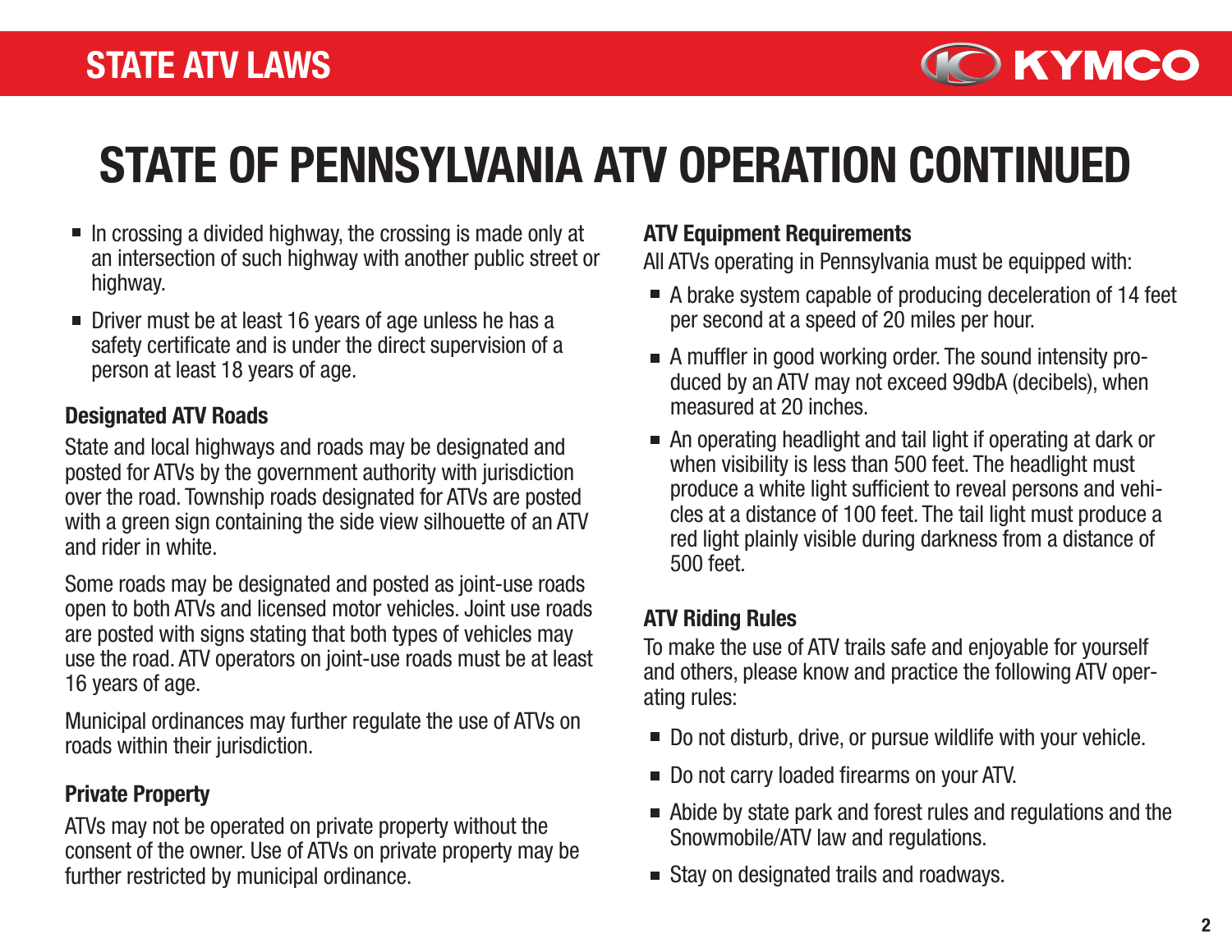# STATE OF PENNSYLVANIA ATV OPERATION CONTINUED

- In crossing a divided highway, the crossing is made only at an intersection of such highway with another public street or highway.
- Driver must be at least 16 years of age unless he has a safety certificate and is under the direct supervision of a person at least 18 years of age.

### Designated ATV Roads

State and local highways and roads may be designated and posted for ATVs by the government authority with jurisdiction over the road. Township roads designated for ATVs are posted with a green sign containing the side view silhouette of an ATV and rider in white.

Some roads may be designated and posted as joint-use roads open to both ATVs and licensed motor vehicles. Joint use roads are posted with signs stating that both types of vehicles may use the road. ATV operators on joint-use roads must be at least 16 years of age.

Municipal ordinances may further regulate the use of ATVs on roads within their jurisdiction.

### Private Property

ATVs may not be operated on private property without the consent of the owner. Use of ATVs on private property may be further restricted by municipal ordinance.

### ATV Equipment Requirements

All ATVs operating in Pennsylvania must be equipped with:

- A brake system capable of producing deceleration of 14 feet per second at a speed of 20 miles per hour.
- A muffler in good working order. The sound intensity produced by an ATV may not exceed 99dbA (decibels), when measured at 20 inches.
- An operating headlight and tail light if operating at dark or when visibility is less than 500 feet. The headlight must produce a white light sufficient to reveal persons and vehicles at a distance of 100 feet. The tail light must produce a red light plainly visible during darkness from a distance of 500 feet.

### ATV Riding Rules

To make the use of ATV trails safe and enjoyable for yourself and others, please know and practice the following ATV operating rules:

- Do not disturb, drive, or pursue wildlife with your vehicle.
- Do not carry loaded firearms on your ATV.
- Abide by state park and forest rules and regulations and the Snowmobile/ATV law and regulations.
- Stay on designated trails and roadways.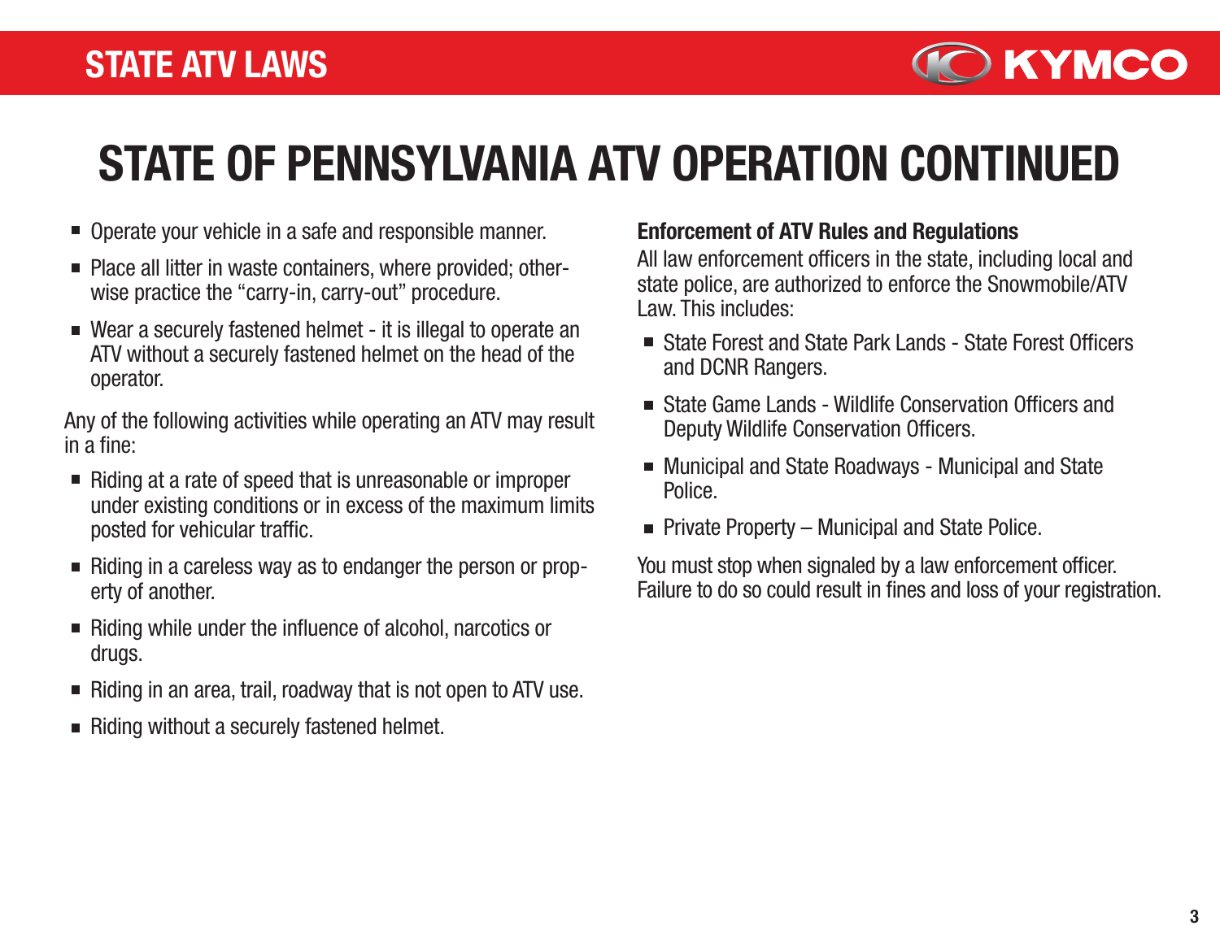# STATE OF PENNSYLVANIA ATV OPERATION CONTINUED

- Operate your vehicle in a safe and responsible manner.
- Place all litter in waste containers, where provided; otherwise practice the "carry-in, carry-out" procedure.
- Wear a securely fastened helmet - it is illegal to operate an ATV without a securely fastened helmet on the head of the operator.

Any of the following activities while operating an ATV may result in a fine:

- Riding at a rate of speed that is unreasonable or improper under existing conditions or in excess of the maximum limits posted for vehicular traffic.
- Riding in a careless way as to endanger the person or property of another.
- Riding while under the influence of alcohol, narcotics or drugs.
- Riding in an area, trail, roadway that is not open to ATV use.
- Riding without a securely fastened helmet.

**Enforcement of ATV Rules and Regulations**

All law enforcement officers in the state, including local and state police, are authorized to enforce the Snowmobile/ATV Law. This includes:

- State Forest and State Park Lands - State Forest Officers and DCNR Rangers.
- State Game Lands - Wildlife Conservation Officers and Deputy Wildlife Conservation Officers.
- Municipal and State Roadways - Municipal and State Police.
- Private Property – Municipal and State Police.

You must stop when signaled by a law enforcement officer. Failure to do so could result in fines and loss of your registration.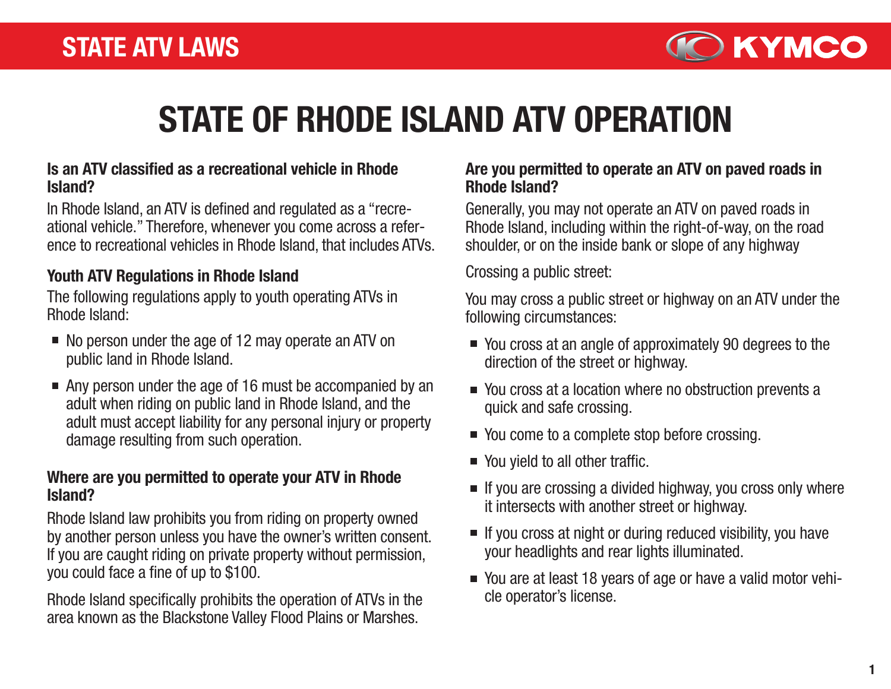# STATE OF RHODE ISLAND ATV OPERATION

### Is an ATV classified as a recreational vehicle in Rhode Island?

In Rhode Island, an ATV is defined and regulated as a "recreational vehicle." Therefore, whenever you come across a reference to recreational vehicles in Rhode Island, that includes ATVs.

### Youth ATV Regulations in Rhode Island

The following regulations apply to youth operating ATVs in Rhode Island:

- No person under the age of 12 may operate an ATV on public land in Rhode Island.
- Any person under the age of 16 must be accompanied by an adult when riding on public land in Rhode Island, and the adult must accept liability for any personal injury or property damage resulting from such operation.

### Where are you permitted to operate your ATV in Rhode Island?

Rhode Island law prohibits you from riding on property owned by another person unless you have the owner's written consent. If you are caught riding on private property without permission, you could face a fine of up to $100.

Rhode Island specifically prohibits the operation of ATVs in the area known as the Blackstone Valley Flood Plains or Marshes.

### Are you permitted to operate an ATV on paved roads in Rhode Island?

Generally, you may not operate an ATV on paved roads in Rhode Island, including within the right-of-way, on the road shoulder, or on the inside bank or slope of any highway

Crossing a public street:

You may cross a public street or highway on an ATV under the following circumstances:

- You cross at an angle of approximately 90 degrees to the direction of the street or highway.
- You cross at a location where no obstruction prevents a quick and safe crossing.
- You come to a complete stop before crossing.
- You yield to all other traffic.
- If you are crossing a divided highway, you cross only where it intersects with another street or highway.
- If you cross at night or during reduced visibility, you have your headlights and rear lights illuminated.
- You are at least 18 years of age or have a valid motor vehicle operator's license.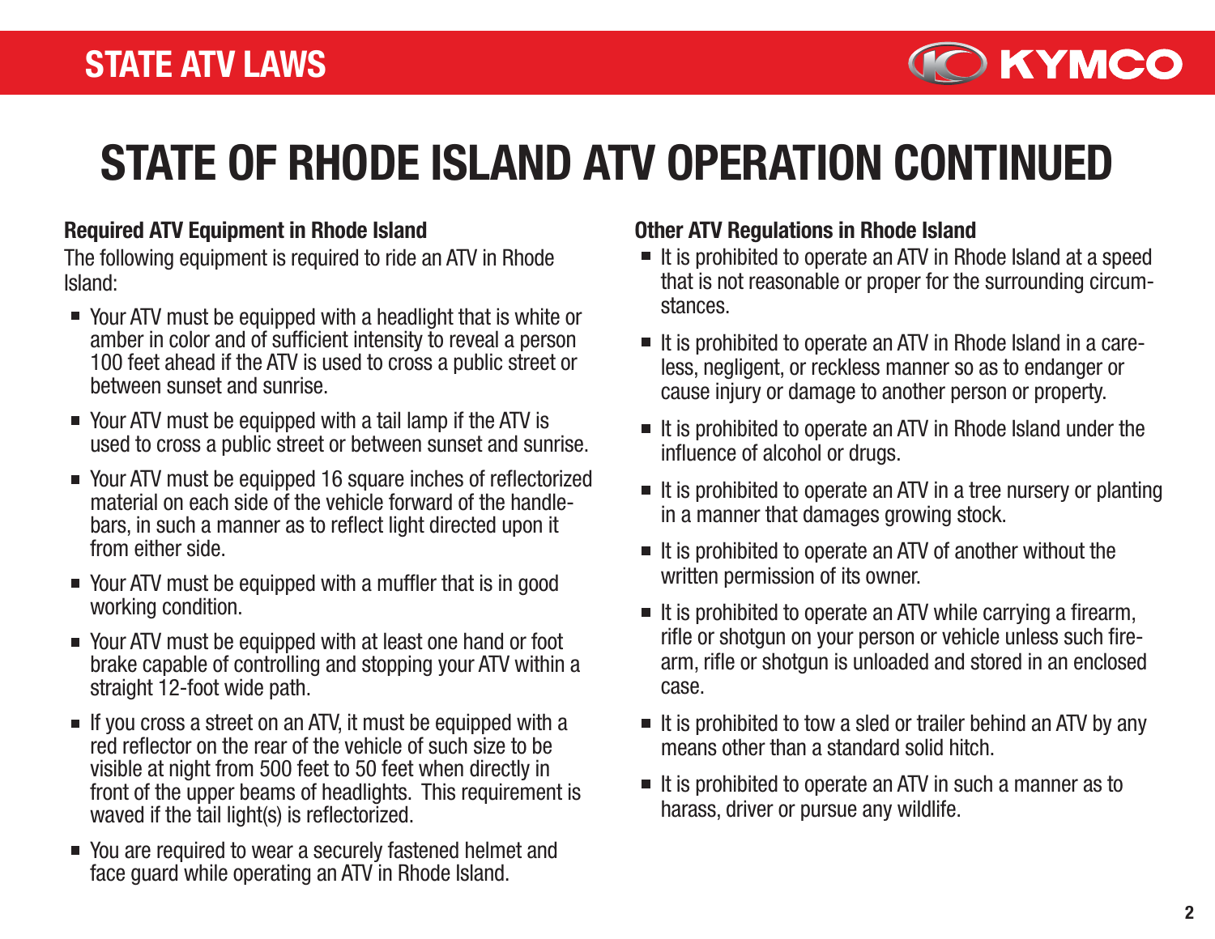# STATE OF RHODE ISLAND ATV OPERATION CONTINUED

### Required ATV Equipment in Rhode Island

The following equipment is required to ride an ATV in Rhode Island:

- Your ATV must be equipped with a headlight that is white or amber in color and of sufficient intensity to reveal a person 100 feet ahead if the ATV is used to cross a public street or between sunset and sunrise.
- Your ATV must be equipped with a tail lamp if the ATV is used to cross a public street or between sunset and sunrise.
- Your ATV must be equipped 16 square inches of reflectorized material on each side of the vehicle forward of the handlebars, in such a manner as to reflect light directed upon it from either side.
- Your ATV must be equipped with a muffler that is in good working condition.
- Your ATV must be equipped with at least one hand or foot brake capable of controlling and stopping your ATV within a straight 12-foot wide path.
- If you cross a street on an ATV, it must be equipped with a red reflector on the rear of the vehicle of such size to be visible at night from 500 feet to 50 feet when directly in front of the upper beams of headlights. This requirement is waved if the tail light(s) is reflectorized.
- You are required to wear a securely fastened helmet and face guard while operating an ATV in Rhode Island.

### Other ATV Regulations in Rhode Island

- It is prohibited to operate an ATV in Rhode Island at a speed that is not reasonable or proper for the surrounding circumstances.
- It is prohibited to operate an ATV in Rhode Island in a careless, negligent, or reckless manner so as to endanger or cause injury or damage to another person or property.
- It is prohibited to operate an ATV in Rhode Island under the influence of alcohol or drugs.
- It is prohibited to operate an ATV in a tree nursery or planting in a manner that damages growing stock.
- It is prohibited to operate an ATV of another without the written permission of its owner.
- It is prohibited to operate an ATV while carrying a firearm, rifle or shotgun on your person or vehicle unless such firearm, rifle or shotgun is unloaded and stored in an enclosed case.
- It is prohibited to tow a sled or trailer behind an ATV by any means other than a standard solid hitch.
- It is prohibited to operate an ATV in such a manner as to harass, driver or pursue any wildlife.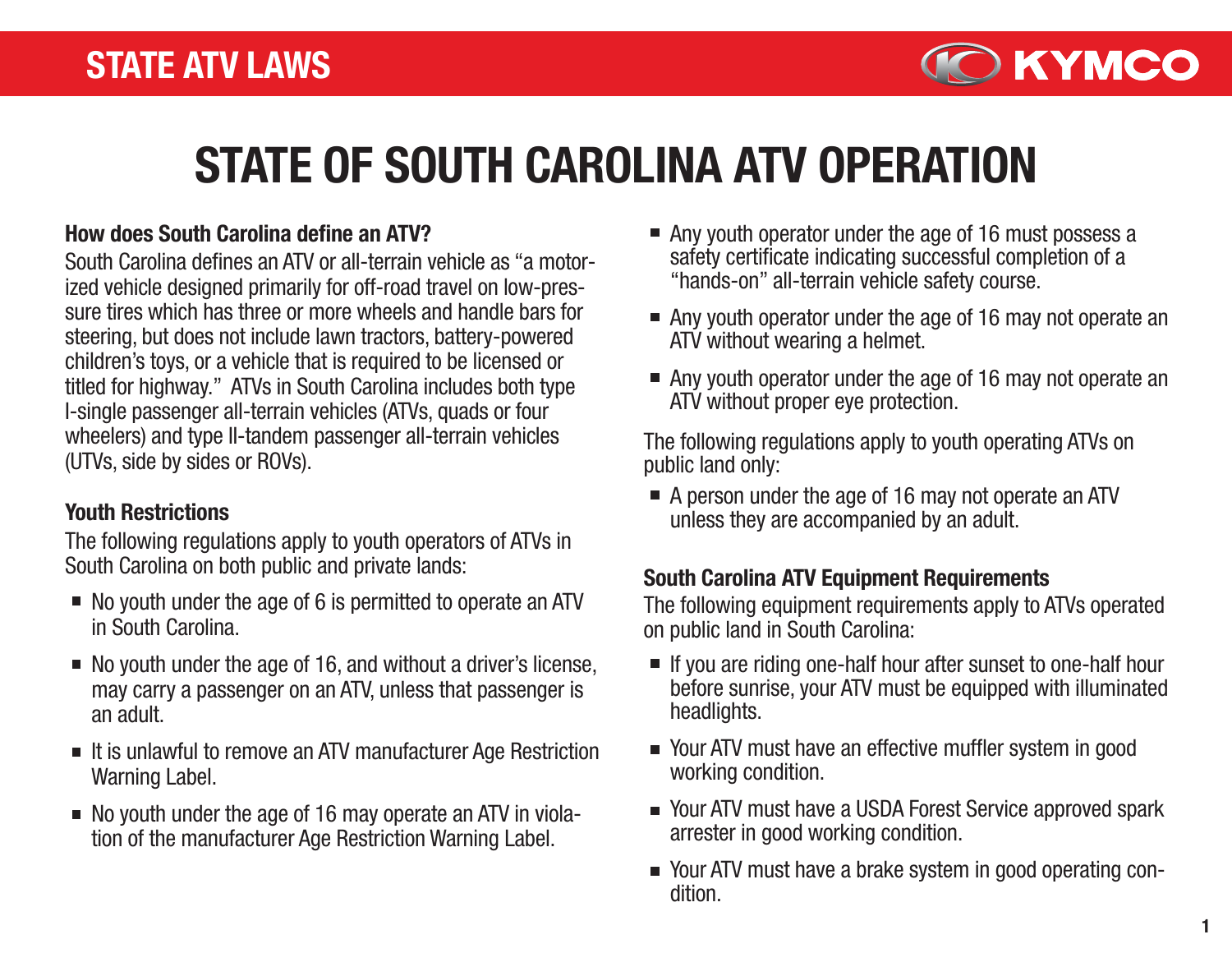# STATE OF SOUTH CAROLINA ATV OPERATION

### How does South Carolina define an ATV?

South Carolina defines an ATV or all-terrain vehicle as "a motorized vehicle designed primarily for off-road travel on low-pressure tires which has three or more wheels and handle bars for steering, but does not include lawn tractors, battery-powered children's toys, or a vehicle that is required to be licensed or titled for highway." ATVs in South Carolina includes both type I-single passenger all-terrain vehicles (ATVs, quads or four wheelers) and type II-tandem passenger all-terrain vehicles (UTVs, side by sides or ROVs).

### Youth Restrictions

The following regulations apply to youth operators of ATVs in South Carolina on both public and private lands:

- No youth under the age of 6 is permitted to operate an ATV in South Carolina.
- No youth under the age of 16, and without a driver's license, may carry a passenger on an ATV, unless that passenger is an adult.
- It is unlawful to remove an ATV manufacturer Age Restriction Warning Label.
- No youth under the age of 16 may operate an ATV in violation of the manufacturer Age Restriction Warning Label.
- Any youth operator under the age of 16 must possess a safety certificate indicating successful completion of a "hands-on" all-terrain vehicle safety course.
- Any youth operator under the age of 16 may not operate an ATV without wearing a helmet.
- Any youth operator under the age of 16 may not operate an ATV without proper eye protection.

The following regulations apply to youth operating ATVs on public land only:

- A person under the age of 16 may not operate an ATV unless they are accompanied by an adult.

### South Carolina ATV Equipment Requirements

The following equipment requirements apply to ATVs operated on public land in South Carolina:

- If you are riding one-half hour after sunset to one-half hour before sunrise, your ATV must be equipped with illuminated headlights.
- Your ATV must have an effective muffler system in good working condition.
- Your ATV must have a USDA Forest Service approved spark arrester in good working condition.
- Your ATV must have a brake system in good operating condition.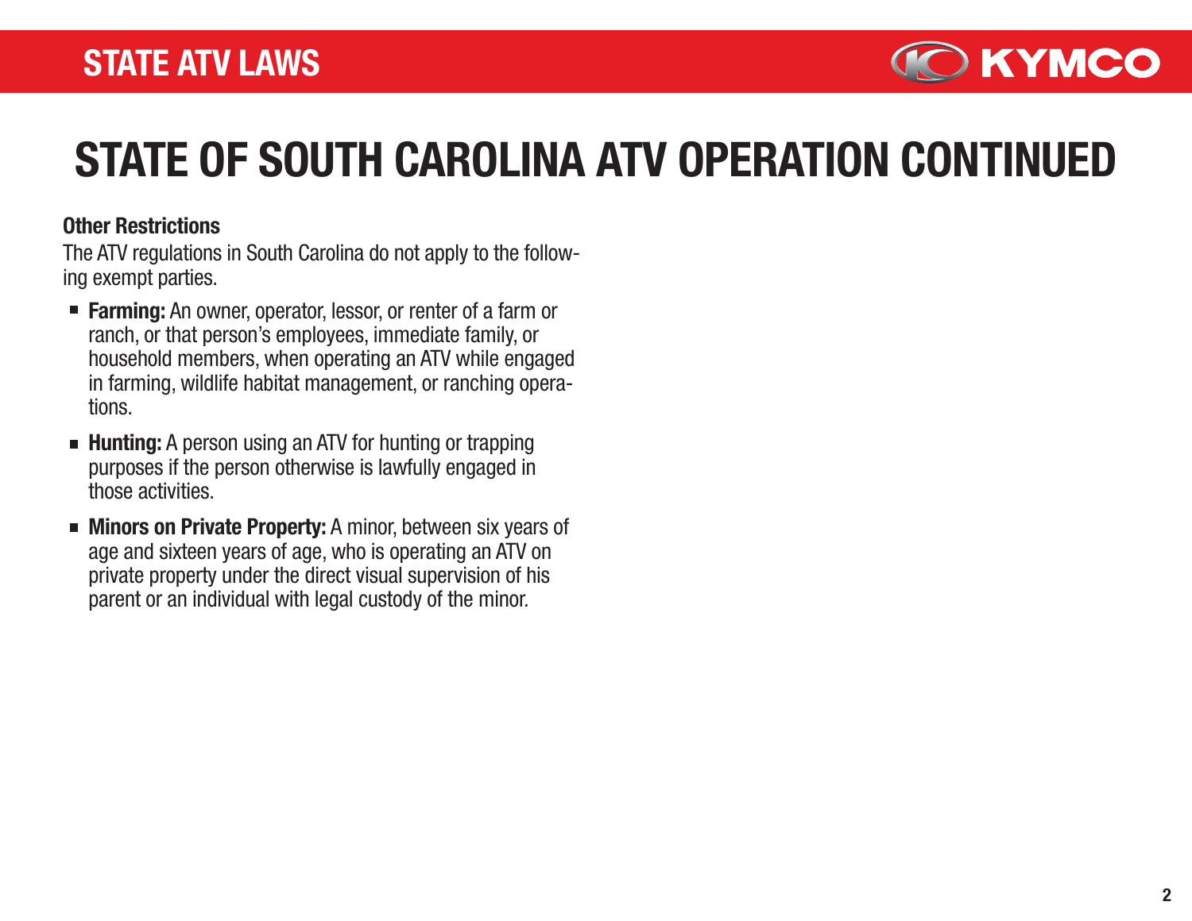# STATE OF SOUTH CAROLINA ATV OPERATION CONTINUED

### Other Restrictions

The ATV regulations in South Carolina do not apply to the following exempt parties.

- **Farming:** An owner, operator, lessor, or renter of a farm or ranch, or that person's employees, immediate family, or household members, when operating an ATV while engaged in farming, wildlife habitat management, or ranching operations.
- **Hunting:** A person using an ATV for hunting or trapping purposes if the person otherwise is lawfully engaged in those activities.
- **Minors on Private Property:** A minor, between six years of age and sixteen years of age, who is operating an ATV on private property under the direct visual supervision of his parent or an individual with legal custody of the minor.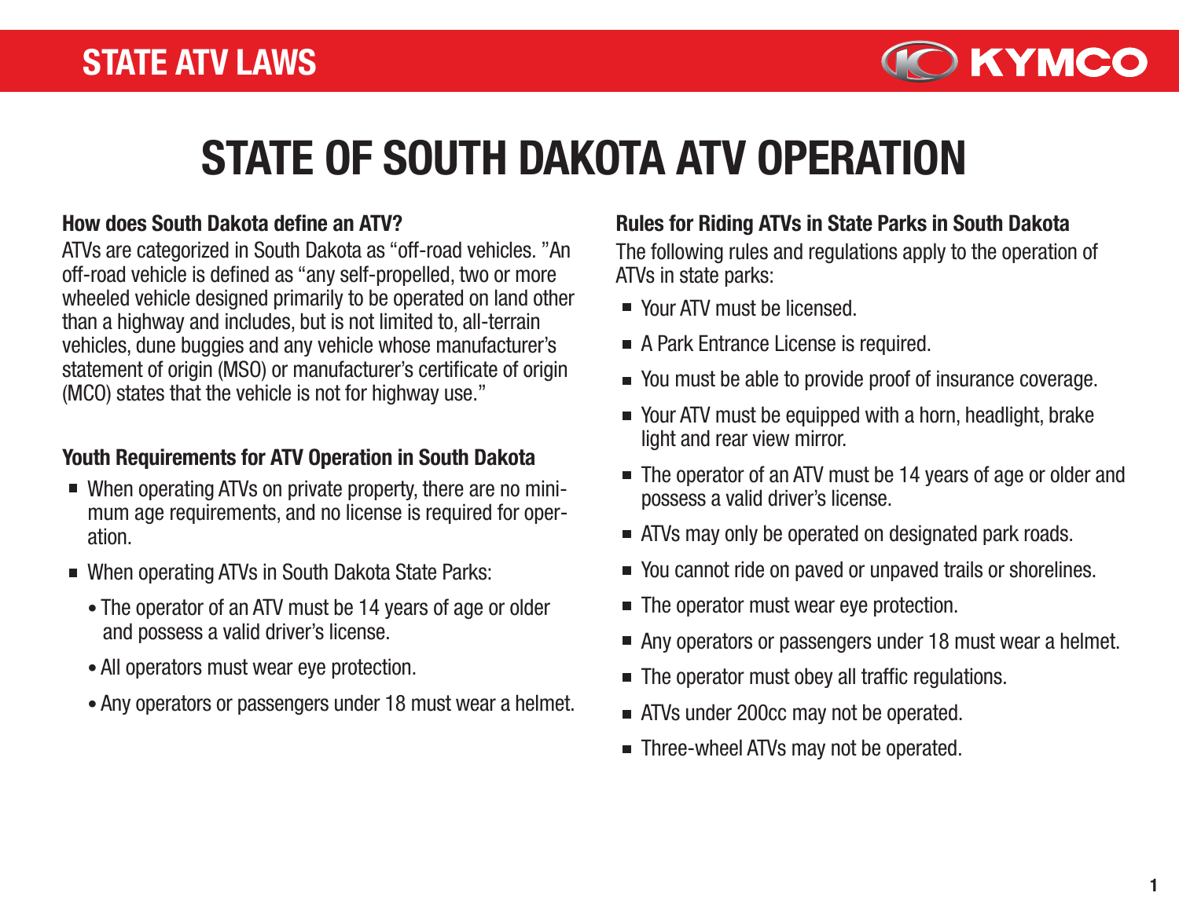# STATE OF SOUTH DAKOTA ATV OPERATION

### How does South Dakota define an ATV?

ATVs are categorized in South Dakota as "off-road vehicles. "An off-road vehicle is defined as "any self-propelled, two or more wheeled vehicle designed primarily to be operated on land other than a highway and includes, but is not limited to, all-terrain vehicles, dune buggies and any vehicle whose manufacturer's statement of origin (MSO) or manufacturer's certificate of origin (MCO) states that the vehicle is not for highway use."

### Youth Requirements for ATV Operation in South Dakota

- When operating ATVs on private property, there are no minimum age requirements, and no license is required for operation.
- When operating ATVs in South Dakota State Parks:
  - The operator of an ATV must be 14 years of age or older and possess a valid driver's license.
  - All operators must wear eye protection.
  - Any operators or passengers under 18 must wear a helmet.

### Rules for Riding ATVs in State Parks in South Dakota

The following rules and regulations apply to the operation of ATVs in state parks:

- Your ATV must be licensed.
- A Park Entrance License is required.
- You must be able to provide proof of insurance coverage.
- Your ATV must be equipped with a horn, headlight, brake light and rear view mirror.
- The operator of an ATV must be 14 years of age or older and possess a valid driver's license.
- ATVs may only be operated on designated park roads.
- You cannot ride on paved or unpaved trails or shorelines.
- The operator must wear eye protection.
- Any operators or passengers under 18 must wear a helmet.
- The operator must obey all traffic regulations.
- ATVs under 200cc may not be operated.
- Three-wheel ATVs may not be operated.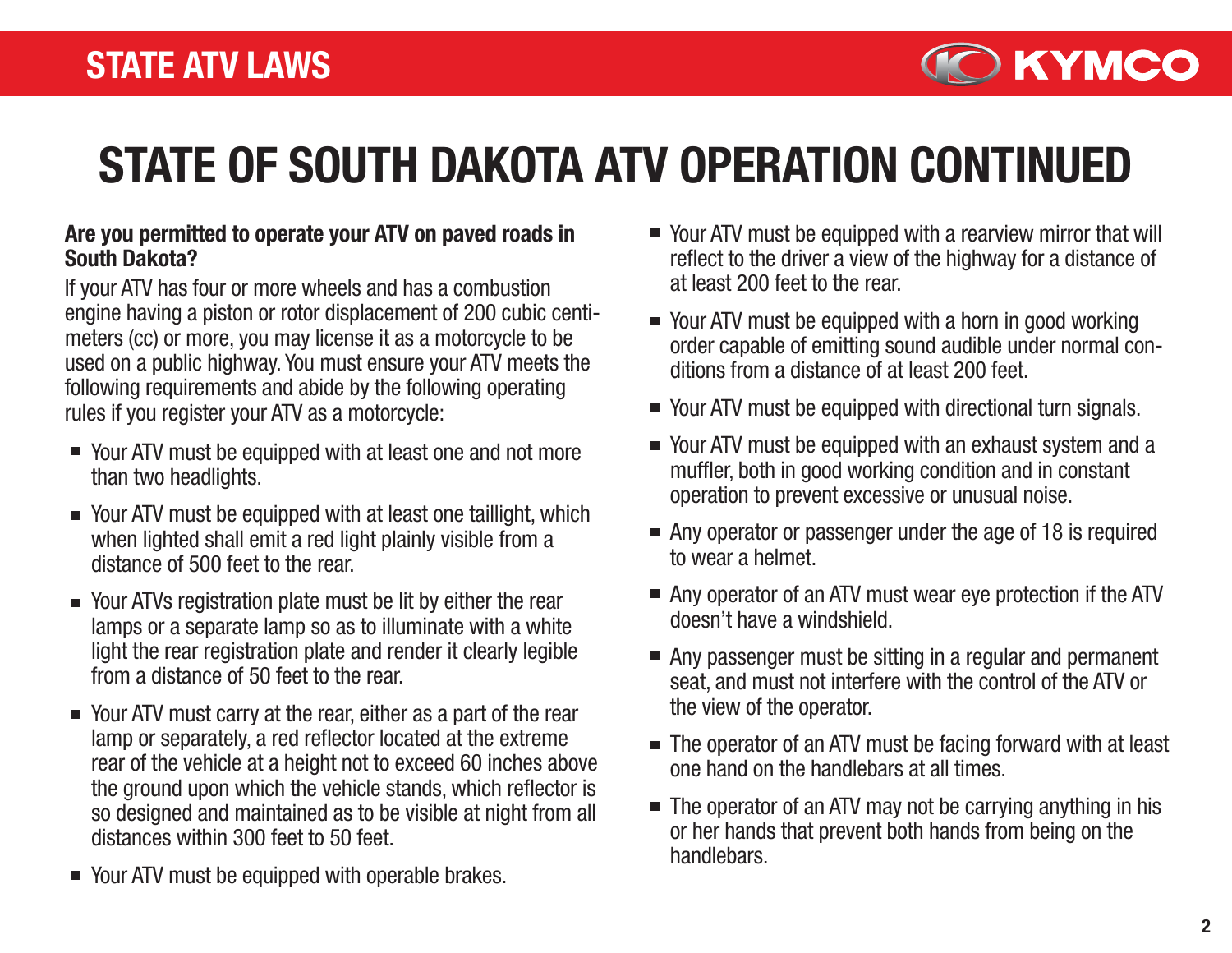# STATE OF SOUTH DAKOTA ATV OPERATION CONTINUED

**Are you permitted to operate your ATV on paved roads in South Dakota?**

If your ATV has four or more wheels and has a combustion engine having a piston or rotor displacement of 200 cubic centimeters (cc) or more, you may license it as a motorcycle to be used on a public highway. You must ensure your ATV meets the following requirements and abide by the following operating rules if you register your ATV as a motorcycle:

- Your ATV must be equipped with at least one and not more than two headlights.
- Your ATV must be equipped with at least one taillight, which when lighted shall emit a red light plainly visible from a distance of 500 feet to the rear.
- Your ATVs registration plate must be lit by either the rear lamps or a separate lamp so as to illuminate with a white light the rear registration plate and render it clearly legible from a distance of 50 feet to the rear.
- Your ATV must carry at the rear, either as a part of the rear lamp or separately, a red reflector located at the extreme rear of the vehicle at a height not to exceed 60 inches above the ground upon which the vehicle stands, which reflector is so designed and maintained as to be visible at night from all distances within 300 feet to 50 feet.
- Your ATV must be equipped with operable brakes.
- Your ATV must be equipped with a rearview mirror that will reflect to the driver a view of the highway for a distance of at least 200 feet to the rear.
- Your ATV must be equipped with a horn in good working order capable of emitting sound audible under normal conditions from a distance of at least 200 feet.
- Your ATV must be equipped with directional turn signals.
- Your ATV must be equipped with an exhaust system and a muffler, both in good working condition and in constant operation to prevent excessive or unusual noise.
- Any operator or passenger under the age of 18 is required to wear a helmet.
- Any operator of an ATV must wear eye protection if the ATV doesn't have a windshield.
- Any passenger must be sitting in a regular and permanent seat, and must not interfere with the control of the ATV or the view of the operator.
- The operator of an ATV must be facing forward with at least one hand on the handlebars at all times.
- The operator of an ATV may not be carrying anything in his or her hands that prevent both hands from being on the handlebars.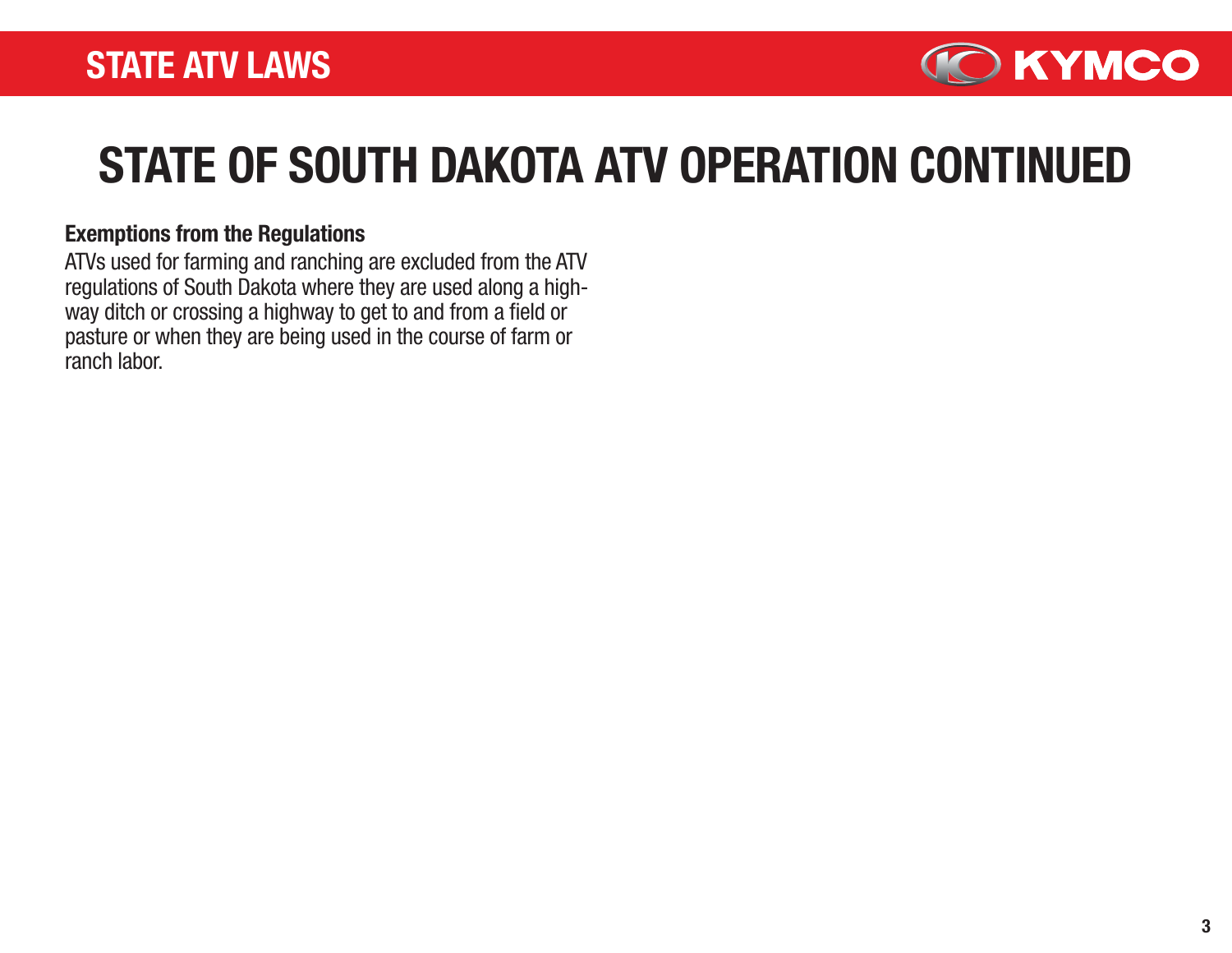# STATE OF SOUTH DAKOTA ATV OPERATION CONTINUED

**Exemptions from the Regulations**

ATVs used for farming and ranching are excluded from the ATV regulations of South Dakota where they are used along a highway ditch or crossing a highway to get to and from a field or pasture or when they are being used in the course of farm or ranch labor.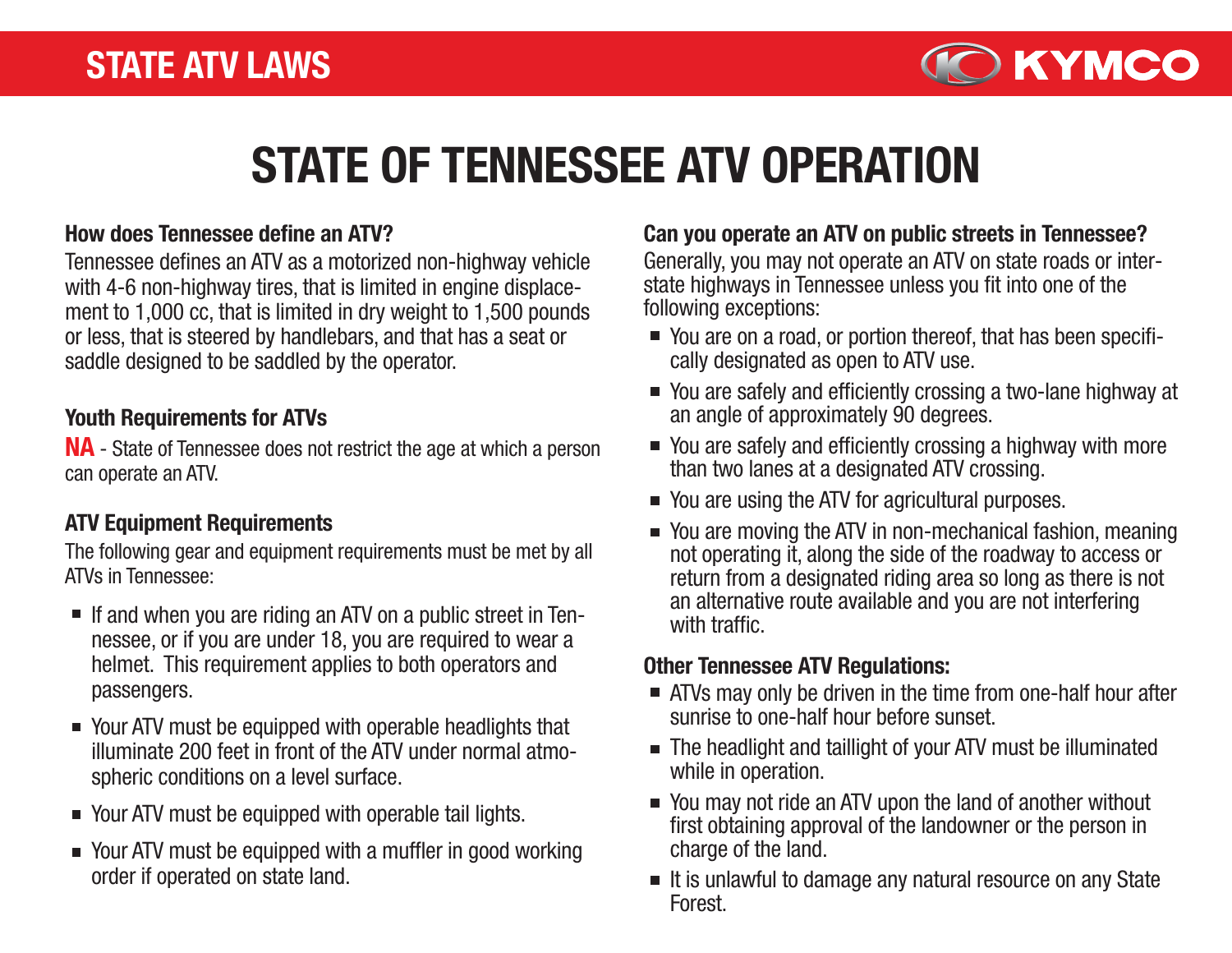# STATE OF TENNESSEE ATV OPERATION

### How does Tennessee define an ATV?

Tennessee defines an ATV as a motorized non-highway vehicle with 4-6 non-highway tires, that is limited in engine displacement to 1,000 cc, that is limited in dry weight to 1,500 pounds or less, that is steered by handlebars, and that has a seat or saddle designed to be saddled by the operator.

### Youth Requirements for ATVs

**NA** - State of Tennessee does not restrict the age at which a person can operate an ATV.

### ATV Equipment Requirements

The following gear and equipment requirements must be met by all ATVs in Tennessee:

- If and when you are riding an ATV on a public street in Tennessee, or if you are under 18, you are required to wear a helmet. This requirement applies to both operators and passengers.
- Your ATV must be equipped with operable headlights that illuminate 200 feet in front of the ATV under normal atmospheric conditions on a level surface.
- Your ATV must be equipped with operable tail lights.
- Your ATV must be equipped with a muffler in good working order if operated on state land.

### Can you operate an ATV on public streets in Tennessee?

Generally, you may not operate an ATV on state roads or interstate highways in Tennessee unless you fit into one of the following exceptions:

- You are on a road, or portion thereof, that has been specifically designated as open to ATV use.
- You are safely and efficiently crossing a two-lane highway at an angle of approximately 90 degrees.
- You are safely and efficiently crossing a highway with more than two lanes at a designated ATV crossing.
- You are using the ATV for agricultural purposes.
- You are moving the ATV in non-mechanical fashion, meaning not operating it, along the side of the roadway to access or return from a designated riding area so long as there is not an alternative route available and you are not interfering with traffic.

### Other Tennessee ATV Regulations:

- ATVs may only be driven in the time from one-half hour after sunrise to one-half hour before sunset.
- The headlight and taillight of your ATV must be illuminated while in operation.
- You may not ride an ATV upon the land of another without first obtaining approval of the landowner or the person in charge of the land.
- It is unlawful to damage any natural resource on any State Forest.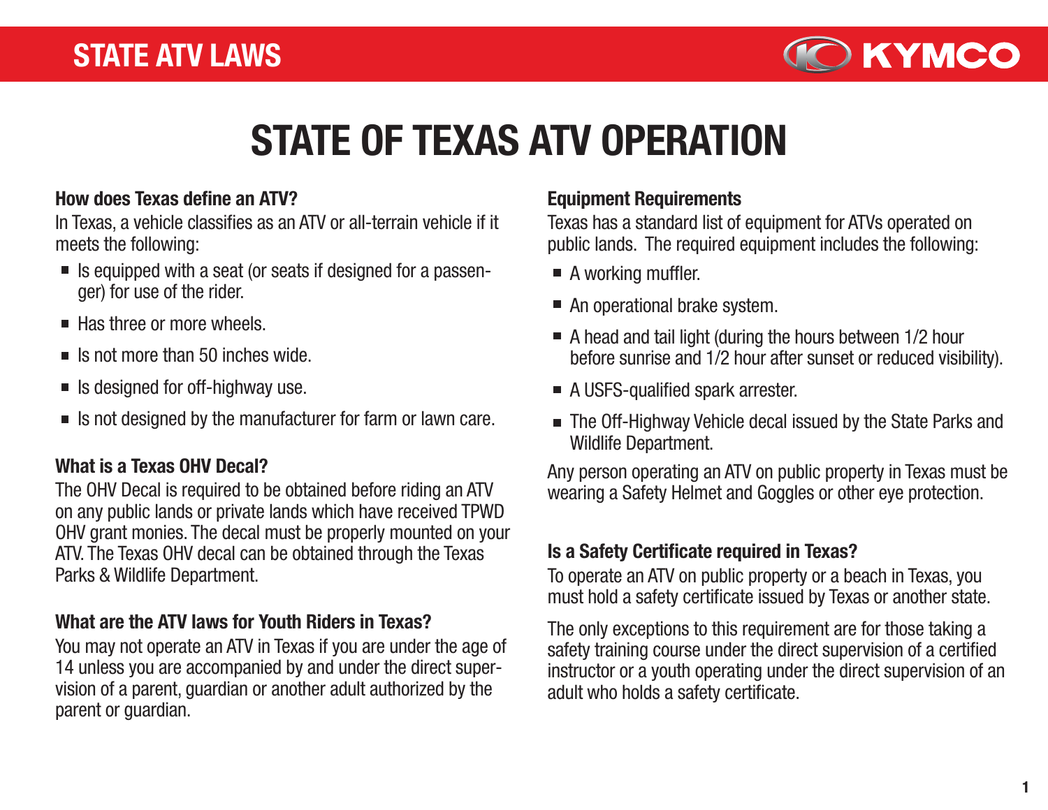# STATE OF TEXAS ATV OPERATION

### How does Texas define an ATV?

In Texas, a vehicle classifies as an ATV or all-terrain vehicle if it meets the following:

- Is equipped with a seat (or seats if designed for a passenger) for use of the rider.
- Has three or more wheels.
- Is not more than 50 inches wide.
- Is designed for off-highway use.
- Is not designed by the manufacturer for farm or lawn care.

### What is a Texas OHV Decal?

The OHV Decal is required to be obtained before riding an ATV on any public lands or private lands which have received TPWD OHV grant monies. The decal must be properly mounted on your ATV. The Texas OHV decal can be obtained through the Texas Parks & Wildlife Department.

### What are the ATV laws for Youth Riders in Texas?

You may not operate an ATV in Texas if you are under the age of 14 unless you are accompanied by and under the direct supervision of a parent, guardian or another adult authorized by the parent or guardian.

### Equipment Requirements

Texas has a standard list of equipment for ATVs operated on public lands. The required equipment includes the following:

- A working muffler.
- An operational brake system.
- A head and tail light (during the hours between 1/2 hour before sunrise and 1/2 hour after sunset or reduced visibility).
- A USFS-qualified spark arrester.
- The Off-Highway Vehicle decal issued by the State Parks and Wildlife Department.

Any person operating an ATV on public property in Texas must be wearing a Safety Helmet and Goggles or other eye protection.

### Is a Safety Certificate required in Texas?

To operate an ATV on public property or a beach in Texas, you must hold a safety certificate issued by Texas or another state.

The only exceptions to this requirement are for those taking a safety training course under the direct supervision of a certified instructor or a youth operating under the direct supervision of an adult who holds a safety certificate.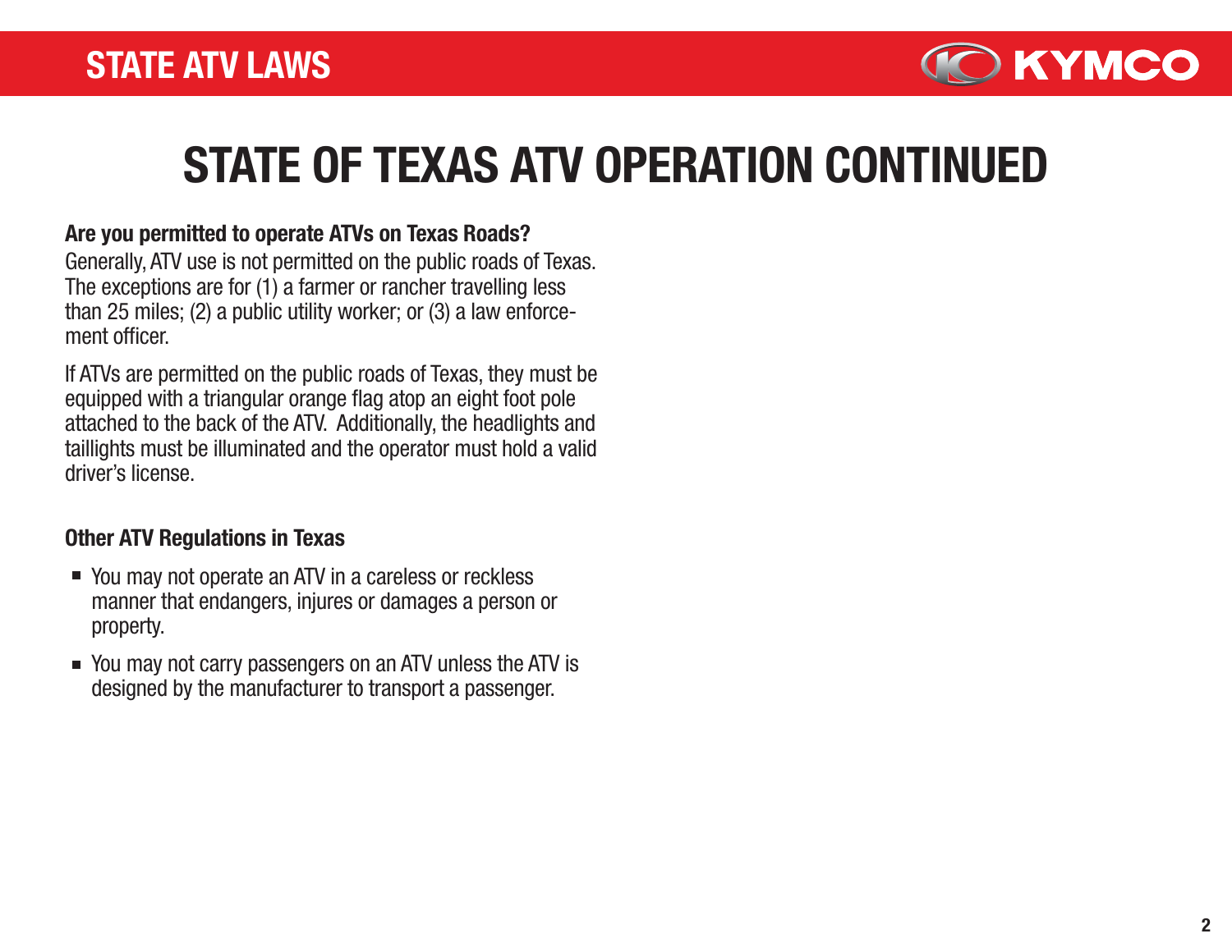# STATE OF TEXAS ATV OPERATION CONTINUED

**Are you permitted to operate ATVs on Texas Roads?**
Generally, ATV use is not permitted on the public roads of Texas. The exceptions are for (1) a farmer or rancher travelling less than 25 miles; (2) a public utility worker; or (3) a law enforcement officer.

If ATVs are permitted on the public roads of Texas, they must be equipped with a triangular orange flag atop an eight foot pole attached to the back of the ATV. Additionally, the headlights and taillights must be illuminated and the operator must hold a valid driver's license.

**Other ATV Regulations in Texas**

- You may not operate an ATV in a careless or reckless manner that endangers, injures or damages a person or property.
- You may not carry passengers on an ATV unless the ATV is designed by the manufacturer to transport a passenger.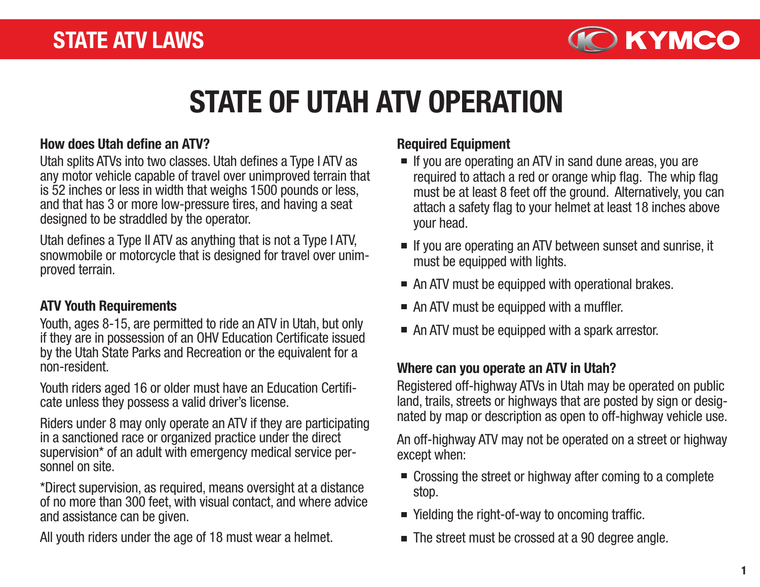# STATE OF UTAH ATV OPERATION

### How does Utah define an ATV?

Utah splits ATVs into two classes. Utah defines a Type I ATV as any motor vehicle capable of travel over unimproved terrain that is 52 inches or less in width that weighs 1500 pounds or less, and that has 3 or more low-pressure tires, and having a seat designed to be straddled by the operator.

Utah defines a Type II ATV as anything that is not a Type I ATV, snowmobile or motorcycle that is designed for travel over unimproved terrain.

### ATV Youth Requirements

Youth, ages 8-15, are permitted to ride an ATV in Utah, but only if they are in possession of an OHV Education Certificate issued by the Utah State Parks and Recreation or the equivalent for a non-resident.

Youth riders aged 16 or older must have an Education Certificate unless they possess a valid driver's license.

Riders under 8 may only operate an ATV if they are participating in a sanctioned race or organized practice under the direct supervision* of an adult with emergency medical service personnel on site.

*Direct supervision, as required, means oversight at a distance of no more than 300 feet, with visual contact, and where advice and assistance can be given.

All youth riders under the age of 18 must wear a helmet.

### Required Equipment

- If you are operating an ATV in sand dune areas, you are required to attach a red or orange whip flag. The whip flag must be at least 8 feet off the ground. Alternatively, you can attach a safety flag to your helmet at least 18 inches above your head.
- If you are operating an ATV between sunset and sunrise, it must be equipped with lights.
- An ATV must be equipped with operational brakes.
- An ATV must be equipped with a muffler.
- An ATV must be equipped with a spark arrestor.

### Where can you operate an ATV in Utah?

Registered off-highway ATVs in Utah may be operated on public land, trails, streets or highways that are posted by sign or designated by map or description as open to off-highway vehicle use.

An off-highway ATV may not be operated on a street or highway except when:

- Crossing the street or highway after coming to a complete stop.
- Yielding the right-of-way to oncoming traffic.
- The street must be crossed at a 90 degree angle.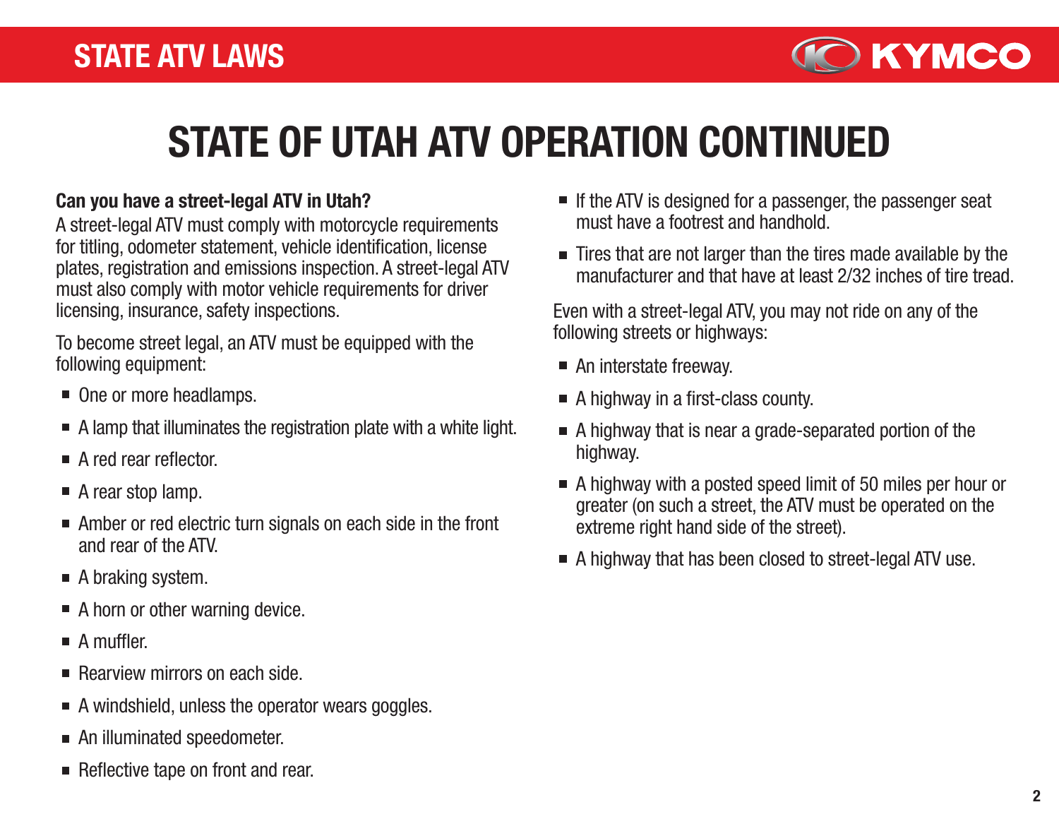# STATE OF UTAH ATV OPERATION CONTINUED

**Can you have a street-legal ATV in Utah?**

A street-legal ATV must comply with motorcycle requirements for titling, odometer statement, vehicle identification, license plates, registration and emissions inspection. A street-legal ATV must also comply with motor vehicle requirements for driver licensing, insurance, safety inspections.

To become street legal, an ATV must be equipped with the following equipment:

- One or more headlamps.
- A lamp that illuminates the registration plate with a white light.
- A red rear reflector.
- A rear stop lamp.
- Amber or red electric turn signals on each side in the front and rear of the ATV.
- A braking system.
- A horn or other warning device.
- A muffler.
- Rearview mirrors on each side.
- A windshield, unless the operator wears goggles.
- An illuminated speedometer.
- Reflective tape on front and rear.
- If the ATV is designed for a passenger, the passenger seat must have a footrest and handhold.
- Tires that are not larger than the tires made available by the manufacturer and that have at least 2/32 inches of tire tread.

Even with a street-legal ATV, you may not ride on any of the following streets or highways:

- An interstate freeway.
- A highway in a first-class county.
- A highway that is near a grade-separated portion of the highway.
- A highway with a posted speed limit of 50 miles per hour or greater (on such a street, the ATV must be operated on the extreme right hand side of the street).
- A highway that has been closed to street-legal ATV use.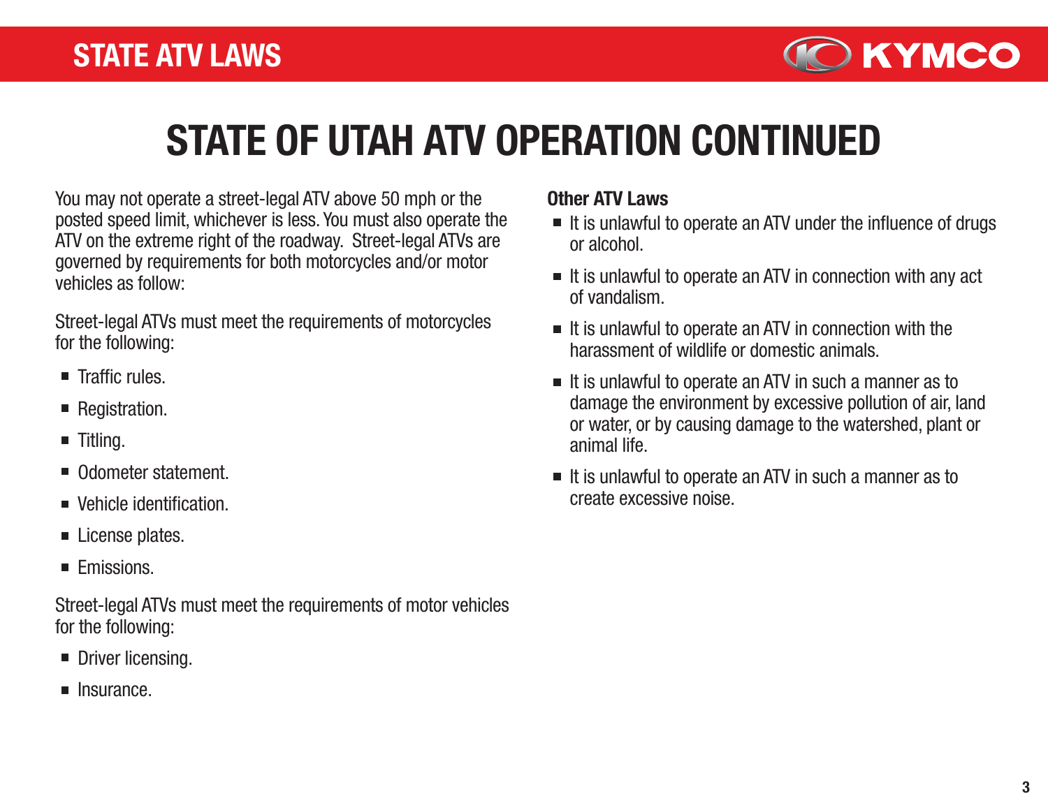# STATE OF UTAH ATV OPERATION CONTINUED

You may not operate a street-legal ATV above 50 mph or the posted speed limit, whichever is less. You must also operate the ATV on the extreme right of the roadway. Street-legal ATVs are governed by requirements for both motorcycles and/or motor vehicles as follow:

Street-legal ATVs must meet the requirements of motorcycles for the following:

- Traffic rules.
- Registration.
- Titling.
- Odometer statement.
- Vehicle identification.
- License plates.
- Emissions.

Street-legal ATVs must meet the requirements of motor vehicles for the following:

- Driver licensing.
- Insurance.

**Other ATV Laws**

- It is unlawful to operate an ATV under the influence of drugs or alcohol.
- It is unlawful to operate an ATV in connection with any act of vandalism.
- It is unlawful to operate an ATV in connection with the harassment of wildlife or domestic animals.
- It is unlawful to operate an ATV in such a manner as to damage the environment by excessive pollution of air, land or water, or by causing damage to the watershed, plant or animal life.
- It is unlawful to operate an ATV in such a manner as to create excessive noise.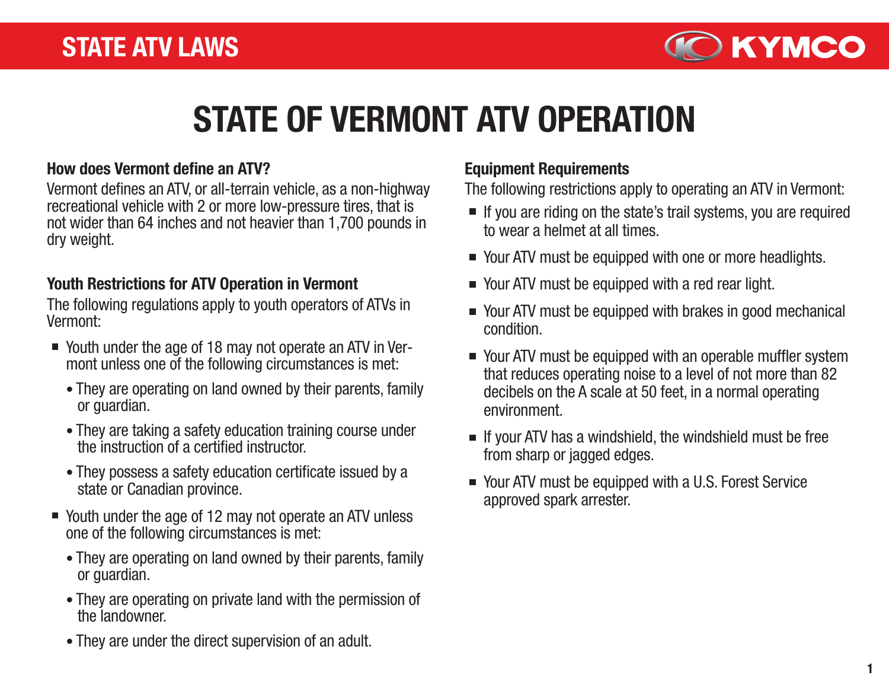# STATE OF VERMONT ATV OPERATION

### How does Vermont define an ATV?

Vermont defines an ATV, or all-terrain vehicle, as a non-highway recreational vehicle with 2 or more low-pressure tires, that is not wider than 64 inches and not heavier than 1,700 pounds in dry weight.

### Youth Restrictions for ATV Operation in Vermont

The following regulations apply to youth operators of ATVs in Vermont:

- Youth under the age of 18 may not operate an ATV in Vermont unless one of the following circumstances is met:
  - They are operating on land owned by their parents, family or guardian.
  - They are taking a safety education training course under the instruction of a certified instructor.
  - They possess a safety education certificate issued by a state or Canadian province.
- Youth under the age of 12 may not operate an ATV unless one of the following circumstances is met:
  - They are operating on land owned by their parents, family or guardian.
  - They are operating on private land with the permission of the landowner.
  - They are under the direct supervision of an adult.

### Equipment Requirements

The following restrictions apply to operating an ATV in Vermont:

- If you are riding on the state's trail systems, you are required to wear a helmet at all times.
- Your ATV must be equipped with one or more headlights.
- Your ATV must be equipped with a red rear light.
- Your ATV must be equipped with brakes in good mechanical condition.
- Your ATV must be equipped with an operable muffler system that reduces operating noise to a level of not more than 82 decibels on the A scale at 50 feet, in a normal operating environment.
- If your ATV has a windshield, the windshield must be free from sharp or jagged edges.
- Your ATV must be equipped with a U.S. Forest Service approved spark arrester.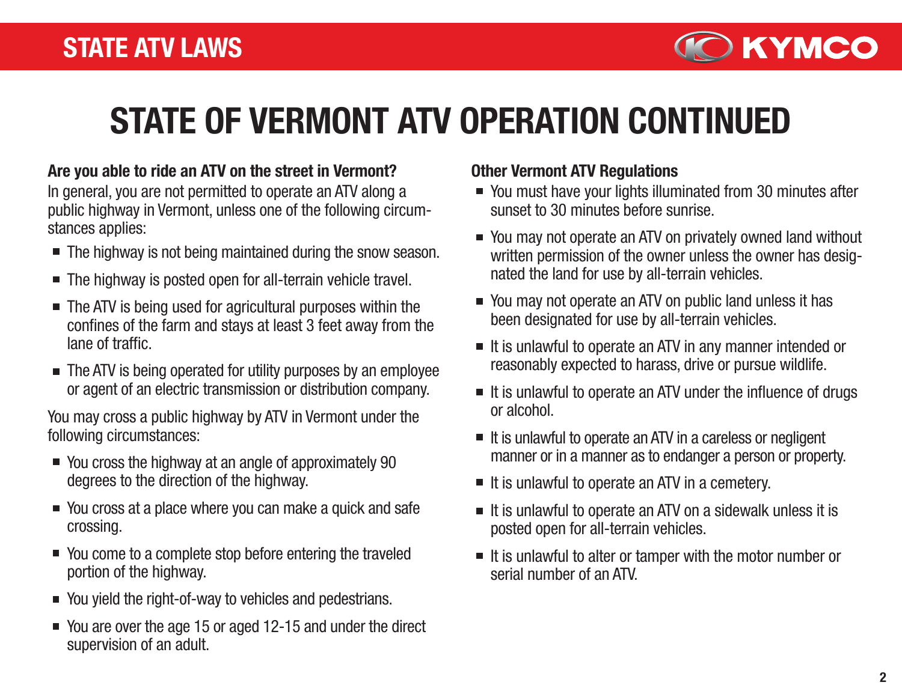# STATE OF VERMONT ATV OPERATION CONTINUED

### Are you able to ride an ATV on the street in Vermont?

In general, you are not permitted to operate an ATV along a public highway in Vermont, unless one of the following circumstances applies:

- The highway is not being maintained during the snow season.
- The highway is posted open for all-terrain vehicle travel.
- The ATV is being used for agricultural purposes within the confines of the farm and stays at least 3 feet away from the lane of traffic.
- The ATV is being operated for utility purposes by an employee or agent of an electric transmission or distribution company.

You may cross a public highway by ATV in Vermont under the following circumstances:

- You cross the highway at an angle of approximately 90 degrees to the direction of the highway.
- You cross at a place where you can make a quick and safe crossing.
- You come to a complete stop before entering the traveled portion of the highway.
- You yield the right-of-way to vehicles and pedestrians.
- You are over the age 15 or aged 12-15 and under the direct supervision of an adult.

### Other Vermont ATV Regulations

- You must have your lights illuminated from 30 minutes after sunset to 30 minutes before sunrise.
- You may not operate an ATV on privately owned land without written permission of the owner unless the owner has designated the land for use by all-terrain vehicles.
- You may not operate an ATV on public land unless it has been designated for use by all-terrain vehicles.
- It is unlawful to operate an ATV in any manner intended or reasonably expected to harass, drive or pursue wildlife.
- It is unlawful to operate an ATV under the influence of drugs or alcohol.
- It is unlawful to operate an ATV in a careless or negligent manner or in a manner as to endanger a person or property.
- It is unlawful to operate an ATV in a cemetery.
- It is unlawful to operate an ATV on a sidewalk unless it is posted open for all-terrain vehicles.
- It is unlawful to alter or tamper with the motor number or serial number of an ATV.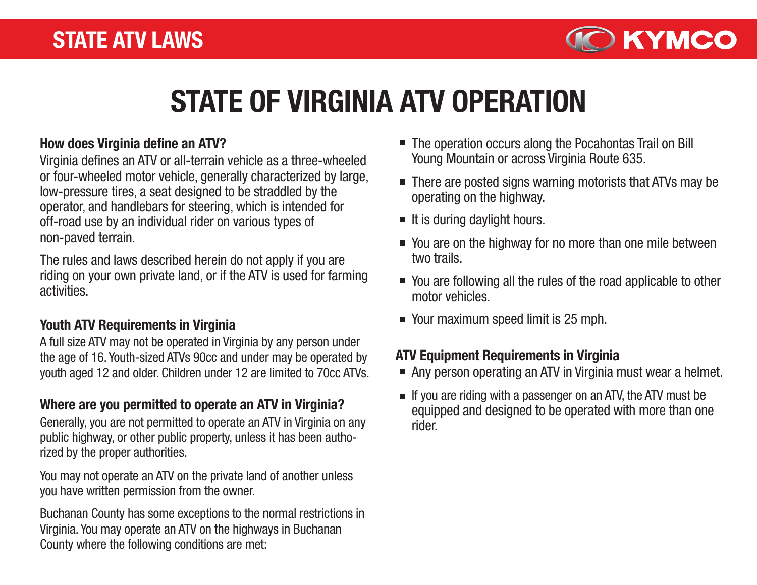# STATE OF VIRGINIA ATV OPERATION

### How does Virginia define an ATV?

Virginia defines an ATV or all-terrain vehicle as a three-wheeled or four-wheeled motor vehicle, generally characterized by large, low-pressure tires, a seat designed to be straddled by the operator, and handlebars for steering, which is intended for off-road use by an individual rider on various types of non-paved terrain.

The rules and laws described herein do not apply if you are riding on your own private land, or if the ATV is used for farming activities.

### Youth ATV Requirements in Virginia

A full size ATV may not be operated in Virginia by any person under the age of 16. Youth-sized ATVs 90cc and under may be operated by youth aged 12 and older. Children under 12 are limited to 70cc ATVs.

### Where are you permitted to operate an ATV in Virginia?

Generally, you are not permitted to operate an ATV in Virginia on any public highway, or other public property, unless it has been authorized by the proper authorities.

You may not operate an ATV on the private land of another unless you have written permission from the owner.

Buchanan County has some exceptions to the normal restrictions in Virginia. You may operate an ATV on the highways in Buchanan County where the following conditions are met:

- The operation occurs along the Pocahontas Trail on Bill Young Mountain or across Virginia Route 635.
- There are posted signs warning motorists that ATVs may be operating on the highway.
- It is during daylight hours.
- You are on the highway for no more than one mile between two trails.
- You are following all the rules of the road applicable to other motor vehicles.
- Your maximum speed limit is 25 mph.

### ATV Equipment Requirements in Virginia

- Any person operating an ATV in Virginia must wear a helmet.
- If you are riding with a passenger on an ATV, the ATV must be equipped and designed to be operated with more than one rider.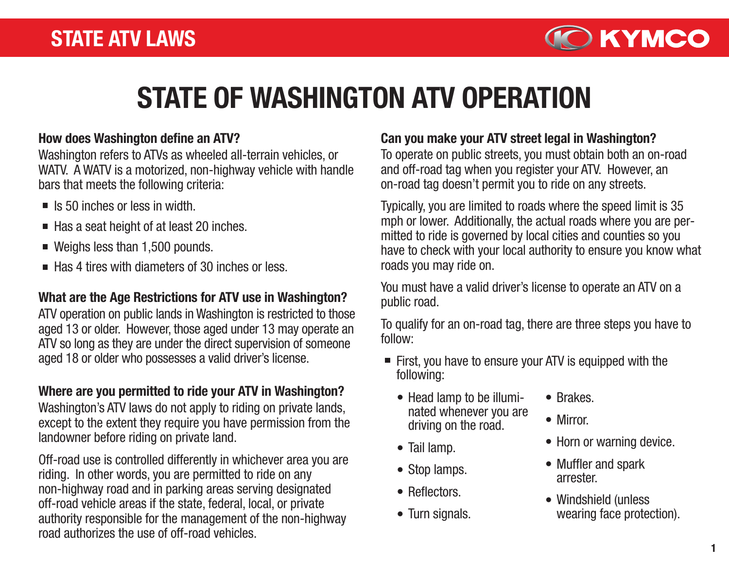# STATE OF WASHINGTON ATV OPERATION

### How does Washington define an ATV?

Washington refers to ATVs as wheeled all-terrain vehicles, or WATV. A WATV is a motorized, non-highway vehicle with handle bars that meets the following criteria:

- Is 50 inches or less in width.
- Has a seat height of at least 20 inches.
- Weighs less than 1,500 pounds.
- Has 4 tires with diameters of 30 inches or less.

### What are the Age Restrictions for ATV use in Washington?

ATV operation on public lands in Washington is restricted to those aged 13 or older. However, those aged under 13 may operate an ATV so long as they are under the direct supervision of someone aged 18 or older who possesses a valid driver's license.

### Where are you permitted to ride your ATV in Washington?

Washington's ATV laws do not apply to riding on private lands, except to the extent they require you have permission from the landowner before riding on private land.

Off-road use is controlled differently in whichever area you are riding. In other words, you are permitted to ride on any non-highway road and in parking areas serving designated off-road vehicle areas if the state, federal, local, or private authority responsible for the management of the non-highway road authorizes the use of off-road vehicles.

### Can you make your ATV street legal in Washington?

To operate on public streets, you must obtain both an on-road and off-road tag when you register your ATV. However, an on-road tag doesn't permit you to ride on any streets.

Typically, you are limited to roads where the speed limit is 35 mph or lower. Additionally, the actual roads where you are permitted to ride is governed by local cities and counties so you have to check with your local authority to ensure you know what roads you may ride on.

You must have a valid driver's license to operate an ATV on a public road.

To qualify for an on-road tag, there are three steps you have to follow:

- First, you have to ensure your ATV is equipped with the following:
  - Head lamp to be illuminated whenever you are driving on the road.
  - Tail lamp.
  - Stop lamps.
  - Reflectors.
  - Turn signals.
  - Brakes.
  - Mirror.
  - Horn or warning device.
  - Muffler and spark arrester.
  - Windshield (unless wearing face protection).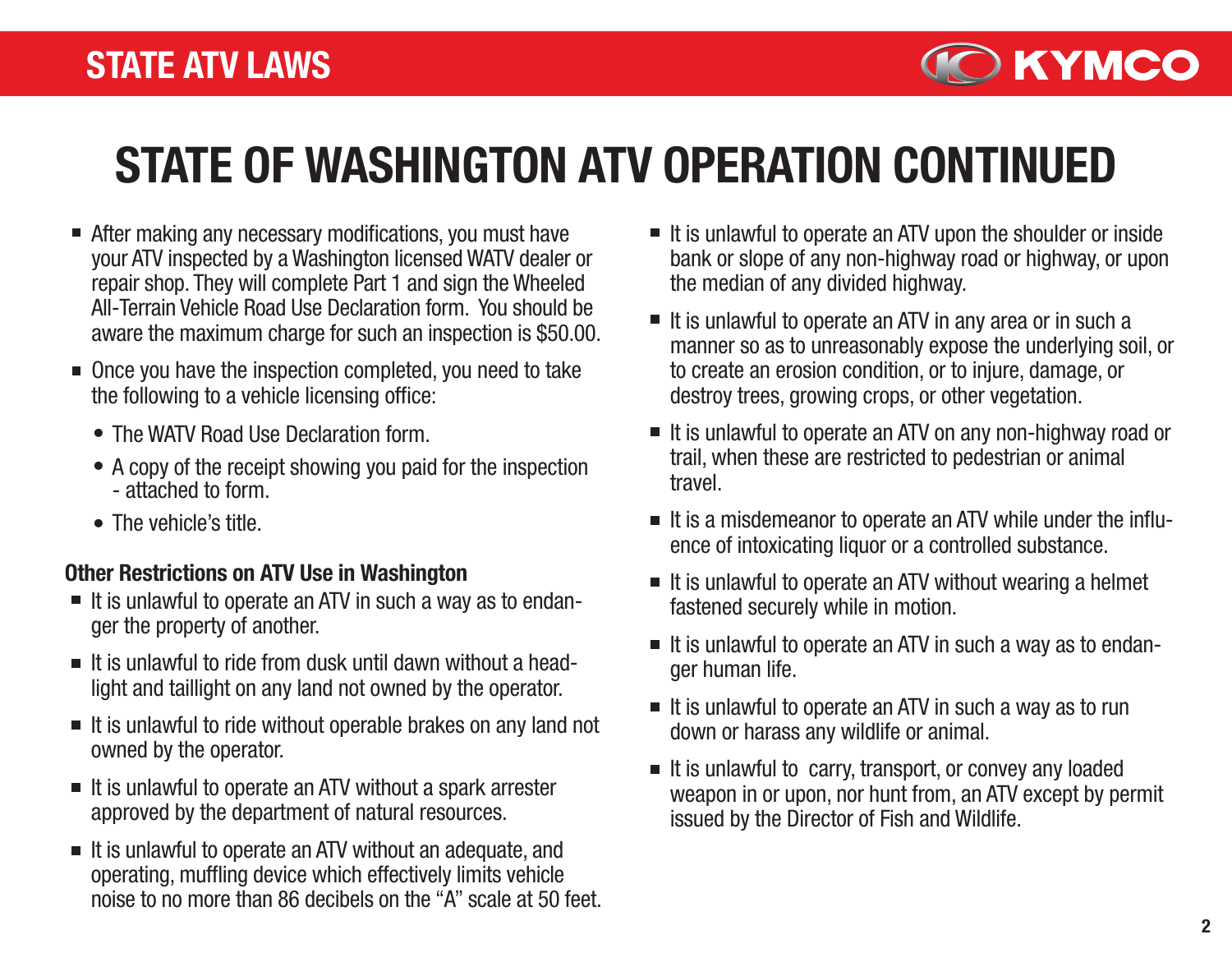# STATE OF WASHINGTON ATV OPERATION CONTINUED

- After making any necessary modifications, you must have your ATV inspected by a Washington licensed WATV dealer or repair shop. They will complete Part 1 and sign the Wheeled All-Terrain Vehicle Road Use Declaration form. You should be aware the maximum charge for such an inspection is $50.00.
- Once you have the inspection completed, you need to take the following to a vehicle licensing office:
  - The WATV Road Use Declaration form.
  - A copy of the receipt showing you paid for the inspection - attached to form.
  - The vehicle's title.

### Other Restrictions on ATV Use in Washington

- It is unlawful to operate an ATV in such a way as to endanger the property of another.
- It is unlawful to ride from dusk until dawn without a headlight and taillight on any land not owned by the operator.
- It is unlawful to ride without operable brakes on any land not owned by the operator.
- It is unlawful to operate an ATV without a spark arrester approved by the department of natural resources.
- It is unlawful to operate an ATV without an adequate, and operating, muffling device which effectively limits vehicle noise to no more than 86 decibels on the "A" scale at 50 feet.
- It is unlawful to operate an ATV upon the shoulder or inside bank or slope of any non-highway road or highway, or upon the median of any divided highway.
- It is unlawful to operate an ATV in any area or in such a manner so as to unreasonably expose the underlying soil, or to create an erosion condition, or to injure, damage, or destroy trees, growing crops, or other vegetation.
- It is unlawful to operate an ATV on any non-highway road or trail, when these are restricted to pedestrian or animal travel.
- It is a misdemeanor to operate an ATV while under the influence of intoxicating liquor or a controlled substance.
- It is unlawful to operate an ATV without wearing a helmet fastened securely while in motion.
- It is unlawful to operate an ATV in such a way as to endanger human life.
- It is unlawful to operate an ATV in such a way as to run down or harass any wildlife or animal.
- It is unlawful to carry, transport, or convey any loaded weapon in or upon, nor hunt from, an ATV except by permit issued by the Director of Fish and Wildlife.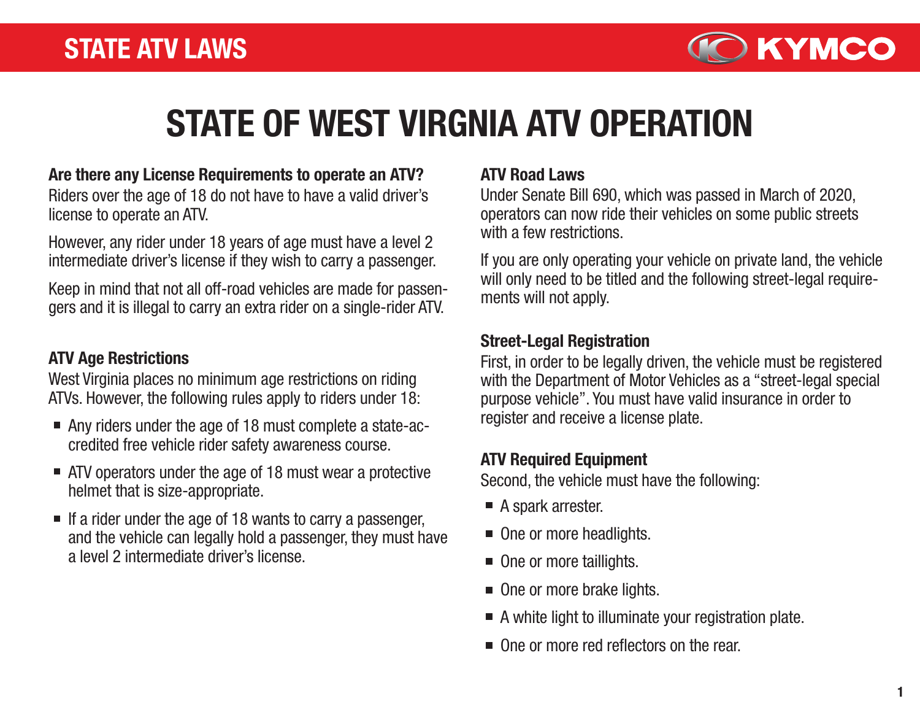# STATE OF WEST VIRGNIA ATV OPERATION

### Are there any License Requirements to operate an ATV?

Riders over the age of 18 do not have to have a valid driver's license to operate an ATV.

However, any rider under 18 years of age must have a level 2 intermediate driver's license if they wish to carry a passenger.

Keep in mind that not all off-road vehicles are made for passengers and it is illegal to carry an extra rider on a single-rider ATV.

### ATV Age Restrictions

West Virginia places no minimum age restrictions on riding ATVs. However, the following rules apply to riders under 18:

- Any riders under the age of 18 must complete a state-accredited free vehicle rider safety awareness course.
- ATV operators under the age of 18 must wear a protective helmet that is size-appropriate.
- If a rider under the age of 18 wants to carry a passenger, and the vehicle can legally hold a passenger, they must have a level 2 intermediate driver's license.

### ATV Road Laws

Under Senate Bill 690, which was passed in March of 2020, operators can now ride their vehicles on some public streets with a few restrictions.

If you are only operating your vehicle on private land, the vehicle will only need to be titled and the following street-legal requirements will not apply.

### Street-Legal Registration

First, in order to be legally driven, the vehicle must be registered with the Department of Motor Vehicles as a "street-legal special purpose vehicle". You must have valid insurance in order to register and receive a license plate.

### ATV Required Equipment

Second, the vehicle must have the following:

- A spark arrester.
- One or more headlights.
- One or more taillights.
- One or more brake lights.
- A white light to illuminate your registration plate.
- One or more red reflectors on the rear.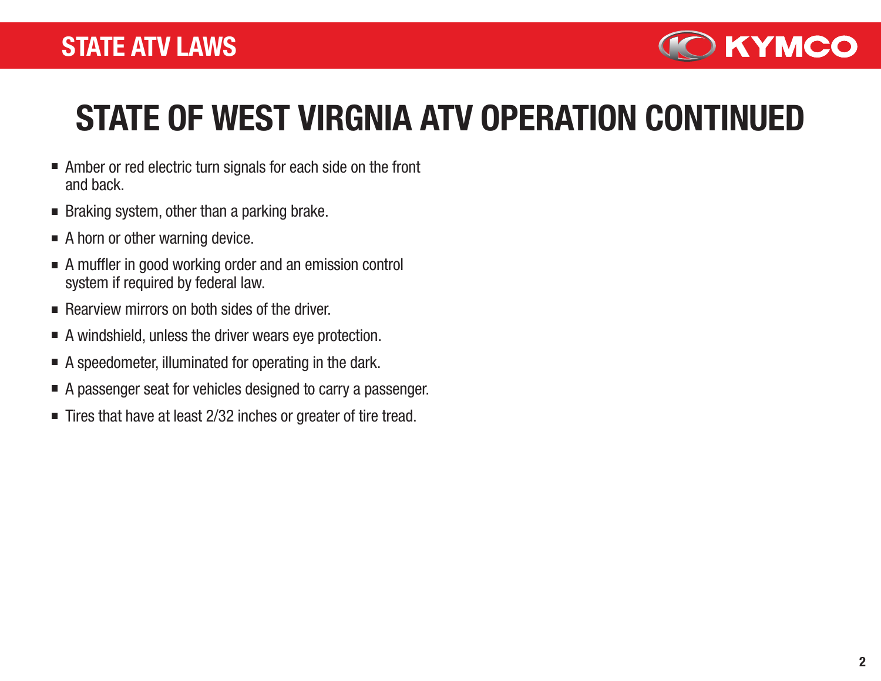# STATE OF WEST VIRGNIA ATV OPERATION CONTINUED

- Amber or red electric turn signals for each side on the front and back.
- Braking system, other than a parking brake.
- A horn or other warning device.
- A muffler in good working order and an emission control system if required by federal law.
- Rearview mirrors on both sides of the driver.
- A windshield, unless the driver wears eye protection.
- A speedometer, illuminated for operating in the dark.
- A passenger seat for vehicles designed to carry a passenger.
- Tires that have at least 2/32 inches or greater of tire tread.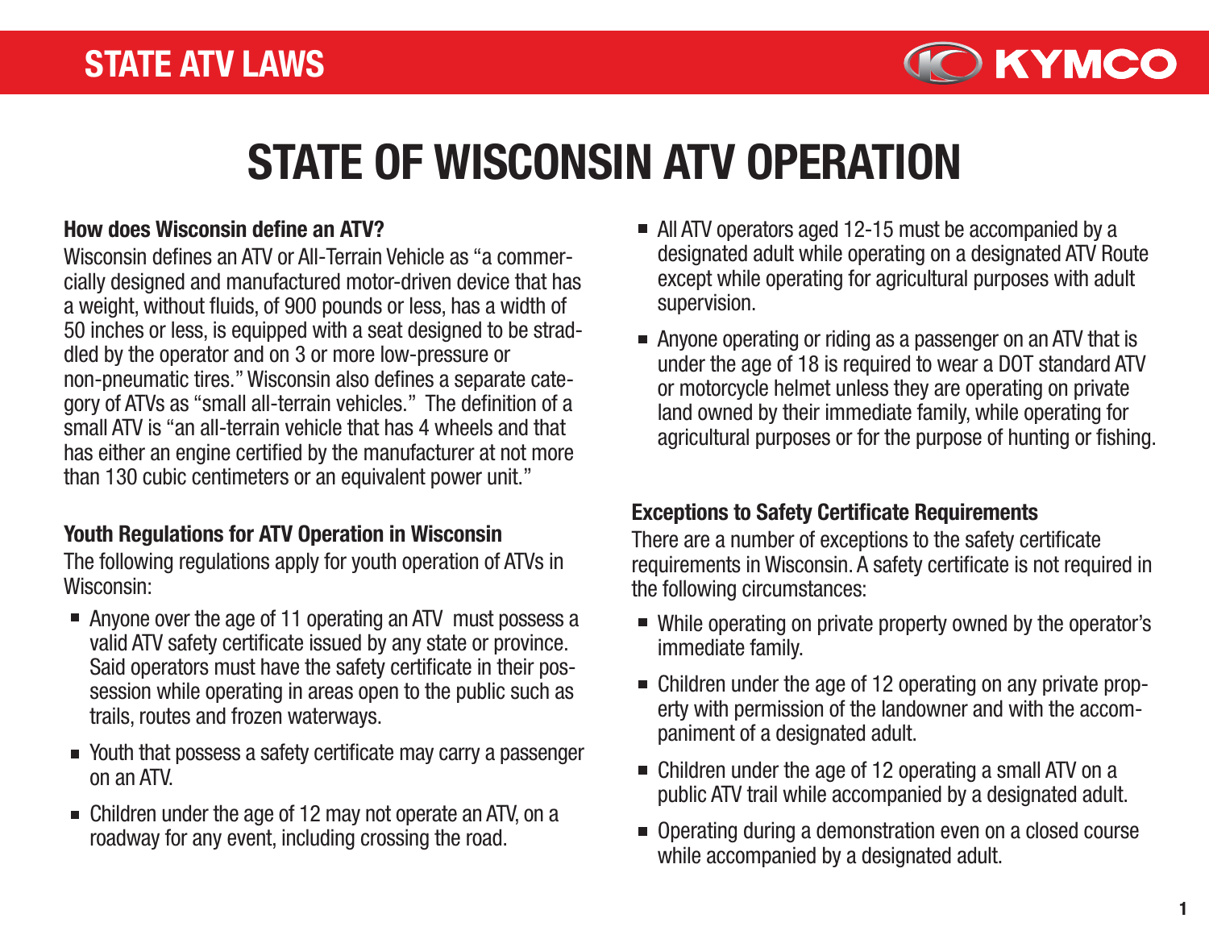# STATE OF WISCONSIN ATV OPERATION

### How does Wisconsin define an ATV?

Wisconsin defines an ATV or All-Terrain Vehicle as "a commercially designed and manufactured motor-driven device that has a weight, without fluids, of 900 pounds or less, has a width of 50 inches or less, is equipped with a seat designed to be straddled by the operator and on 3 or more low-pressure or non-pneumatic tires." Wisconsin also defines a separate category of ATVs as "small all-terrain vehicles." The definition of a small ATV is "an all-terrain vehicle that has 4 wheels and that has either an engine certified by the manufacturer at not more than 130 cubic centimeters or an equivalent power unit."

### Youth Regulations for ATV Operation in Wisconsin

The following regulations apply for youth operation of ATVs in Wisconsin:

- Anyone over the age of 11 operating an ATV must possess a valid ATV safety certificate issued by any state or province. Said operators must have the safety certificate in their possession while operating in areas open to the public such as trails, routes and frozen waterways.
- Youth that possess a safety certificate may carry a passenger on an ATV.
- Children under the age of 12 may not operate an ATV, on a roadway for any event, including crossing the road.
- All ATV operators aged 12-15 must be accompanied by a designated adult while operating on a designated ATV Route except while operating for agricultural purposes with adult supervision.
- Anyone operating or riding as a passenger on an ATV that is under the age of 18 is required to wear a DOT standard ATV or motorcycle helmet unless they are operating on private land owned by their immediate family, while operating for agricultural purposes or for the purpose of hunting or fishing.

### Exceptions to Safety Certificate Requirements

There are a number of exceptions to the safety certificate requirements in Wisconsin. A safety certificate is not required in the following circumstances:

- While operating on private property owned by the operator's immediate family.
- Children under the age of 12 operating on any private property with permission of the landowner and with the accompaniment of a designated adult.
- Children under the age of 12 operating a small ATV on a public ATV trail while accompanied by a designated adult.
- Operating during a demonstration even on a closed course while accompanied by a designated adult.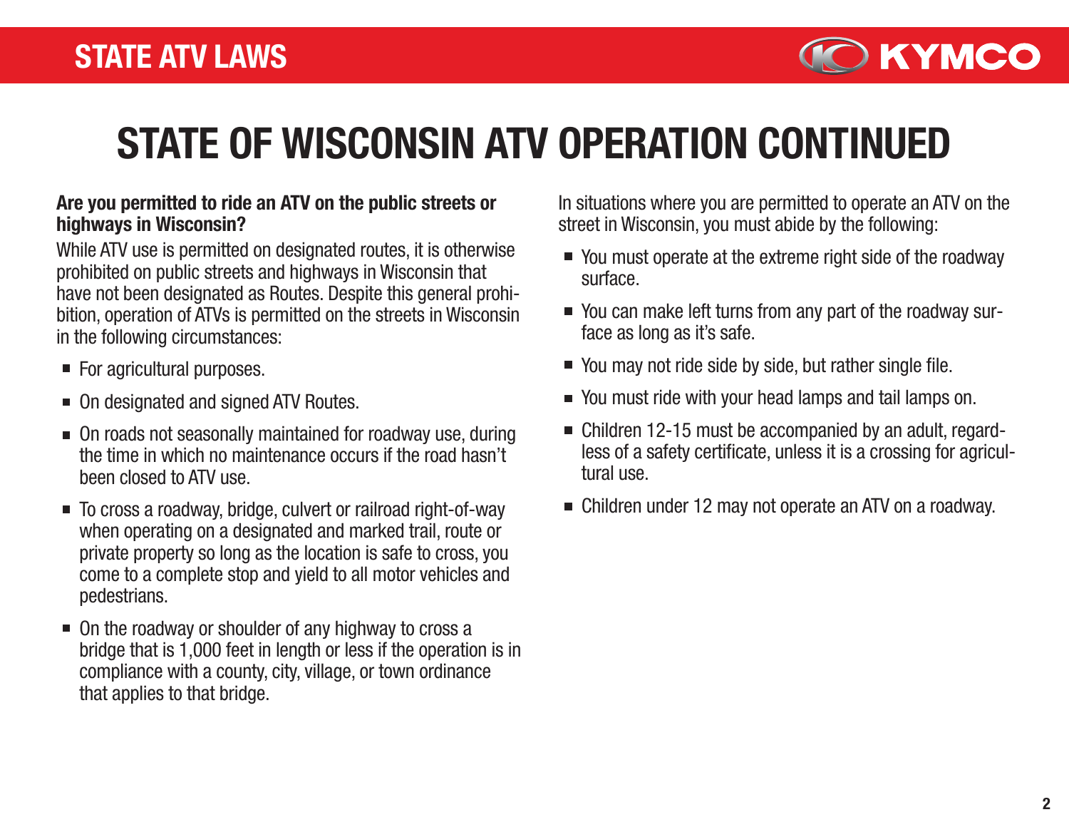# STATE OF WISCONSIN ATV OPERATION CONTINUED

**Are you permitted to ride an ATV on the public streets or highways in Wisconsin?**

While ATV use is permitted on designated routes, it is otherwise prohibited on public streets and highways in Wisconsin that have not been designated as Routes. Despite this general prohibition, operation of ATVs is permitted on the streets in Wisconsin in the following circumstances:

- For agricultural purposes.
- On designated and signed ATV Routes.
- On roads not seasonally maintained for roadway use, during the time in which no maintenance occurs if the road hasn't been closed to ATV use.
- To cross a roadway, bridge, culvert or railroad right-of-way when operating on a designated and marked trail, route or private property so long as the location is safe to cross, you come to a complete stop and yield to all motor vehicles and pedestrians.
- On the roadway or shoulder of any highway to cross a bridge that is 1,000 feet in length or less if the operation is in compliance with a county, city, village, or town ordinance that applies to that bridge.

In situations where you are permitted to operate an ATV on the street in Wisconsin, you must abide by the following:

- You must operate at the extreme right side of the roadway surface.
- You can make left turns from any part of the roadway surface as long as it's safe.
- You may not ride side by side, but rather single file.
- You must ride with your head lamps and tail lamps on.
- Children 12-15 must be accompanied by an adult, regardless of a safety certificate, unless it is a crossing for agricultural use.
- Children under 12 may not operate an ATV on a roadway.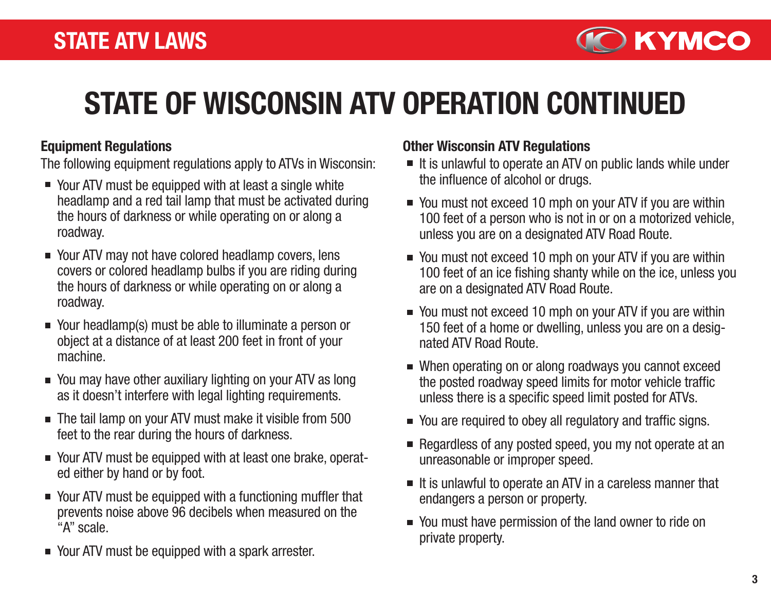# STATE OF WISCONSIN ATV OPERATION CONTINUED

### Equipment Regulations

The following equipment regulations apply to ATVs in Wisconsin:

- Your ATV must be equipped with at least a single white headlamp and a red tail lamp that must be activated during the hours of darkness or while operating on or along a roadway.
- Your ATV may not have colored headlamp covers, lens covers or colored headlamp bulbs if you are riding during the hours of darkness or while operating on or along a roadway.
- Your headlamp(s) must be able to illuminate a person or object at a distance of at least 200 feet in front of your machine.
- You may have other auxiliary lighting on your ATV as long as it doesn't interfere with legal lighting requirements.
- The tail lamp on your ATV must make it visible from 500 feet to the rear during the hours of darkness.
- Your ATV must be equipped with at least one brake, operated either by hand or by foot.
- Your ATV must be equipped with a functioning muffler that prevents noise above 96 decibels when measured on the "A" scale.
- Your ATV must be equipped with a spark arrester.

### Other Wisconsin ATV Regulations

- It is unlawful to operate an ATV on public lands while under the influence of alcohol or drugs.
- You must not exceed 10 mph on your ATV if you are within 100 feet of a person who is not in or on a motorized vehicle, unless you are on a designated ATV Road Route.
- You must not exceed 10 mph on your ATV if you are within 100 feet of an ice fishing shanty while on the ice, unless you are on a designated ATV Road Route.
- You must not exceed 10 mph on your ATV if you are within 150 feet of a home or dwelling, unless you are on a designated ATV Road Route.
- When operating on or along roadways you cannot exceed the posted roadway speed limits for motor vehicle traffic unless there is a specific speed limit posted for ATVs.
- You are required to obey all regulatory and traffic signs.
- Regardless of any posted speed, you my not operate at an unreasonable or improper speed.
- It is unlawful to operate an ATV in a careless manner that endangers a person or property.
- You must have permission of the land owner to ride on private property.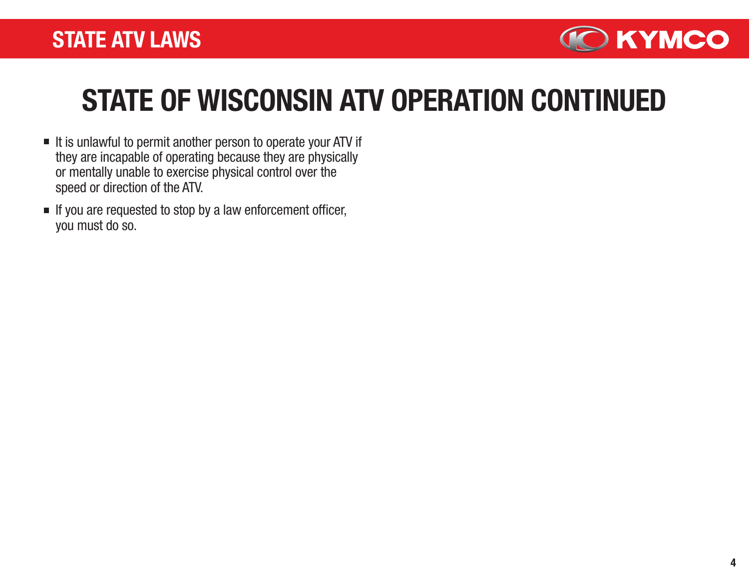# STATE OF WISCONSIN ATV OPERATION CONTINUED

- It is unlawful to permit another person to operate your ATV if they are incapable of operating because they are physically or mentally unable to exercise physical control over the speed or direction of the ATV.
- If you are requested to stop by a law enforcement officer, you must do so.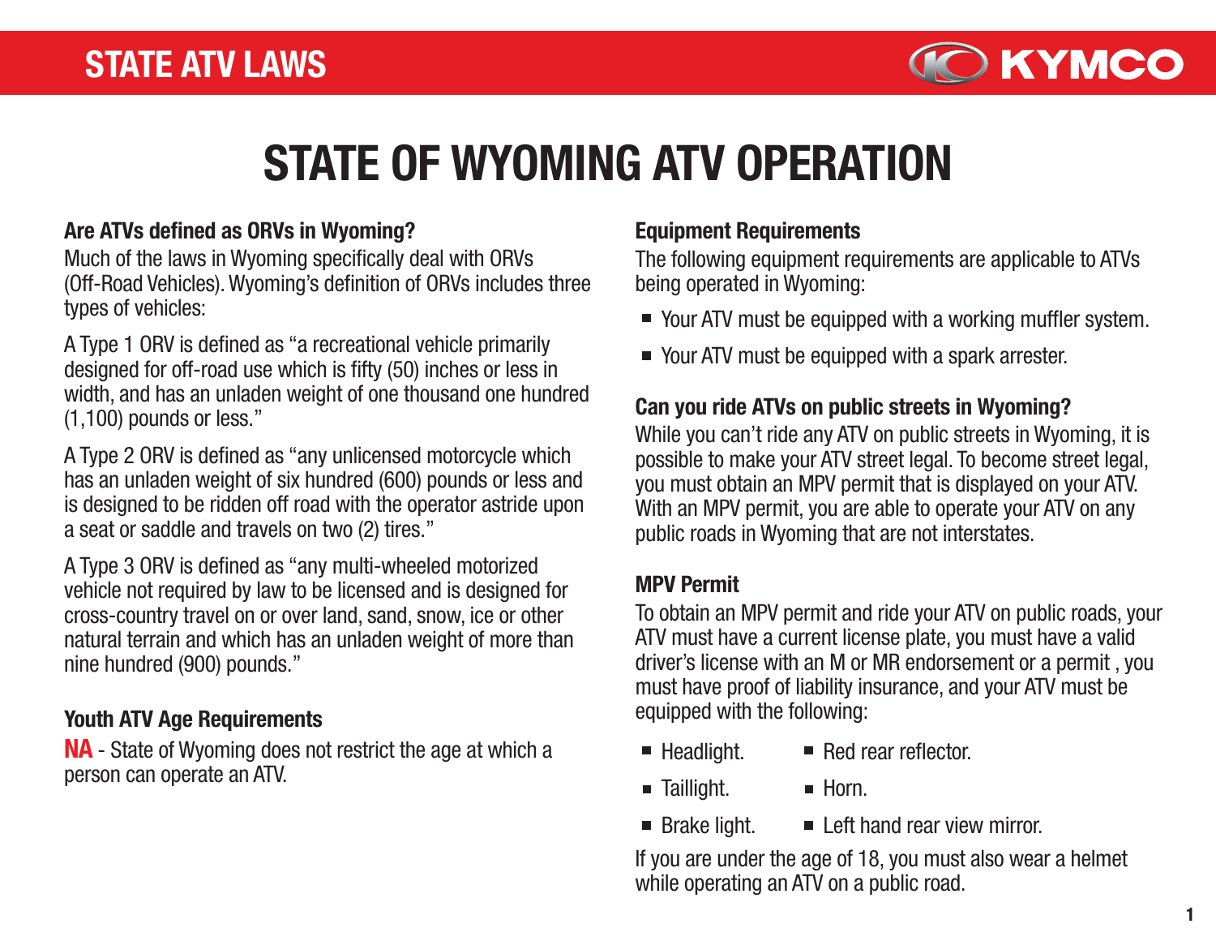# STATE OF WYOMING ATV OPERATION

### Are ATVs defined as ORVs in Wyoming?

Much of the laws in Wyoming specifically deal with ORVs (Off-Road Vehicles). Wyoming's definition of ORVs includes three types of vehicles:

A Type 1 ORV is defined as "a recreational vehicle primarily designed for off-road use which is fifty (50) inches or less in width, and has an unladen weight of one thousand one hundred (1,100) pounds or less."

A Type 2 ORV is defined as "any unlicensed motorcycle which has an unladen weight of six hundred (600) pounds or less and is designed to be ridden off road with the operator astride upon a seat or saddle and travels on two (2) tires."

A Type 3 ORV is defined as "any multi-wheeled motorized vehicle not required by law to be licensed and is designed for cross-country travel on or over land, sand, snow, ice or other natural terrain and which has an unladen weight of more than nine hundred (900) pounds."

### Youth ATV Age Requirements

**NA** - State of Wyoming does not restrict the age at which a person can operate an ATV.

### Equipment Requirements

The following equipment requirements are applicable to ATVs being operated in Wyoming:

- Your ATV must be equipped with a working muffler system.
- Your ATV must be equipped with a spark arrester.

### Can you ride ATVs on public streets in Wyoming?

While you can't ride any ATV on public streets in Wyoming, it is possible to make your ATV street legal. To become street legal, you must obtain an MPV permit that is displayed on your ATV. With an MPV permit, you are able to operate your ATV on any public roads in Wyoming that are not interstates.

### MPV Permit

To obtain an MPV permit and ride your ATV on public roads, your ATV must have a current license plate, you must have a valid driver's license with an M or MR endorsement or a permit , you must have proof of liability insurance, and your ATV must be equipped with the following:

- Headlight.
- Taillight.
- Brake light.
- Red rear reflector.
- Horn.
- Left hand rear view mirror.

If you are under the age of 18, you must also wear a helmet while operating an ATV on a public road.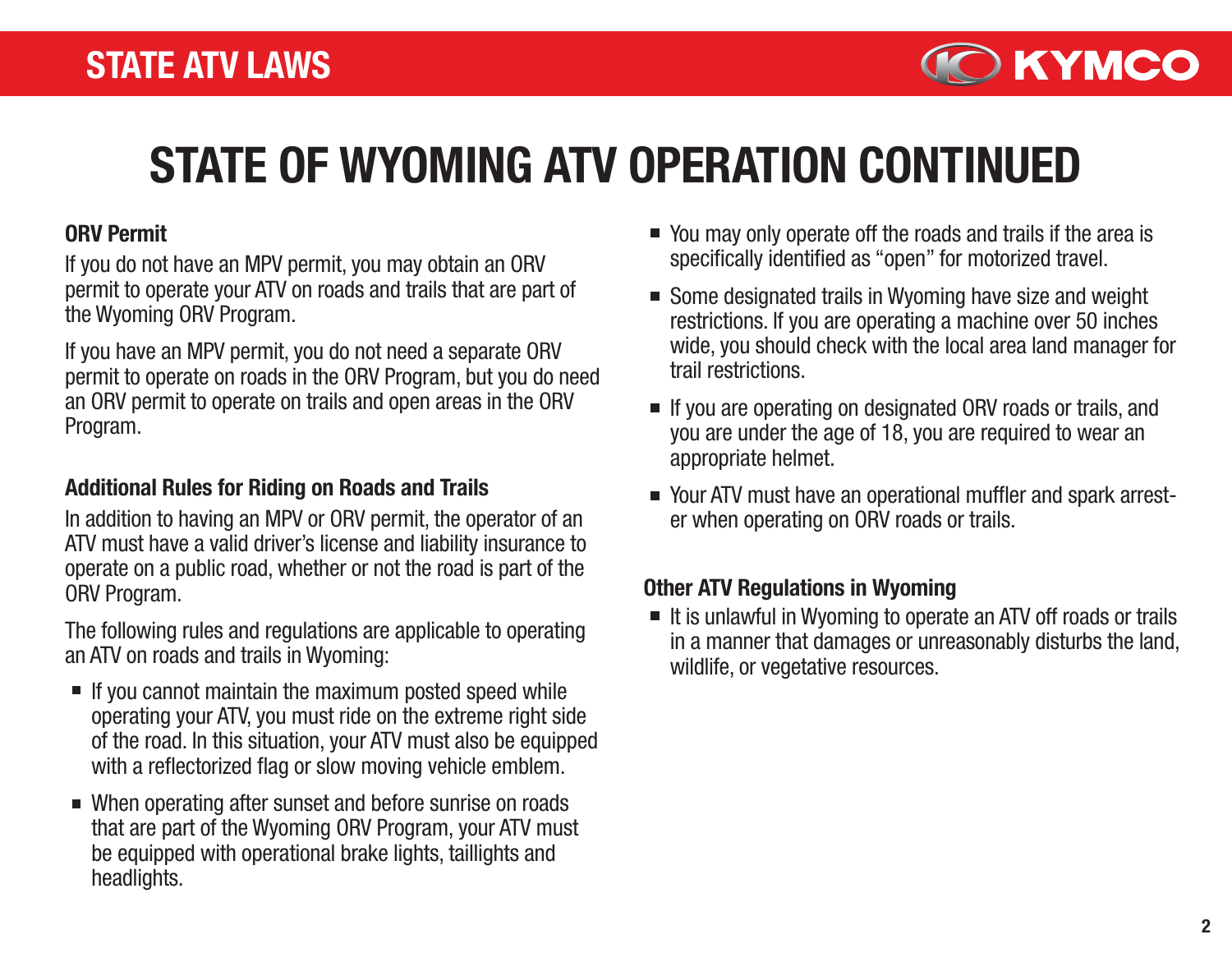# STATE OF WYOMING ATV OPERATION CONTINUED

### ORV Permit

If you do not have an MPV permit, you may obtain an ORV permit to operate your ATV on roads and trails that are part of the Wyoming ORV Program.

If you have an MPV permit, you do not need a separate ORV permit to operate on roads in the ORV Program, but you do need an ORV permit to operate on trails and open areas in the ORV Program.

### Additional Rules for Riding on Roads and Trails

In addition to having an MPV or ORV permit, the operator of an ATV must have a valid driver's license and liability insurance to operate on a public road, whether or not the road is part of the ORV Program.

The following rules and regulations are applicable to operating an ATV on roads and trails in Wyoming:

- If you cannot maintain the maximum posted speed while operating your ATV, you must ride on the extreme right side of the road. In this situation, your ATV must also be equipped with a reflectorized flag or slow moving vehicle emblem.
- When operating after sunset and before sunrise on roads that are part of the Wyoming ORV Program, your ATV must be equipped with operational brake lights, taillights and headlights.
- You may only operate off the roads and trails if the area is specifically identified as "open" for motorized travel.
- Some designated trails in Wyoming have size and weight restrictions. If you are operating a machine over 50 inches wide, you should check with the local area land manager for trail restrictions.
- If you are operating on designated ORV roads or trails, and you are under the age of 18, you are required to wear an appropriate helmet.
- Your ATV must have an operational muffler and spark arrester when operating on ORV roads or trails.

### Other ATV Regulations in Wyoming

- It is unlawful in Wyoming to operate an ATV off roads or trails in a manner that damages or unreasonably disturbs the land, wildlife, or vegetative resources.